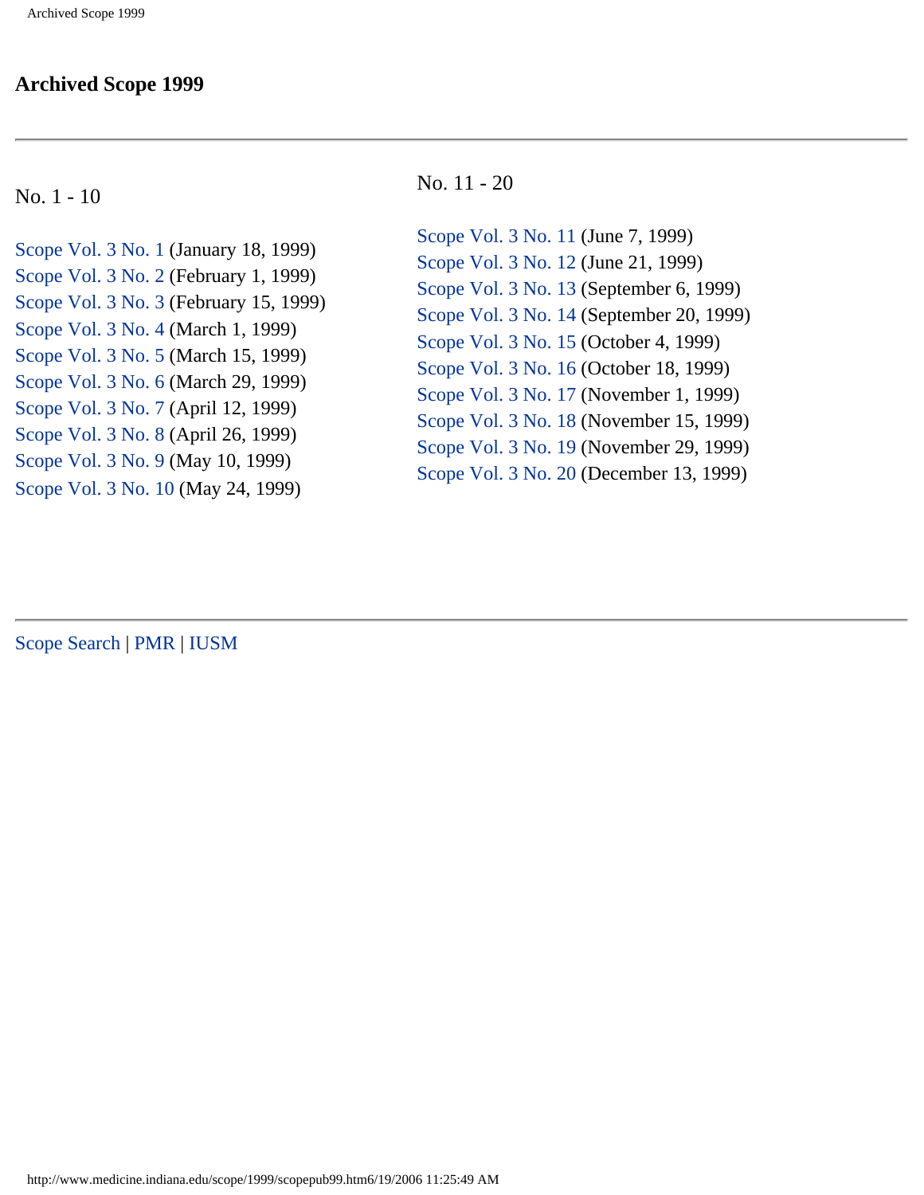# Archived Scope 1999

---

No. 1 - 10

Scope Vol. 3 No. 1 (January 18, 1999)
Scope Vol. 3 No. 2 (February 1, 1999)
Scope Vol. 3 No. 3 (February 15, 1999)
Scope Vol. 3 No. 4 (March 1, 1999)
Scope Vol. 3 No. 5 (March 15, 1999)
Scope Vol. 3 No. 6 (March 29, 1999)
Scope Vol. 3 No. 7 (April 12, 1999)
Scope Vol. 3 No. 8 (April 26, 1999)
Scope Vol. 3 No. 9 (May 10, 1999)
Scope Vol. 3 No. 10 (May 24, 1999)

No. 11 - 20

Scope Vol. 3 No. 11 (June 7, 1999)
Scope Vol. 3 No. 12 (June 21, 1999)
Scope Vol. 3 No. 13 (September 6, 1999)
Scope Vol. 3 No. 14 (September 20, 1999)
Scope Vol. 3 No. 15 (October 4, 1999)
Scope Vol. 3 No. 16 (October 18, 1999)
Scope Vol. 3 No. 17 (November 1, 1999)
Scope Vol. 3 No. 18 (November 15, 1999)
Scope Vol. 3 No. 19 (November 29, 1999)
Scope Vol. 3 No. 20 (December 13, 1999)

---

Scope Search | PMR | IUSM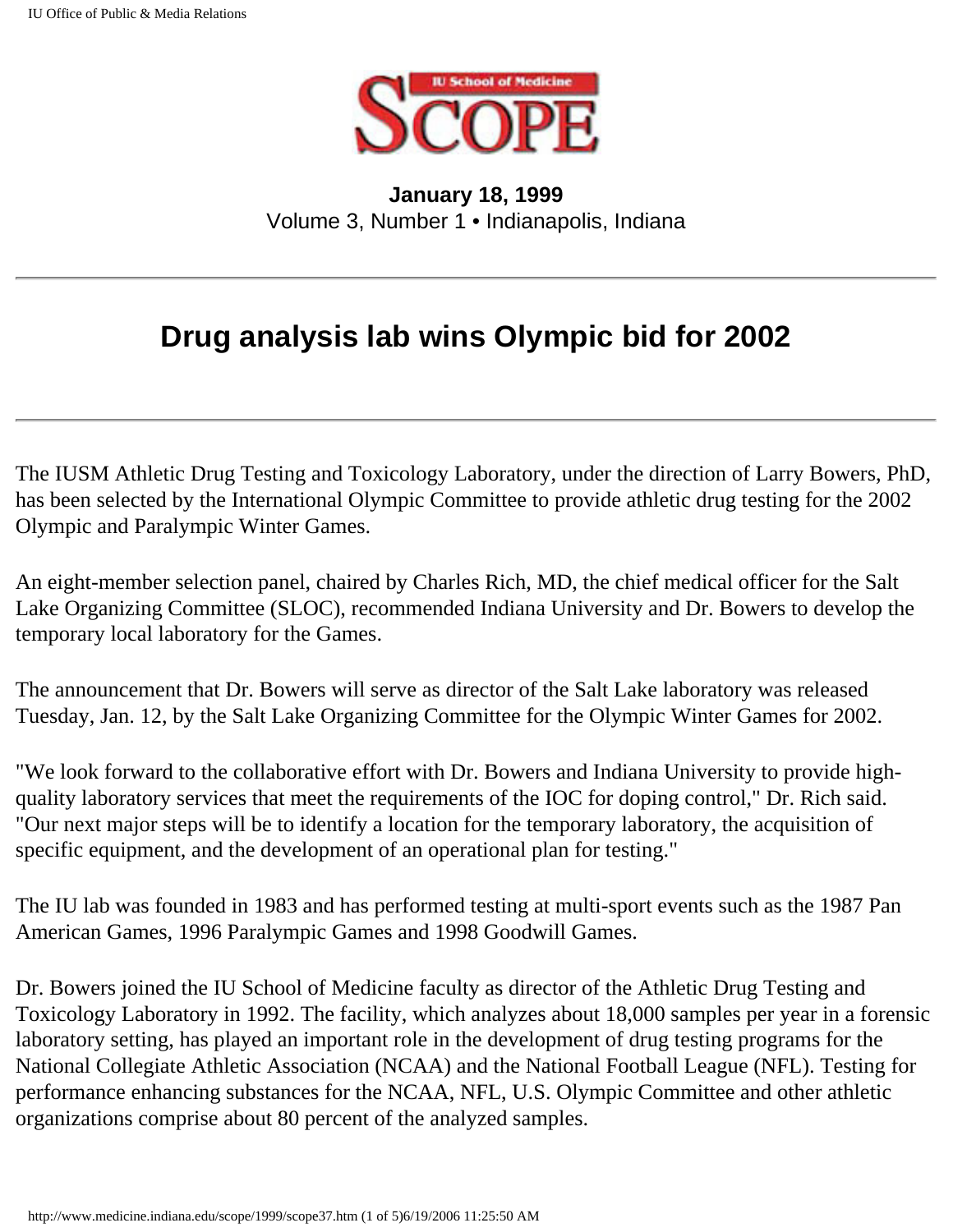**January 18, 1999**
Volume 3, Number 1 • Indianapolis, Indiana

# Drug analysis lab wins Olympic bid for 2002

The IUSM Athletic Drug Testing and Toxicology Laboratory, under the direction of Larry Bowers, PhD, has been selected by the International Olympic Committee to provide athletic drug testing for the 2002 Olympic and Paralympic Winter Games.

An eight-member selection panel, chaired by Charles Rich, MD, the chief medical officer for the Salt Lake Organizing Committee (SLOC), recommended Indiana University and Dr. Bowers to develop the temporary local laboratory for the Games.

The announcement that Dr. Bowers will serve as director of the Salt Lake laboratory was released Tuesday, Jan. 12, by the Salt Lake Organizing Committee for the Olympic Winter Games for 2002.

"We look forward to the collaborative effort with Dr. Bowers and Indiana University to provide high-quality laboratory services that meet the requirements of the IOC for doping control," Dr. Rich said. "Our next major steps will be to identify a location for the temporary laboratory, the acquisition of specific equipment, and the development of an operational plan for testing."

The IU lab was founded in 1983 and has performed testing at multi-sport events such as the 1987 Pan American Games, 1996 Paralympic Games and 1998 Goodwill Games.

Dr. Bowers joined the IU School of Medicine faculty as director of the Athletic Drug Testing and Toxicology Laboratory in 1992. The facility, which analyzes about 18,000 samples per year in a forensic laboratory setting, has played an important role in the development of drug testing programs for the National Collegiate Athletic Association (NCAA) and the National Football League (NFL). Testing for performance enhancing substances for the NCAA, NFL, U.S. Olympic Committee and other athletic organizations comprise about 80 percent of the analyzed samples.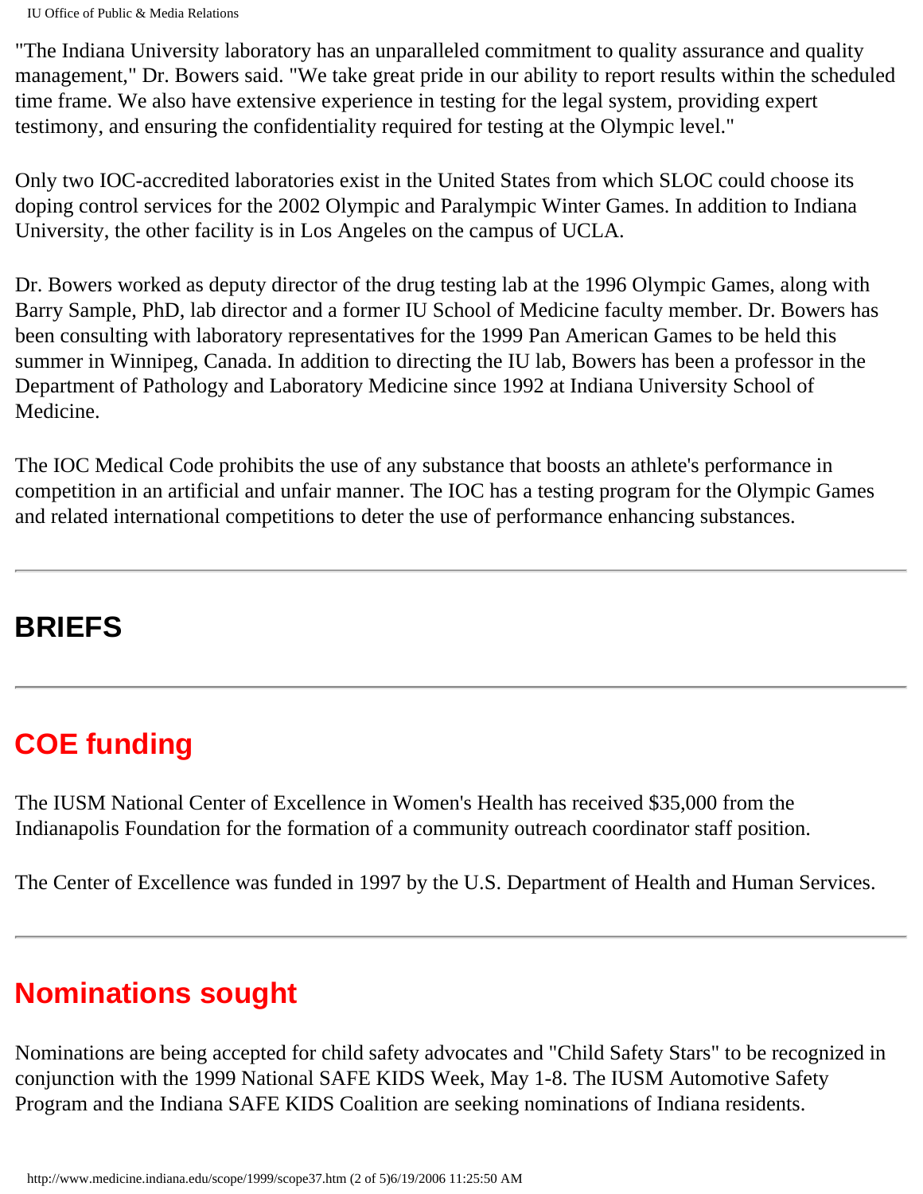"The Indiana University laboratory has an unparalleled commitment to quality assurance and quality management," Dr. Bowers said. "We take great pride in our ability to report results within the scheduled time frame. We also have extensive experience in testing for the legal system, providing expert testimony, and ensuring the confidentiality required for testing at the Olympic level."

Only two IOC-accredited laboratories exist in the United States from which SLOC could choose its doping control services for the 2002 Olympic and Paralympic Winter Games. In addition to Indiana University, the other facility is in Los Angeles on the campus of UCLA.

Dr. Bowers worked as deputy director of the drug testing lab at the 1996 Olympic Games, along with Barry Sample, PhD, lab director and a former IU School of Medicine faculty member. Dr. Bowers has been consulting with laboratory representatives for the 1999 Pan American Games to be held this summer in Winnipeg, Canada. In addition to directing the IU lab, Bowers has been a professor in the Department of Pathology and Laboratory Medicine since 1992 at Indiana University School of Medicine.

The IOC Medical Code prohibits the use of any substance that boosts an athlete's performance in competition in an artificial and unfair manner. The IOC has a testing program for the Olympic Games and related international competitions to deter the use of performance enhancing substances.

---

# BRIEFS

---

## COE funding

The IUSM National Center of Excellence in Women's Health has received $35,000 from the Indianapolis Foundation for the formation of a community outreach coordinator staff position.

The Center of Excellence was funded in 1997 by the U.S. Department of Health and Human Services.

---

## Nominations sought

Nominations are being accepted for child safety advocates and "Child Safety Stars" to be recognized in conjunction with the 1999 National SAFE KIDS Week, May 1-8. The IUSM Automotive Safety Program and the Indiana SAFE KIDS Coalition are seeking nominations of Indiana residents.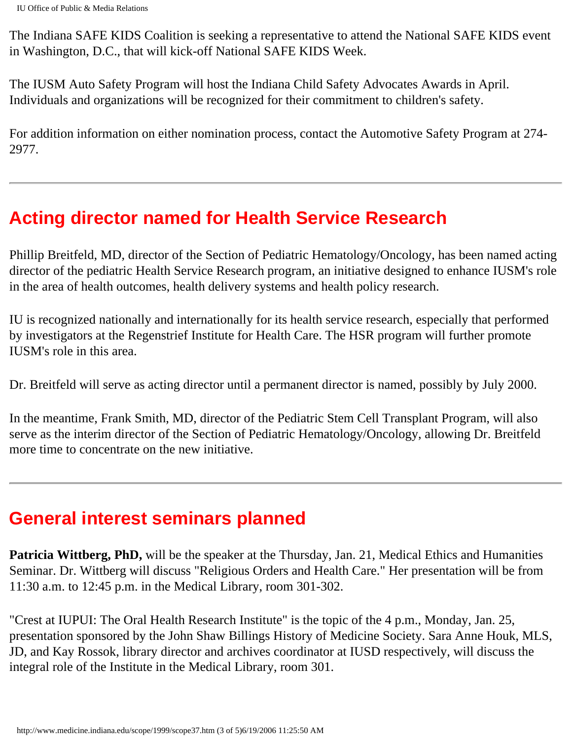The Indiana SAFE KIDS Coalition is seeking a representative to attend the National SAFE KIDS event in Washington, D.C., that will kick-off National SAFE KIDS Week.

The IUSM Auto Safety Program will host the Indiana Child Safety Advocates Awards in April. Individuals and organizations will be recognized for their commitment to children's safety.

For addition information on either nomination process, contact the Automotive Safety Program at 274-2977.

---

## Acting director named for Health Service Research

Phillip Breitfeld, MD, director of the Section of Pediatric Hematology/Oncology, has been named acting director of the pediatric Health Service Research program, an initiative designed to enhance IUSM's role in the area of health outcomes, health delivery systems and health policy research.

IU is recognized nationally and internationally for its health service research, especially that performed by investigators at the Regenstrief Institute for Health Care. The HSR program will further promote IUSM's role in this area.

Dr. Breitfeld will serve as acting director until a permanent director is named, possibly by July 2000.

In the meantime, Frank Smith, MD, director of the Pediatric Stem Cell Transplant Program, will also serve as the interim director of the Section of Pediatric Hematology/Oncology, allowing Dr. Breitfeld more time to concentrate on the new initiative.

---

## General interest seminars planned

**Patricia Wittberg, PhD,** will be the speaker at the Thursday, Jan. 21, Medical Ethics and Humanities Seminar. Dr. Wittberg will discuss "Religious Orders and Health Care." Her presentation will be from 11:30 a.m. to 12:45 p.m. in the Medical Library, room 301-302.

"Crest at IUPUI: The Oral Health Research Institute" is the topic of the 4 p.m., Monday, Jan. 25, presentation sponsored by the John Shaw Billings History of Medicine Society. Sara Anne Houk, MLS, JD, and Kay Rossok, library director and archives coordinator at IUSD respectively, will discuss the integral role of the Institute in the Medical Library, room 301.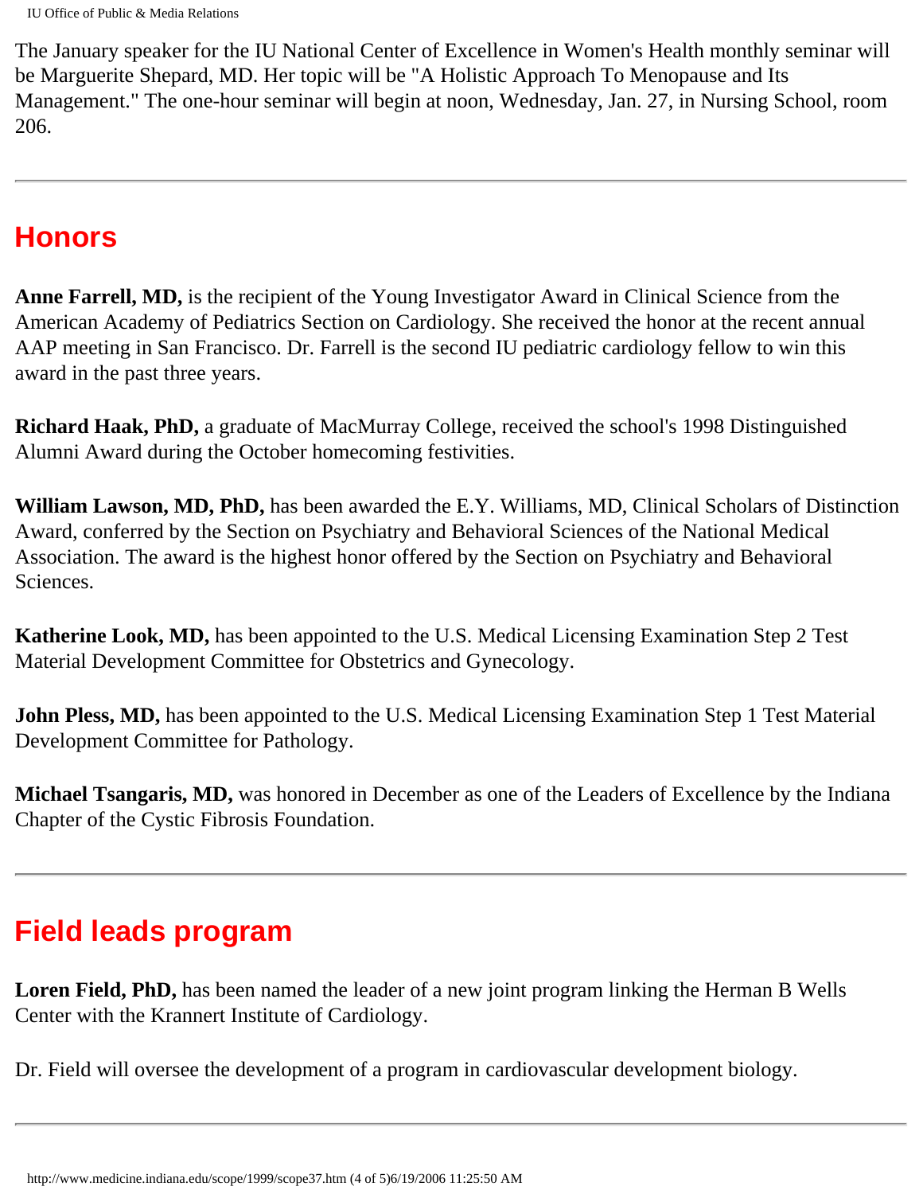The January speaker for the IU National Center of Excellence in Women's Health monthly seminar will be Marguerite Shepard, MD. Her topic will be "A Holistic Approach To Menopause and Its Management." The one-hour seminar will begin at noon, Wednesday, Jan. 27, in Nursing School, room 206.

---

## Honors

**Anne Farrell, MD,** is the recipient of the Young Investigator Award in Clinical Science from the American Academy of Pediatrics Section on Cardiology. She received the honor at the recent annual AAP meeting in San Francisco. Dr. Farrell is the second IU pediatric cardiology fellow to win this award in the past three years.

**Richard Haak, PhD,** a graduate of MacMurray College, received the school's 1998 Distinguished Alumni Award during the October homecoming festivities.

**William Lawson, MD, PhD,** has been awarded the E.Y. Williams, MD, Clinical Scholars of Distinction Award, conferred by the Section on Psychiatry and Behavioral Sciences of the National Medical Association. The award is the highest honor offered by the Section on Psychiatry and Behavioral Sciences.

**Katherine Look, MD,** has been appointed to the U.S. Medical Licensing Examination Step 2 Test Material Development Committee for Obstetrics and Gynecology.

**John Pless, MD,** has been appointed to the U.S. Medical Licensing Examination Step 1 Test Material Development Committee for Pathology.

**Michael Tsangaris, MD,** was honored in December as one of the Leaders of Excellence by the Indiana Chapter of the Cystic Fibrosis Foundation.

---

## Field leads program

**Loren Field, PhD,** has been named the leader of a new joint program linking the Herman B Wells Center with the Krannert Institute of Cardiology.

Dr. Field will oversee the development of a program in cardiovascular development biology.

---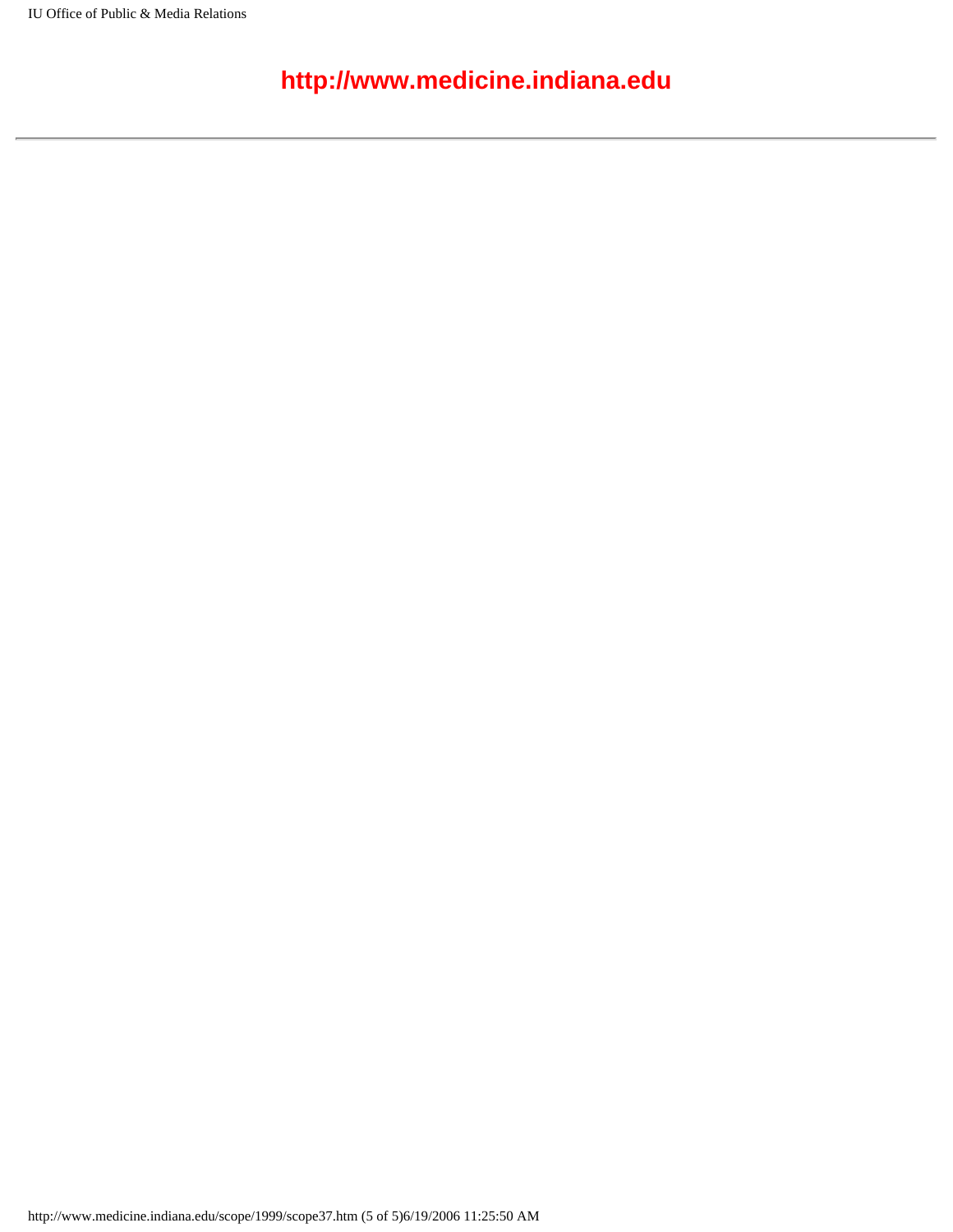**http://www.medicine.indiana.edu**

---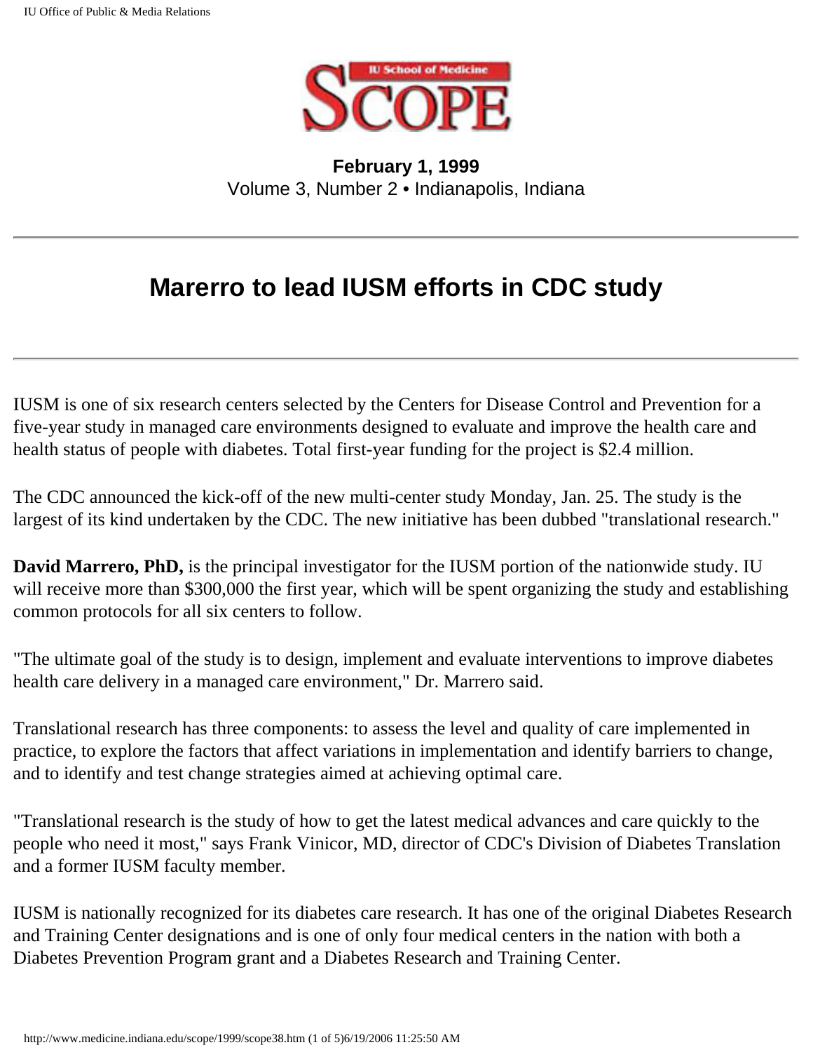**February 1, 1999**
Volume 3, Number 2 • Indianapolis, Indiana

---

# Marerro to lead IUSM efforts in CDC study

---

IUSM is one of six research centers selected by the Centers for Disease Control and Prevention for a five-year study in managed care environments designed to evaluate and improve the health care and health status of people with diabetes. Total first-year funding for the project is $2.4 million.

The CDC announced the kick-off of the new multi-center study Monday, Jan. 25. The study is the largest of its kind undertaken by the CDC. The new initiative has been dubbed "translational research."

**David Marrero, PhD,** is the principal investigator for the IUSM portion of the nationwide study. IU will receive more than $300,000 the first year, which will be spent organizing the study and establishing common protocols for all six centers to follow.

"The ultimate goal of the study is to design, implement and evaluate interventions to improve diabetes health care delivery in a managed care environment," Dr. Marrero said.

Translational research has three components: to assess the level and quality of care implemented in practice, to explore the factors that affect variations in implementation and identify barriers to change, and to identify and test change strategies aimed at achieving optimal care.

"Translational research is the study of how to get the latest medical advances and care quickly to the people who need it most," says Frank Vinicor, MD, director of CDC's Division of Diabetes Translation and a former IUSM faculty member.

IUSM is nationally recognized for its diabetes care research. It has one of the original Diabetes Research and Training Center designations and is one of only four medical centers in the nation with both a Diabetes Prevention Program grant and a Diabetes Research and Training Center.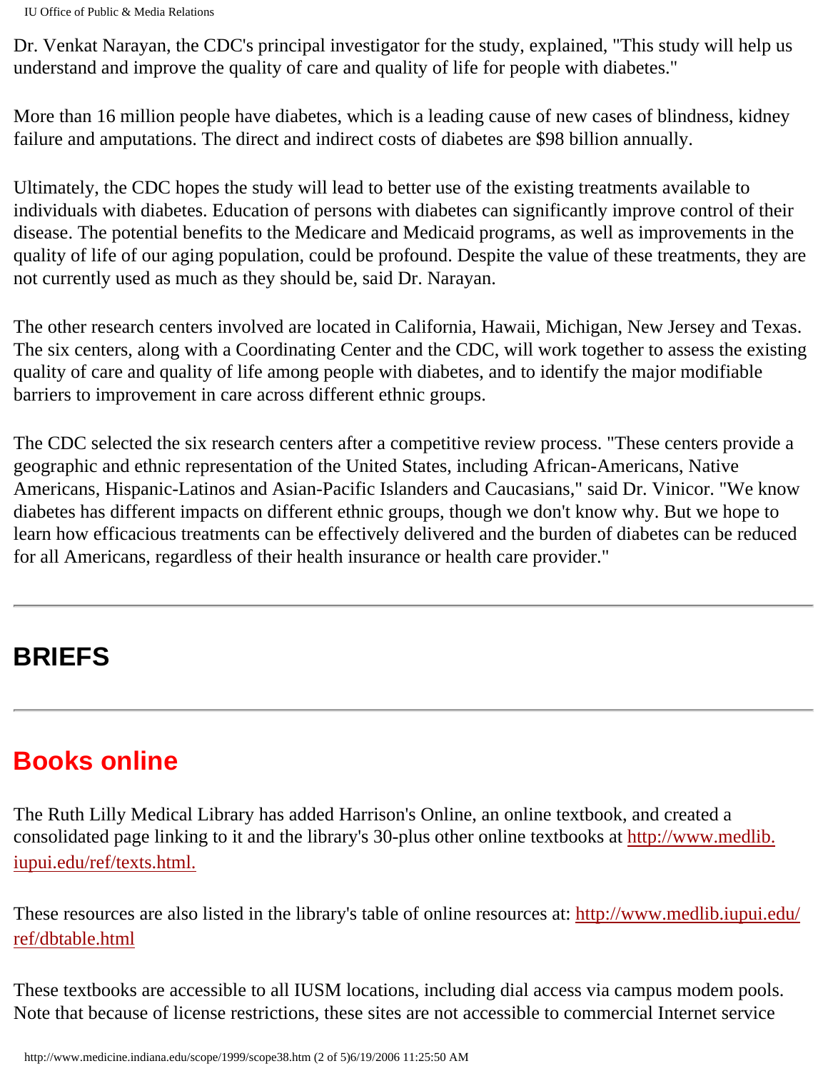Dr. Venkat Narayan, the CDC's principal investigator for the study, explained, "This study will help us understand and improve the quality of care and quality of life for people with diabetes."

More than 16 million people have diabetes, which is a leading cause of new cases of blindness, kidney failure and amputations. The direct and indirect costs of diabetes are $98 billion annually.

Ultimately, the CDC hopes the study will lead to better use of the existing treatments available to individuals with diabetes. Education of persons with diabetes can significantly improve control of their disease. The potential benefits to the Medicare and Medicaid programs, as well as improvements in the quality of life of our aging population, could be profound. Despite the value of these treatments, they are not currently used as much as they should be, said Dr. Narayan.

The other research centers involved are located in California, Hawaii, Michigan, New Jersey and Texas. The six centers, along with a Coordinating Center and the CDC, will work together to assess the existing quality of care and quality of life among people with diabetes, and to identify the major modifiable barriers to improvement in care across different ethnic groups.

The CDC selected the six research centers after a competitive review process. "These centers provide a geographic and ethnic representation of the United States, including African-Americans, Native Americans, Hispanic-Latinos and Asian-Pacific Islanders and Caucasians," said Dr. Vinicor. "We know diabetes has different impacts on different ethnic groups, though we don't know why. But we hope to learn how efficacious treatments can be effectively delivered and the burden of diabetes can be reduced for all Americans, regardless of their health insurance or health care provider."

---

## BRIEFS

---

## Books online

The Ruth Lilly Medical Library has added Harrison's Online, an online textbook, and created a consolidated page linking to it and the library's 30-plus other online textbooks at [http://www.medlib.iupui.edu/ref/texts.html.](http://www.medlib.iupui.edu/ref/texts.html)

These resources are also listed in the library's table of online resources at: [http://www.medlib.iupui.edu/ref/dbtable.html](http://www.medlib.iupui.edu/ref/dbtable.html)

These textbooks are accessible to all IUSM locations, including dial access via campus modem pools. Note that because of license restrictions, these sites are not accessible to commercial Internet service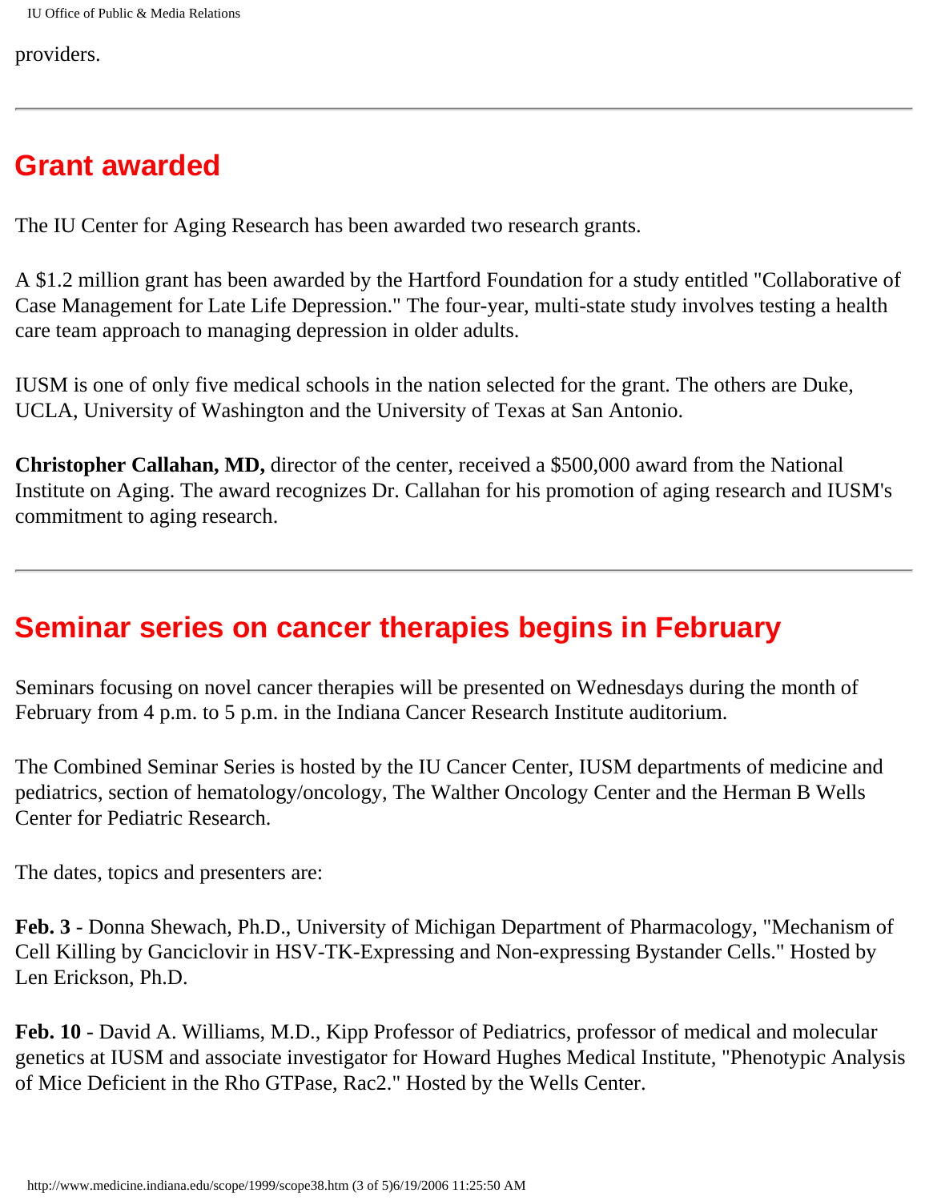providers.

---

## Grant awarded

The IU Center for Aging Research has been awarded two research grants.

A $1.2 million grant has been awarded by the Hartford Foundation for a study entitled "Collaborative of Case Management for Late Life Depression." The four-year, multi-state study involves testing a health care team approach to managing depression in older adults.

IUSM is one of only five medical schools in the nation selected for the grant. The others are Duke, UCLA, University of Washington and the University of Texas at San Antonio.

**Christopher Callahan, MD,** director of the center, received a $500,000 award from the National Institute on Aging. The award recognizes Dr. Callahan for his promotion of aging research and IUSM's commitment to aging research.

---

## Seminar series on cancer therapies begins in February

Seminars focusing on novel cancer therapies will be presented on Wednesdays during the month of February from 4 p.m. to 5 p.m. in the Indiana Cancer Research Institute auditorium.

The Combined Seminar Series is hosted by the IU Cancer Center, IUSM departments of medicine and pediatrics, section of hematology/oncology, The Walther Oncology Center and the Herman B Wells Center for Pediatric Research.

The dates, topics and presenters are:

**Feb. 3** - Donna Shewach, Ph.D., University of Michigan Department of Pharmacology, "Mechanism of Cell Killing by Ganciclovir in HSV-TK-Expressing and Non-expressing Bystander Cells." Hosted by Len Erickson, Ph.D.

**Feb. 10** - David A. Williams, M.D., Kipp Professor of Pediatrics, professor of medical and molecular genetics at IUSM and associate investigator for Howard Hughes Medical Institute, "Phenotypic Analysis of Mice Deficient in the Rho GTPase, Rac2." Hosted by the Wells Center.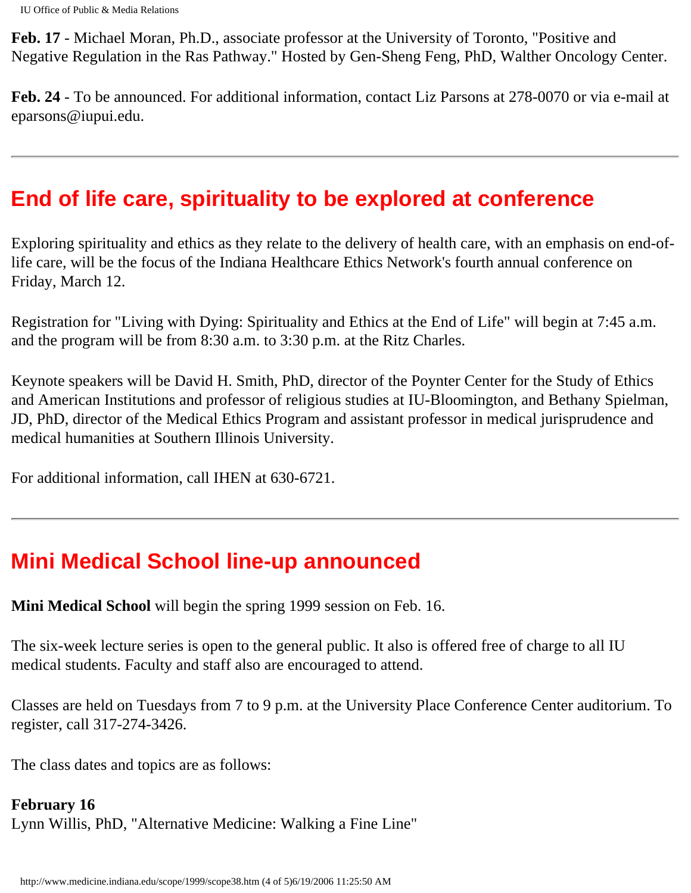**Feb. 17** - Michael Moran, Ph.D., associate professor at the University of Toronto, "Positive and Negative Regulation in the Ras Pathway." Hosted by Gen-Sheng Feng, PhD, Walther Oncology Center.

**Feb. 24** - To be announced. For additional information, contact Liz Parsons at 278-0070 or via e-mail at eparsons@iupui.edu.

---

## End of life care, spirituality to be explored at conference

Exploring spirituality and ethics as they relate to the delivery of health care, with an emphasis on end-of-life care, will be the focus of the Indiana Healthcare Ethics Network's fourth annual conference on Friday, March 12.

Registration for "Living with Dying: Spirituality and Ethics at the End of Life" will begin at 7:45 a.m. and the program will be from 8:30 a.m. to 3:30 p.m. at the Ritz Charles.

Keynote speakers will be David H. Smith, PhD, director of the Poynter Center for the Study of Ethics and American Institutions and professor of religious studies at IU-Bloomington, and Bethany Spielman, JD, PhD, director of the Medical Ethics Program and assistant professor in medical jurisprudence and medical humanities at Southern Illinois University.

For additional information, call IHEN at 630-6721.

---

## Mini Medical School line-up announced

**Mini Medical School** will begin the spring 1999 session on Feb. 16.

The six-week lecture series is open to the general public. It also is offered free of charge to all IU medical students. Faculty and staff also are encouraged to attend.

Classes are held on Tuesdays from 7 to 9 p.m. at the University Place Conference Center auditorium. To register, call 317-274-3426.

The class dates and topics are as follows:

**February 16**
Lynn Willis, PhD, "Alternative Medicine: Walking a Fine Line"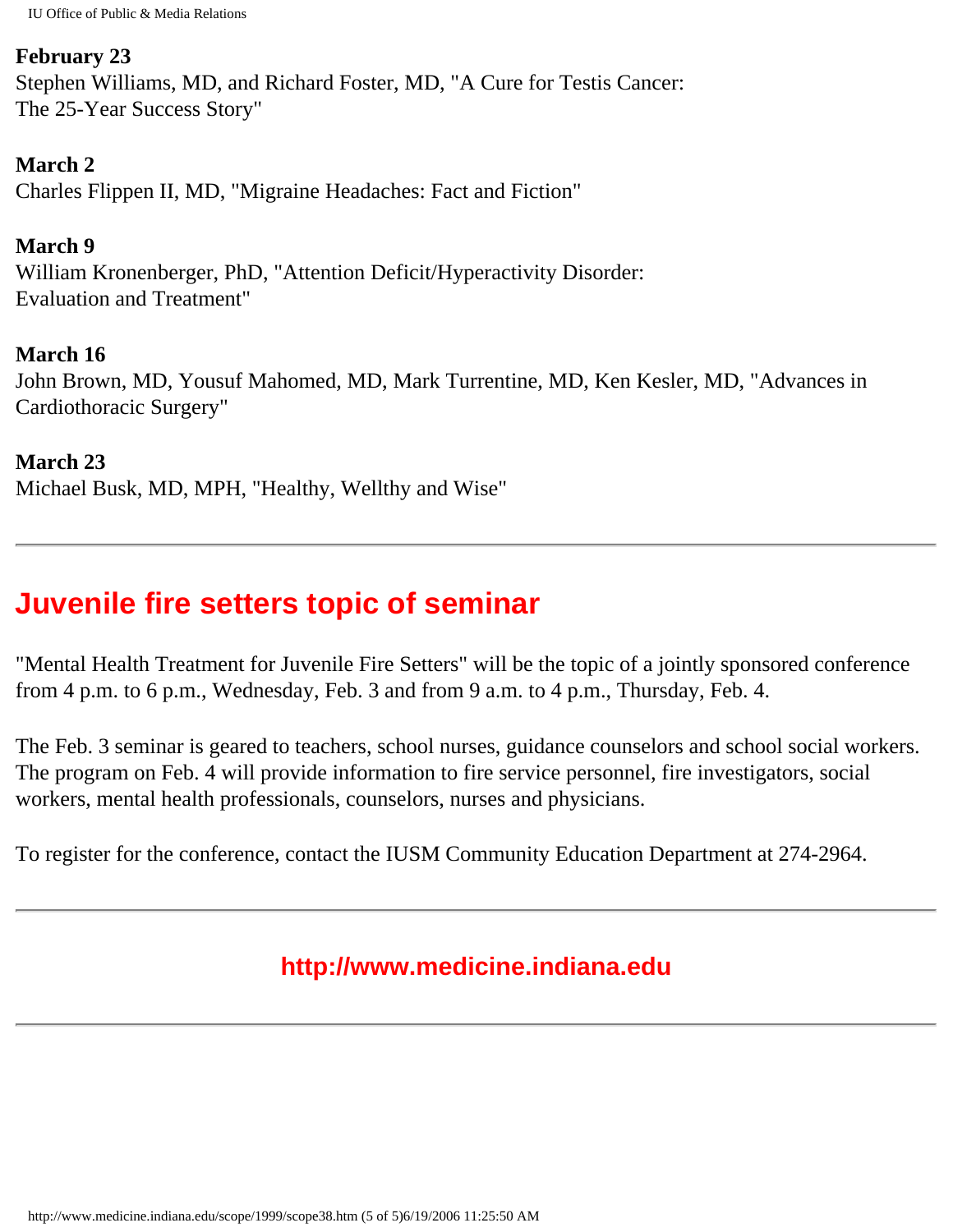**February 23**
Stephen Williams, MD, and Richard Foster, MD, "A Cure for Testis Cancer: The 25-Year Success Story"

**March 2**
Charles Flippen II, MD, "Migraine Headaches: Fact and Fiction"

**March 9**
William Kronenberger, PhD, "Attention Deficit/Hyperactivity Disorder: Evaluation and Treatment"

**March 16**
John Brown, MD, Yousuf Mahomed, MD, Mark Turrentine, MD, Ken Kesler, MD, "Advances in Cardiothoracic Surgery"

**March 23**
Michael Busk, MD, MPH, "Healthy, Wellthy and Wise"

---

## Juvenile fire setters topic of seminar

"Mental Health Treatment for Juvenile Fire Setters" will be the topic of a jointly sponsored conference from 4 p.m. to 6 p.m., Wednesday, Feb. 3 and from 9 a.m. to 4 p.m., Thursday, Feb. 4.

The Feb. 3 seminar is geared to teachers, school nurses, guidance counselors and school social workers. The program on Feb. 4 will provide information to fire service personnel, fire investigators, social workers, mental health professionals, counselors, nurses and physicians.

To register for the conference, contact the IUSM Community Education Department at 274-2964.

---

**http://www.medicine.indiana.edu**

---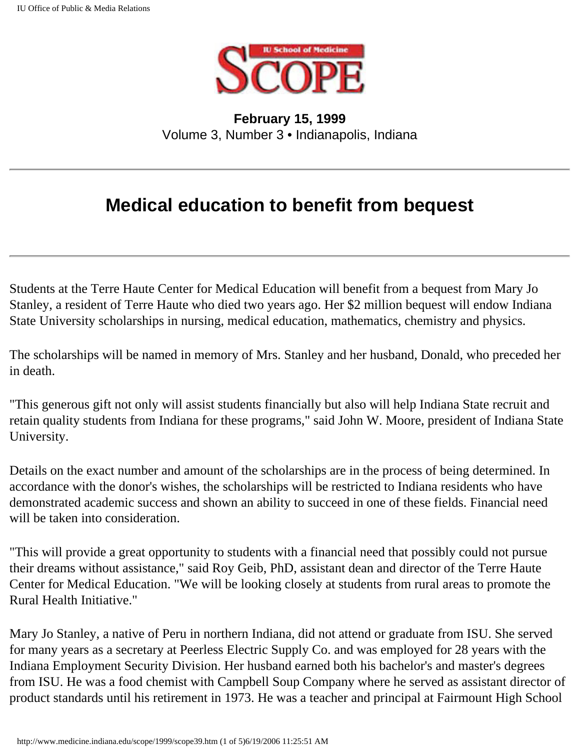**February 15, 1999**
Volume 3, Number 3 • Indianapolis, Indiana

# Medical education to benefit from bequest

Students at the Terre Haute Center for Medical Education will benefit from a bequest from Mary Jo Stanley, a resident of Terre Haute who died two years ago. Her $2 million bequest will endow Indiana State University scholarships in nursing, medical education, mathematics, chemistry and physics.

The scholarships will be named in memory of Mrs. Stanley and her husband, Donald, who preceded her in death.

"This generous gift not only will assist students financially but also will help Indiana State recruit and retain quality students from Indiana for these programs," said John W. Moore, president of Indiana State University.

Details on the exact number and amount of the scholarships are in the process of being determined. In accordance with the donor's wishes, the scholarships will be restricted to Indiana residents who have demonstrated academic success and shown an ability to succeed in one of these fields. Financial need will be taken into consideration.

"This will provide a great opportunity to students with a financial need that possibly could not pursue their dreams without assistance," said Roy Geib, PhD, assistant dean and director of the Terre Haute Center for Medical Education. "We will be looking closely at students from rural areas to promote the Rural Health Initiative."

Mary Jo Stanley, a native of Peru in northern Indiana, did not attend or graduate from ISU. She served for many years as a secretary at Peerless Electric Supply Co. and was employed for 28 years with the Indiana Employment Security Division. Her husband earned both his bachelor's and master's degrees from ISU. He was a food chemist with Campbell Soup Company where he served as assistant director of product standards until his retirement in 1973. He was a teacher and principal at Fairmount High School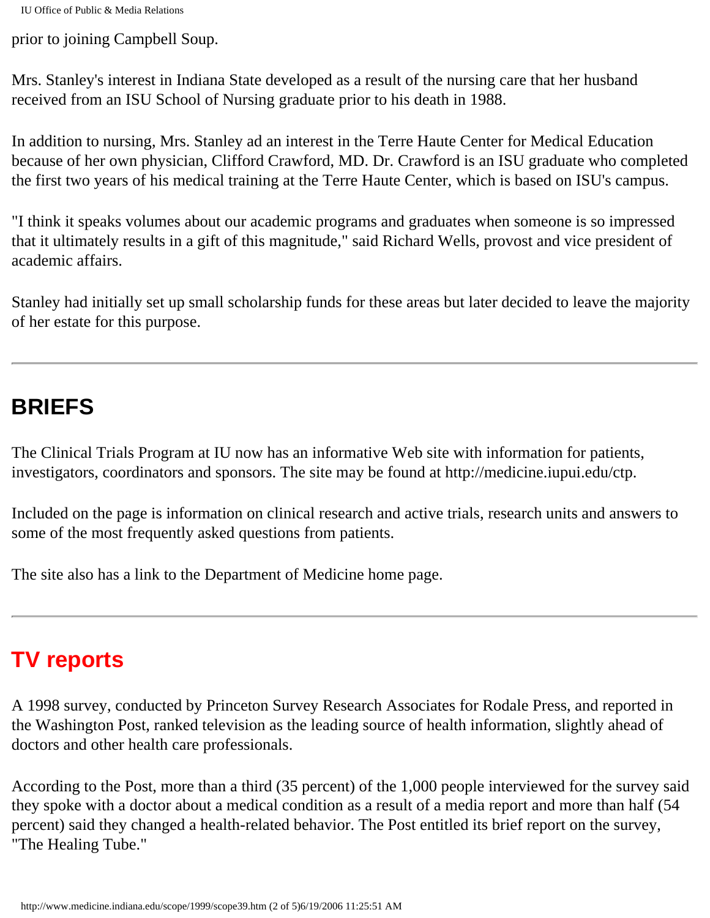prior to joining Campbell Soup.

Mrs. Stanley's interest in Indiana State developed as a result of the nursing care that her husband received from an ISU School of Nursing graduate prior to his death in 1988.

In addition to nursing, Mrs. Stanley ad an interest in the Terre Haute Center for Medical Education because of her own physician, Clifford Crawford, MD. Dr. Crawford is an ISU graduate who completed the first two years of his medical training at the Terre Haute Center, which is based on ISU's campus.

"I think it speaks volumes about our academic programs and graduates when someone is so impressed that it ultimately results in a gift of this magnitude," said Richard Wells, provost and vice president of academic affairs.

Stanley had initially set up small scholarship funds for these areas but later decided to leave the majority of her estate for this purpose.

---

## BRIEFS

The Clinical Trials Program at IU now has an informative Web site with information for patients, investigators, coordinators and sponsors. The site may be found at http://medicine.iupui.edu/ctp.

Included on the page is information on clinical research and active trials, research units and answers to some of the most frequently asked questions from patients.

The site also has a link to the Department of Medicine home page.

---

## TV reports

A 1998 survey, conducted by Princeton Survey Research Associates for Rodale Press, and reported in the Washington Post, ranked television as the leading source of health information, slightly ahead of doctors and other health care professionals.

According to the Post, more than a third (35 percent) of the 1,000 people interviewed for the survey said they spoke with a doctor about a medical condition as a result of a media report and more than half (54 percent) said they changed a health-related behavior. The Post entitled its brief report on the survey, "The Healing Tube."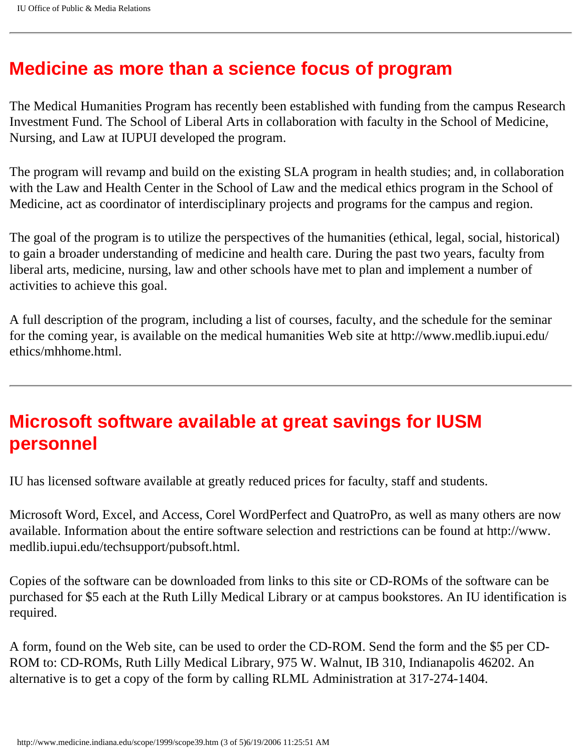# Medicine as more than a science focus of program

The Medical Humanities Program has recently been established with funding from the campus Research Investment Fund. The School of Liberal Arts in collaboration with faculty in the School of Medicine, Nursing, and Law at IUPUI developed the program.

The program will revamp and build on the existing SLA program in health studies; and, in collaboration with the Law and Health Center in the School of Law and the medical ethics program in the School of Medicine, act as coordinator of interdisciplinary projects and programs for the campus and region.

The goal of the program is to utilize the perspectives of the humanities (ethical, legal, social, historical) to gain a broader understanding of medicine and health care. During the past two years, faculty from liberal arts, medicine, nursing, law and other schools have met to plan and implement a number of activities to achieve this goal.

A full description of the program, including a list of courses, faculty, and the schedule for the seminar for the coming year, is available on the medical humanities Web site at http://www.medlib.iupui.edu/ethics/mhhome.html.

---

# Microsoft software available at great savings for IUSM personnel

IU has licensed software available at greatly reduced prices for faculty, staff and students.

Microsoft Word, Excel, and Access, Corel WordPerfect and QuatroPro, as well as many others are now available. Information about the entire software selection and restrictions can be found at http://www.medlib.iupui.edu/techsupport/pubsoft.html.

Copies of the software can be downloaded from links to this site or CD-ROMs of the software can be purchased for $5 each at the Ruth Lilly Medical Library or at campus bookstores. An IU identification is required.

A form, found on the Web site, can be used to order the CD-ROM. Send the form and the $5 per CD-ROM to: CD-ROMs, Ruth Lilly Medical Library, 975 W. Walnut, IB 310, Indianapolis 46202. An alternative is to get a copy of the form by calling RLML Administration at 317-274-1404.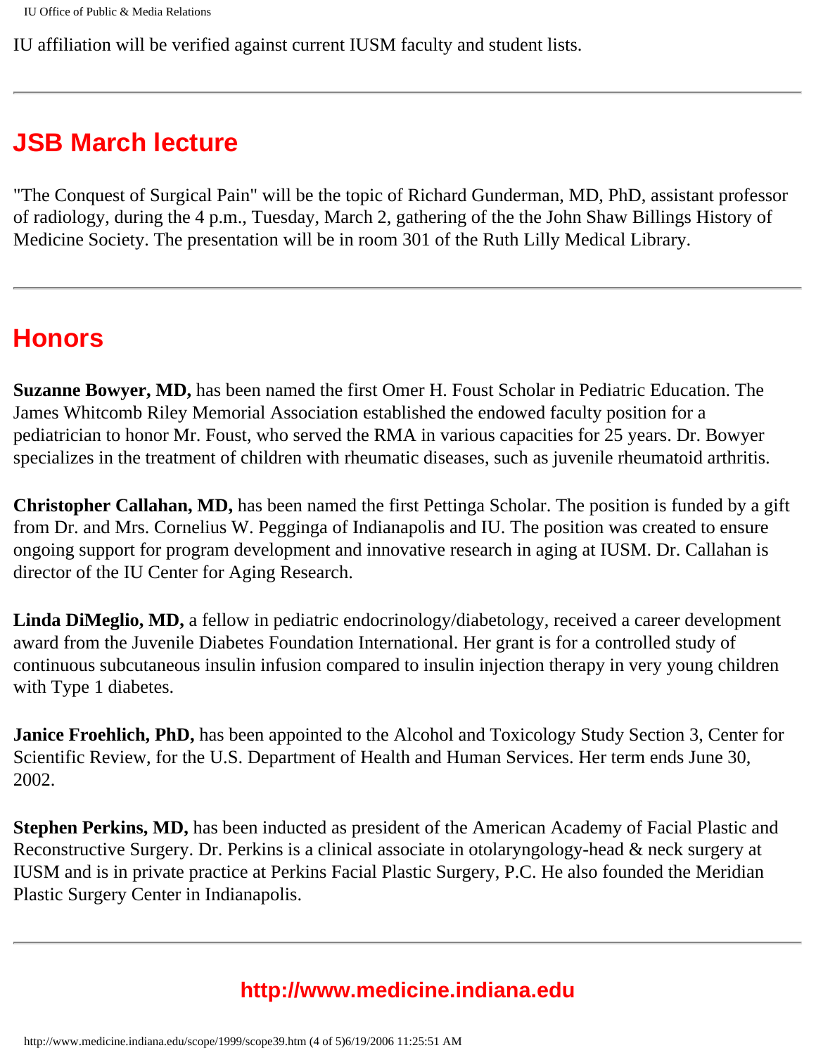IU affiliation will be verified against current IUSM faculty and student lists.

---

## JSB March lecture

"The Conquest of Surgical Pain" will be the topic of Richard Gunderman, MD, PhD, assistant professor of radiology, during the 4 p.m., Tuesday, March 2, gathering of the the John Shaw Billings History of Medicine Society. The presentation will be in room 301 of the Ruth Lilly Medical Library.

---

## Honors

**Suzanne Bowyer, MD,** has been named the first Omer H. Foust Scholar in Pediatric Education. The James Whitcomb Riley Memorial Association established the endowed faculty position for a pediatrician to honor Mr. Foust, who served the RMA in various capacities for 25 years. Dr. Bowyer specializes in the treatment of children with rheumatic diseases, such as juvenile rheumatoid arthritis.

**Christopher Callahan, MD,** has been named the first Pettinga Scholar. The position is funded by a gift from Dr. and Mrs. Cornelius W. Pegginga of Indianapolis and IU. The position was created to ensure ongoing support for program development and innovative research in aging at IUSM. Dr. Callahan is director of the IU Center for Aging Research.

**Linda DiMeglio, MD,** a fellow in pediatric endocrinology/diabetology, received a career development award from the Juvenile Diabetes Foundation International. Her grant is for a controlled study of continuous subcutaneous insulin infusion compared to insulin injection therapy in very young children with Type 1 diabetes.

**Janice Froehlich, PhD,** has been appointed to the Alcohol and Toxicology Study Section 3, Center for Scientific Review, for the U.S. Department of Health and Human Services. Her term ends June 30, 2002.

**Stephen Perkins, MD,** has been inducted as president of the American Academy of Facial Plastic and Reconstructive Surgery. Dr. Perkins is a clinical associate in otolaryngology-head & neck surgery at IUSM and is in private practice at Perkins Facial Plastic Surgery, P.C. He also founded the Meridian Plastic Surgery Center in Indianapolis.

---

**http://www.medicine.indiana.edu**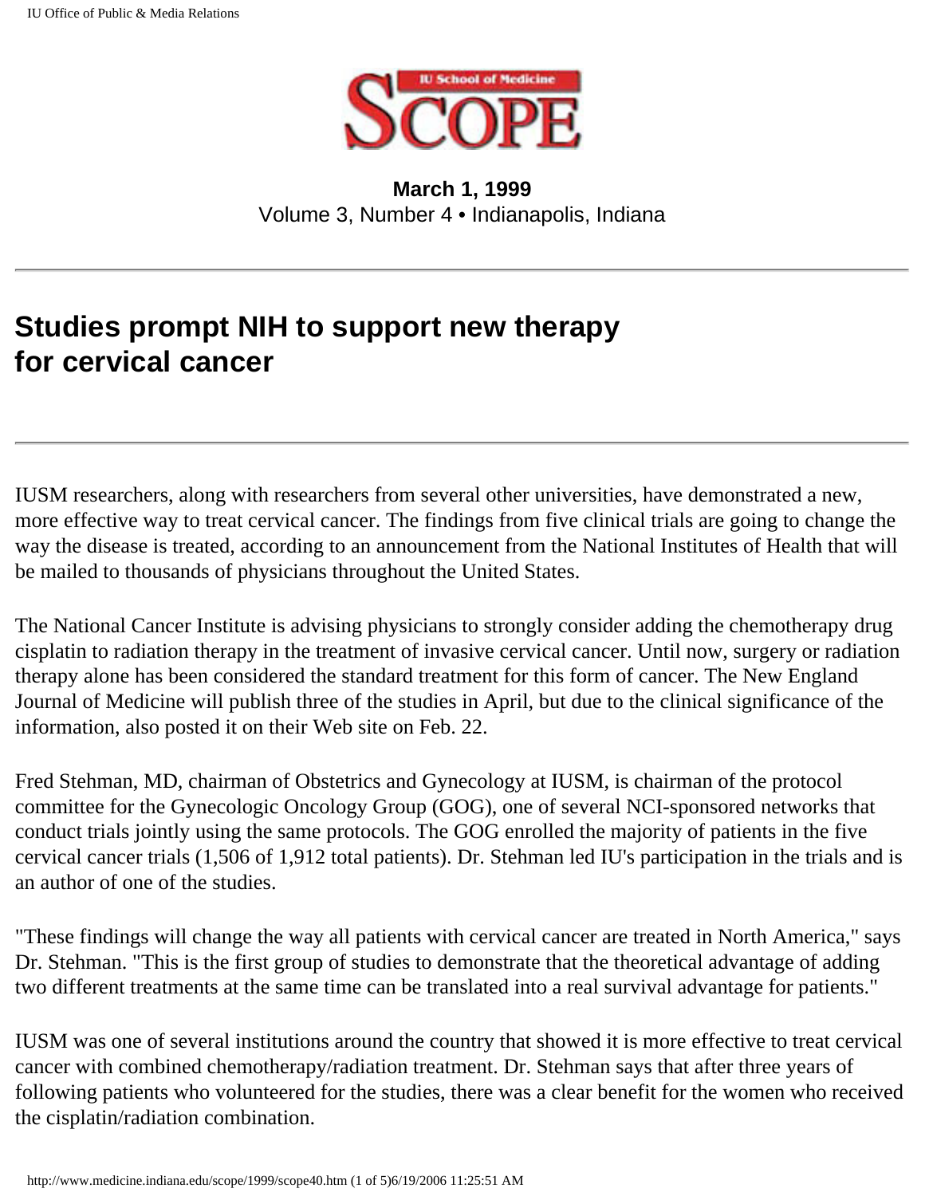**March 1, 1999**
Volume 3, Number 4 • Indianapolis, Indiana

---

## Studies prompt NIH to support new therapy for cervical cancer

---

IUSM researchers, along with researchers from several other universities, have demonstrated a new, more effective way to treat cervical cancer. The findings from five clinical trials are going to change the way the disease is treated, according to an announcement from the National Institutes of Health that will be mailed to thousands of physicians throughout the United States.

The National Cancer Institute is advising physicians to strongly consider adding the chemotherapy drug cisplatin to radiation therapy in the treatment of invasive cervical cancer. Until now, surgery or radiation therapy alone has been considered the standard treatment for this form of cancer. The New England Journal of Medicine will publish three of the studies in April, but due to the clinical significance of the information, also posted it on their Web site on Feb. 22.

Fred Stehman, MD, chairman of Obstetrics and Gynecology at IUSM, is chairman of the protocol committee for the Gynecologic Oncology Group (GOG), one of several NCI-sponsored networks that conduct trials jointly using the same protocols. The GOG enrolled the majority of patients in the five cervical cancer trials (1,506 of 1,912 total patients). Dr. Stehman led IU's participation in the trials and is an author of one of the studies.

"These findings will change the way all patients with cervical cancer are treated in North America," says Dr. Stehman. "This is the first group of studies to demonstrate that the theoretical advantage of adding two different treatments at the same time can be translated into a real survival advantage for patients."

IUSM was one of several institutions around the country that showed it is more effective to treat cervical cancer with combined chemotherapy/radiation treatment. Dr. Stehman says that after three years of following patients who volunteered for the studies, there was a clear benefit for the women who received the cisplatin/radiation combination.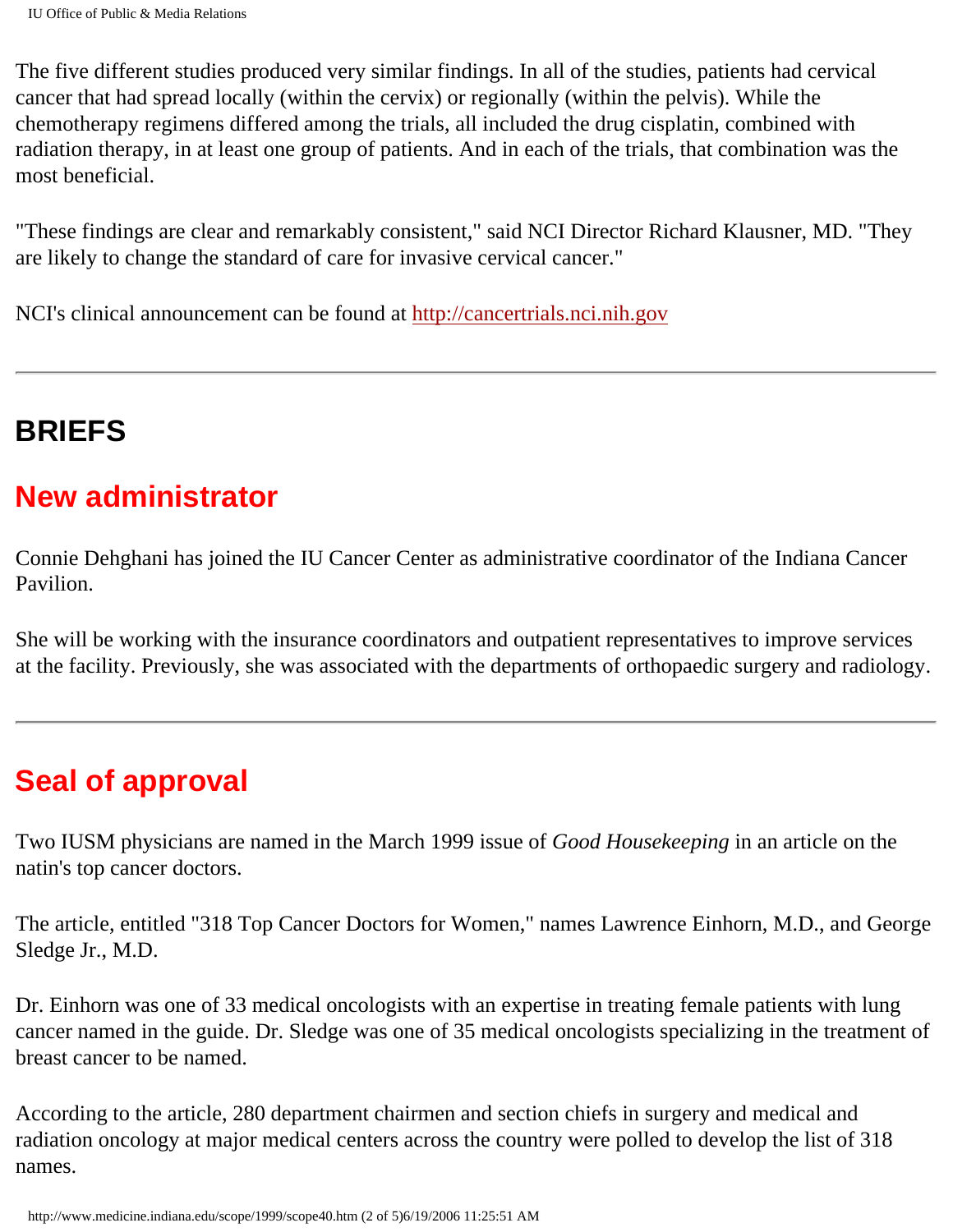The five different studies produced very similar findings. In all of the studies, patients had cervical cancer that had spread locally (within the cervix) or regionally (within the pelvis). While the chemotherapy regimens differed among the trials, all included the drug cisplatin, combined with radiation therapy, in at least one group of patients. And in each of the trials, that combination was the most beneficial.

"These findings are clear and remarkably consistent," said NCI Director Richard Klausner, MD. "They are likely to change the standard of care for invasive cervical cancer."

NCI's clinical announcement can be found at http://cancertrials.nci.nih.gov

---

# BRIEFS

## New administrator

Connie Dehghani has joined the IU Cancer Center as administrative coordinator of the Indiana Cancer Pavilion.

She will be working with the insurance coordinators and outpatient representatives to improve services at the facility. Previously, she was associated with the departments of orthopaedic surgery and radiology.

---

## Seal of approval

Two IUSM physicians are named in the March 1999 issue of *Good Housekeeping* in an article on the natin's top cancer doctors.

The article, entitled "318 Top Cancer Doctors for Women," names Lawrence Einhorn, M.D., and George Sledge Jr., M.D.

Dr. Einhorn was one of 33 medical oncologists with an expertise in treating female patients with lung cancer named in the guide. Dr. Sledge was one of 35 medical oncologists specializing in the treatment of breast cancer to be named.

According to the article, 280 department chairmen and section chiefs in surgery and medical and radiation oncology at major medical centers across the country were polled to develop the list of 318 names.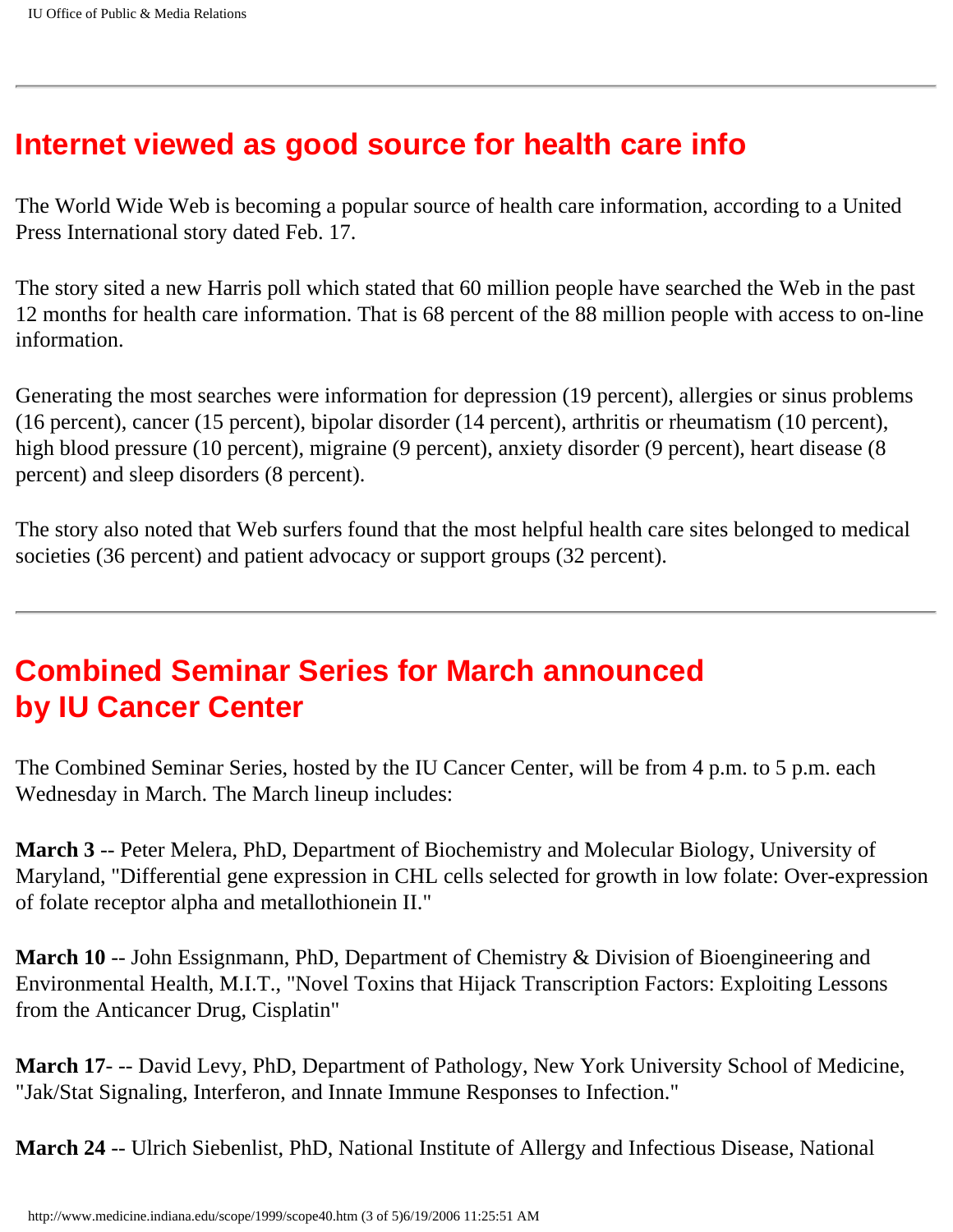## Internet viewed as good source for health care info

The World Wide Web is becoming a popular source of health care information, according to a United Press International story dated Feb. 17.

The story sited a new Harris poll which stated that 60 million people have searched the Web in the past 12 months for health care information. That is 68 percent of the 88 million people with access to on-line information.

Generating the most searches were information for depression (19 percent), allergies or sinus problems (16 percent), cancer (15 percent), bipolar disorder (14 percent), arthritis or rheumatism (10 percent), high blood pressure (10 percent), migraine (9 percent), anxiety disorder (9 percent), heart disease (8 percent) and sleep disorders (8 percent).

The story also noted that Web surfers found that the most helpful health care sites belonged to medical societies (36 percent) and patient advocacy or support groups (32 percent).

---

## Combined Seminar Series for March announced by IU Cancer Center

The Combined Seminar Series, hosted by the IU Cancer Center, will be from 4 p.m. to 5 p.m. each Wednesday in March. The March lineup includes:

**March 3** -- Peter Melera, PhD, Department of Biochemistry and Molecular Biology, University of Maryland, "Differential gene expression in CHL cells selected for growth in low folate: Over-expression of folate receptor alpha and metallothionein II."

**March 10** -- John Essignmann, PhD, Department of Chemistry & Division of Bioengineering and Environmental Health, M.I.T., "Novel Toxins that Hijack Transcription Factors: Exploiting Lessons from the Anticancer Drug, Cisplatin"

**March 17**- -- David Levy, PhD, Department of Pathology, New York University School of Medicine, "Jak/Stat Signaling, Interferon, and Innate Immune Responses to Infection."

**March 24** -- Ulrich Siebenlist, PhD, National Institute of Allergy and Infectious Disease, National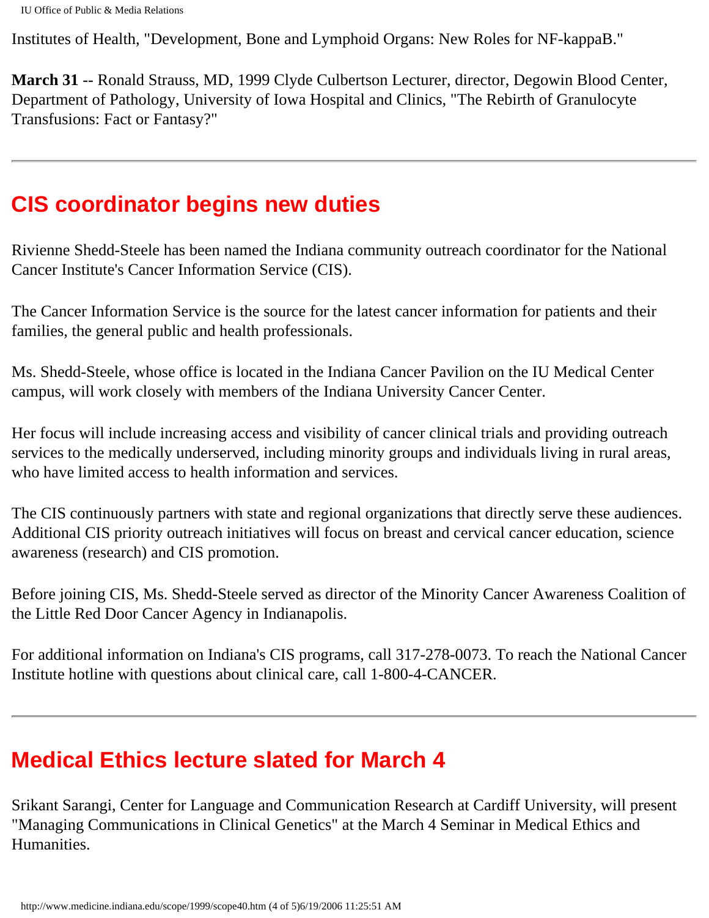Institutes of Health, "Development, Bone and Lymphoid Organs: New Roles for NF-kappaB."

**March 31** -- Ronald Strauss, MD, 1999 Clyde Culbertson Lecturer, director, Degowin Blood Center, Department of Pathology, University of Iowa Hospital and Clinics, "The Rebirth of Granulocyte Transfusions: Fact or Fantasy?"

---

## CIS coordinator begins new duties

Rivienne Shedd-Steele has been named the Indiana community outreach coordinator for the National Cancer Institute's Cancer Information Service (CIS).

The Cancer Information Service is the source for the latest cancer information for patients and their families, the general public and health professionals.

Ms. Shedd-Steele, whose office is located in the Indiana Cancer Pavilion on the IU Medical Center campus, will work closely with members of the Indiana University Cancer Center.

Her focus will include increasing access and visibility of cancer clinical trials and providing outreach services to the medically underserved, including minority groups and individuals living in rural areas, who have limited access to health information and services.

The CIS continuously partners with state and regional organizations that directly serve these audiences. Additional CIS priority outreach initiatives will focus on breast and cervical cancer education, science awareness (research) and CIS promotion.

Before joining CIS, Ms. Shedd-Steele served as director of the Minority Cancer Awareness Coalition of the Little Red Door Cancer Agency in Indianapolis.

For additional information on Indiana's CIS programs, call 317-278-0073. To reach the National Cancer Institute hotline with questions about clinical care, call 1-800-4-CANCER.

---

## Medical Ethics lecture slated for March 4

Srikant Sarangi, Center for Language and Communication Research at Cardiff University, will present "Managing Communications in Clinical Genetics" at the March 4 Seminar in Medical Ethics and Humanities.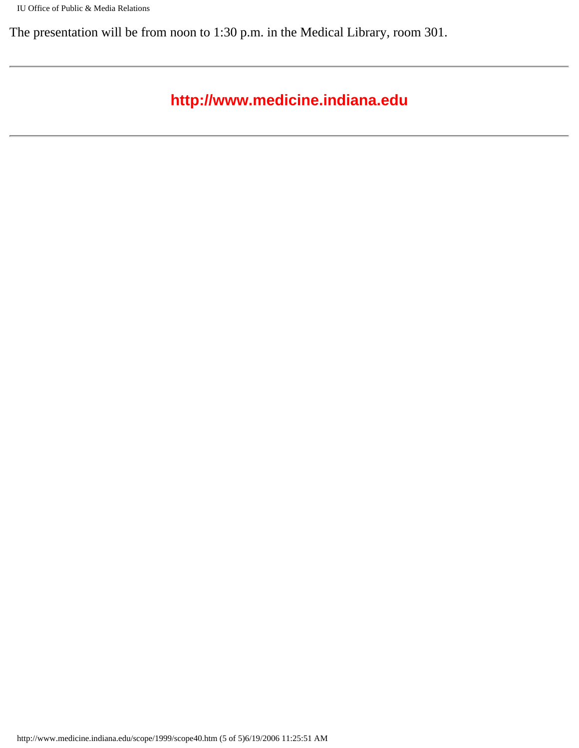The presentation will be from noon to 1:30 p.m. in the Medical Library, room 301.

---

**http://www.medicine.indiana.edu**

---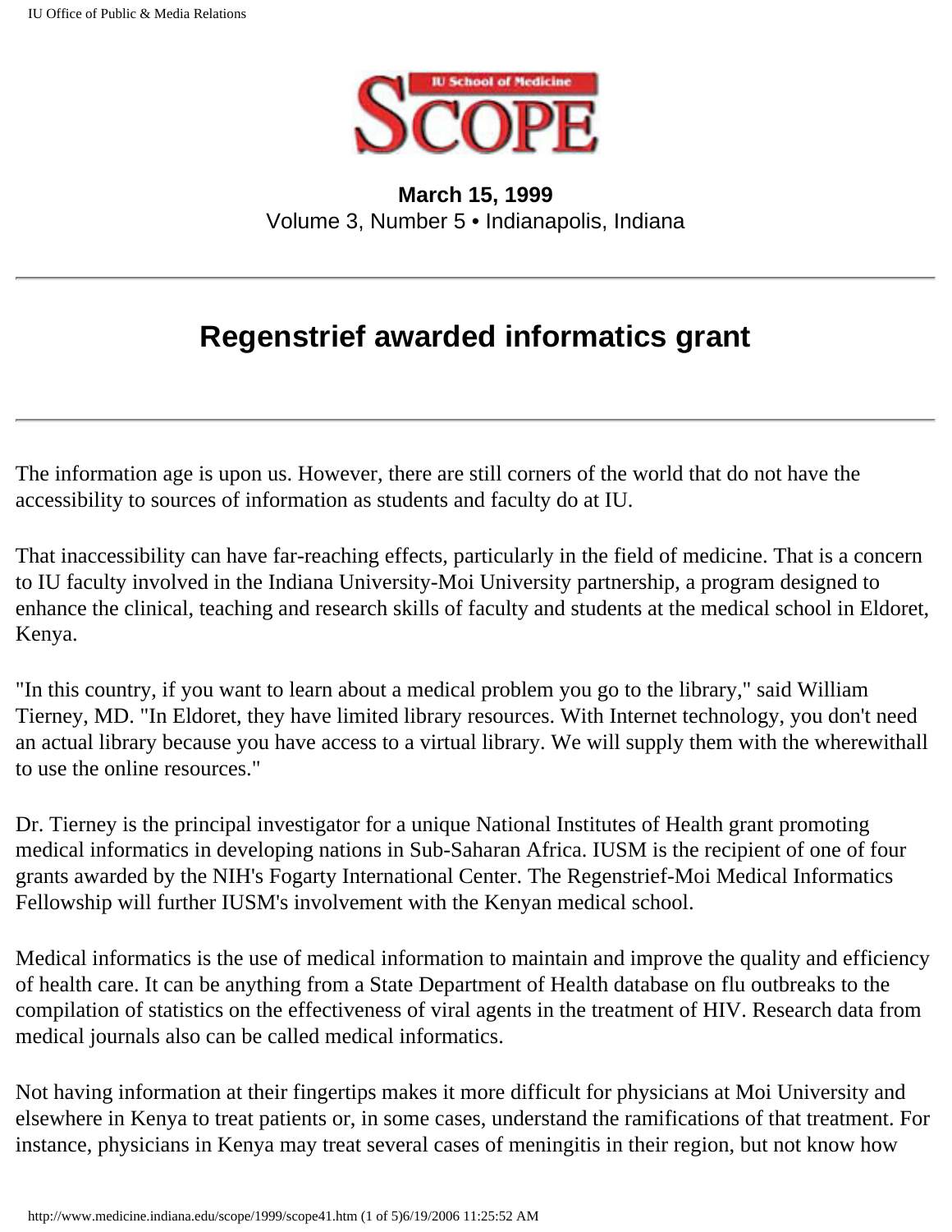**IU School of Medicine SCOPE**

**March 15, 1999**
Volume 3, Number 5 • Indianapolis, Indiana

---

# Regenstrief awarded informatics grant

---

The information age is upon us. However, there are still corners of the world that do not have the accessibility to sources of information as students and faculty do at IU.

That inaccessibility can have far-reaching effects, particularly in the field of medicine. That is a concern to IU faculty involved in the Indiana University-Moi University partnership, a program designed to enhance the clinical, teaching and research skills of faculty and students at the medical school in Eldoret, Kenya.

"In this country, if you want to learn about a medical problem you go to the library," said William Tierney, MD. "In Eldoret, they have limited library resources. With Internet technology, you don't need an actual library because you have access to a virtual library. We will supply them with the wherewithall to use the online resources."

Dr. Tierney is the principal investigator for a unique National Institutes of Health grant promoting medical informatics in developing nations in Sub-Saharan Africa. IUSM is the recipient of one of four grants awarded by the NIH's Fogarty International Center. The Regenstrief-Moi Medical Informatics Fellowship will further IUSM's involvement with the Kenyan medical school.

Medical informatics is the use of medical information to maintain and improve the quality and efficiency of health care. It can be anything from a State Department of Health database on flu outbreaks to the compilation of statistics on the effectiveness of viral agents in the treatment of HIV. Research data from medical journals also can be called medical informatics.

Not having information at their fingertips makes it more difficult for physicians at Moi University and elsewhere in Kenya to treat patients or, in some cases, understand the ramifications of that treatment. For instance, physicians in Kenya may treat several cases of meningitis in their region, but not know how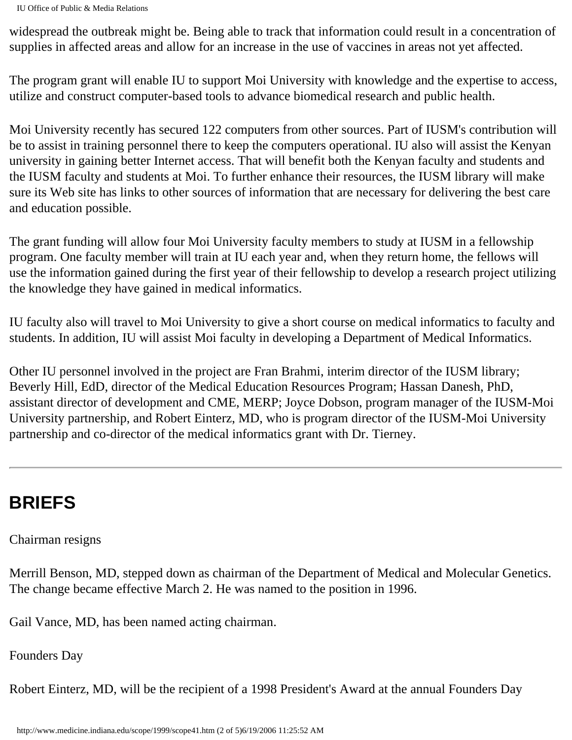widespread the outbreak might be. Being able to track that information could result in a concentration of supplies in affected areas and allow for an increase in the use of vaccines in areas not yet affected.

The program grant will enable IU to support Moi University with knowledge and the expertise to access, utilize and construct computer-based tools to advance biomedical research and public health.

Moi University recently has secured 122 computers from other sources. Part of IUSM's contribution will be to assist in training personnel there to keep the computers operational. IU also will assist the Kenyan university in gaining better Internet access. That will benefit both the Kenyan faculty and students and the IUSM faculty and students at Moi. To further enhance their resources, the IUSM library will make sure its Web site has links to other sources of information that are necessary for delivering the best care and education possible.

The grant funding will allow four Moi University faculty members to study at IUSM in a fellowship program. One faculty member will train at IU each year and, when they return home, the fellows will use the information gained during the first year of their fellowship to develop a research project utilizing the knowledge they have gained in medical informatics.

IU faculty also will travel to Moi University to give a short course on medical informatics to faculty and students. In addition, IU will assist Moi faculty in developing a Department of Medical Informatics.

Other IU personnel involved in the project are Fran Brahmi, interim director of the IUSM library; Beverly Hill, EdD, director of the Medical Education Resources Program; Hassan Danesh, PhD, assistant director of development and CME, MERP; Joyce Dobson, program manager of the IUSM-Moi University partnership, and Robert Einterz, MD, who is program director of the IUSM-Moi University partnership and co-director of the medical informatics grant with Dr. Tierney.

---

# BRIEFS

Chairman resigns

Merrill Benson, MD, stepped down as chairman of the Department of Medical and Molecular Genetics. The change became effective March 2. He was named to the position in 1996.

Gail Vance, MD, has been named acting chairman.

Founders Day

Robert Einterz, MD, will be the recipient of a 1998 President's Award at the annual Founders Day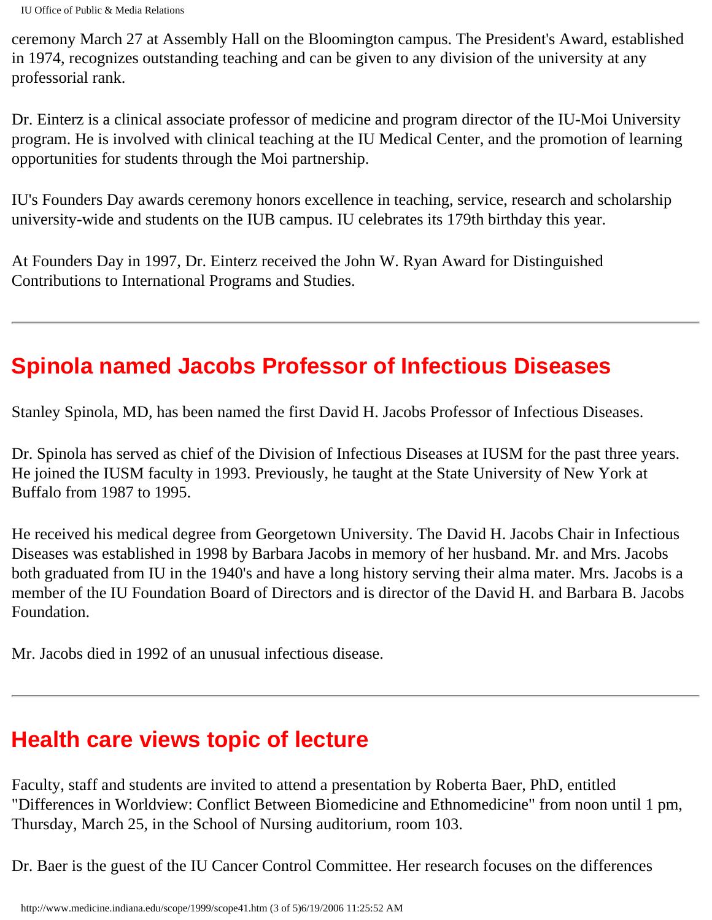ceremony March 27 at Assembly Hall on the Bloomington campus. The President's Award, established in 1974, recognizes outstanding teaching and can be given to any division of the university at any professorial rank.

Dr. Einterz is a clinical associate professor of medicine and program director of the IU-Moi University program. He is involved with clinical teaching at the IU Medical Center, and the promotion of learning opportunities for students through the Moi partnership.

IU's Founders Day awards ceremony honors excellence in teaching, service, research and scholarship university-wide and students on the IUB campus. IU celebrates its 179th birthday this year.

At Founders Day in 1997, Dr. Einterz received the John W. Ryan Award for Distinguished Contributions to International Programs and Studies.

---

## Spinola named Jacobs Professor of Infectious Diseases

Stanley Spinola, MD, has been named the first David H. Jacobs Professor of Infectious Diseases.

Dr. Spinola has served as chief of the Division of Infectious Diseases at IUSM for the past three years. He joined the IUSM faculty in 1993. Previously, he taught at the State University of New York at Buffalo from 1987 to 1995.

He received his medical degree from Georgetown University. The David H. Jacobs Chair in Infectious Diseases was established in 1998 by Barbara Jacobs in memory of her husband. Mr. and Mrs. Jacobs both graduated from IU in the 1940's and have a long history serving their alma mater. Mrs. Jacobs is a member of the IU Foundation Board of Directors and is director of the David H. and Barbara B. Jacobs Foundation.

Mr. Jacobs died in 1992 of an unusual infectious disease.

---

## Health care views topic of lecture

Faculty, staff and students are invited to attend a presentation by Roberta Baer, PhD, entitled "Differences in Worldview: Conflict Between Biomedicine and Ethnomedicine" from noon until 1 pm, Thursday, March 25, in the School of Nursing auditorium, room 103.

Dr. Baer is the guest of the IU Cancer Control Committee. Her research focuses on the differences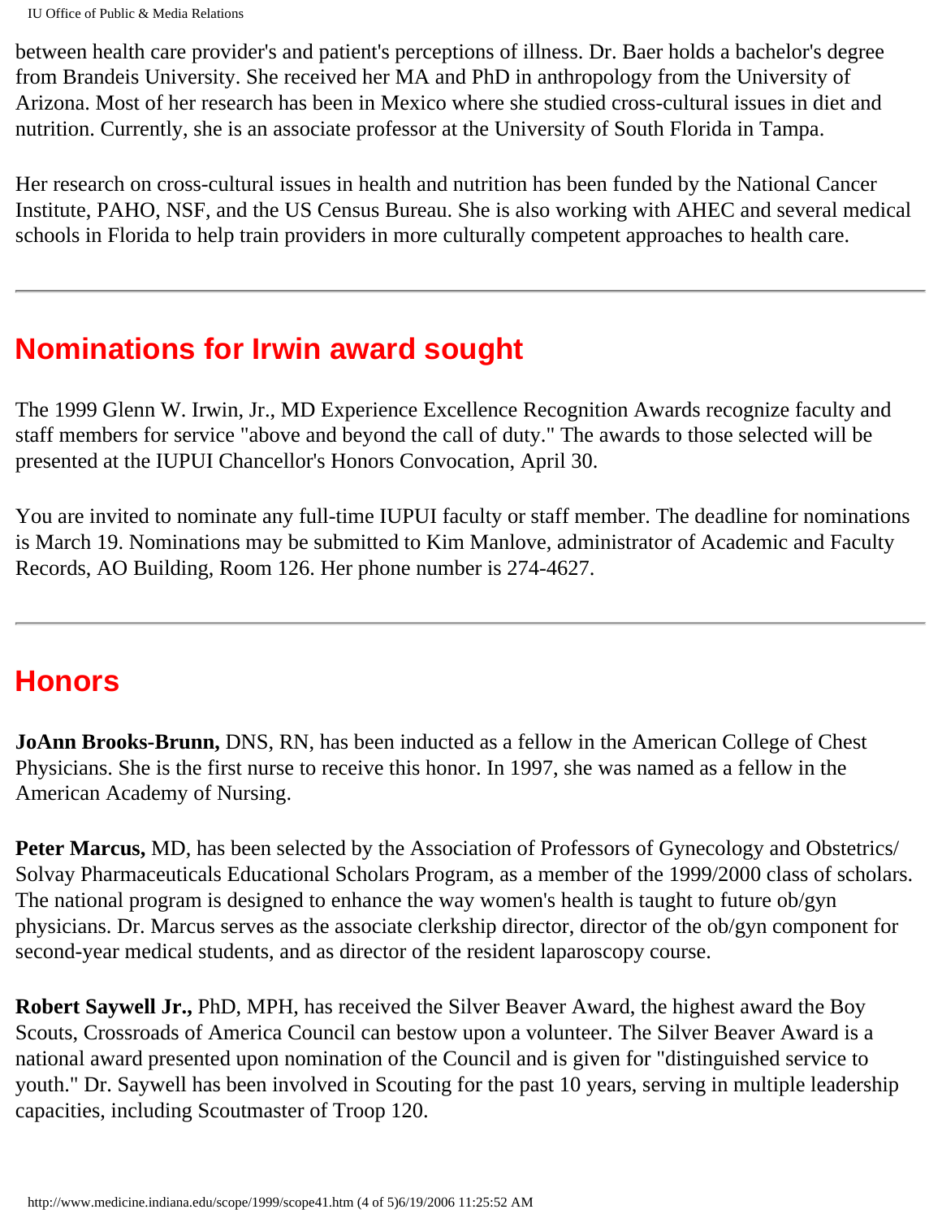between health care provider's and patient's perceptions of illness. Dr. Baer holds a bachelor's degree from Brandeis University. She received her MA and PhD in anthropology from the University of Arizona. Most of her research has been in Mexico where she studied cross-cultural issues in diet and nutrition. Currently, she is an associate professor at the University of South Florida in Tampa.

Her research on cross-cultural issues in health and nutrition has been funded by the National Cancer Institute, PAHO, NSF, and the US Census Bureau. She is also working with AHEC and several medical schools in Florida to help train providers in more culturally competent approaches to health care.

---

## Nominations for Irwin award sought

The 1999 Glenn W. Irwin, Jr., MD Experience Excellence Recognition Awards recognize faculty and staff members for service "above and beyond the call of duty." The awards to those selected will be presented at the IUPUI Chancellor's Honors Convocation, April 30.

You are invited to nominate any full-time IUPUI faculty or staff member. The deadline for nominations is March 19. Nominations may be submitted to Kim Manlove, administrator of Academic and Faculty Records, AO Building, Room 126. Her phone number is 274-4627.

---

## Honors

**JoAnn Brooks-Brunn,** DNS, RN, has been inducted as a fellow in the American College of Chest Physicians. She is the first nurse to receive this honor. In 1997, she was named as a fellow in the American Academy of Nursing.

**Peter Marcus,** MD, has been selected by the Association of Professors of Gynecology and Obstetrics/ Solvay Pharmaceuticals Educational Scholars Program, as a member of the 1999/2000 class of scholars. The national program is designed to enhance the way women's health is taught to future ob/gyn physicians. Dr. Marcus serves as the associate clerkship director, director of the ob/gyn component for second-year medical students, and as director of the resident laparoscopy course.

**Robert Saywell Jr.,** PhD, MPH, has received the Silver Beaver Award, the highest award the Boy Scouts, Crossroads of America Council can bestow upon a volunteer. The Silver Beaver Award is a national award presented upon nomination of the Council and is given for "distinguished service to youth." Dr. Saywell has been involved in Scouting for the past 10 years, serving in multiple leadership capacities, including Scoutmaster of Troop 120.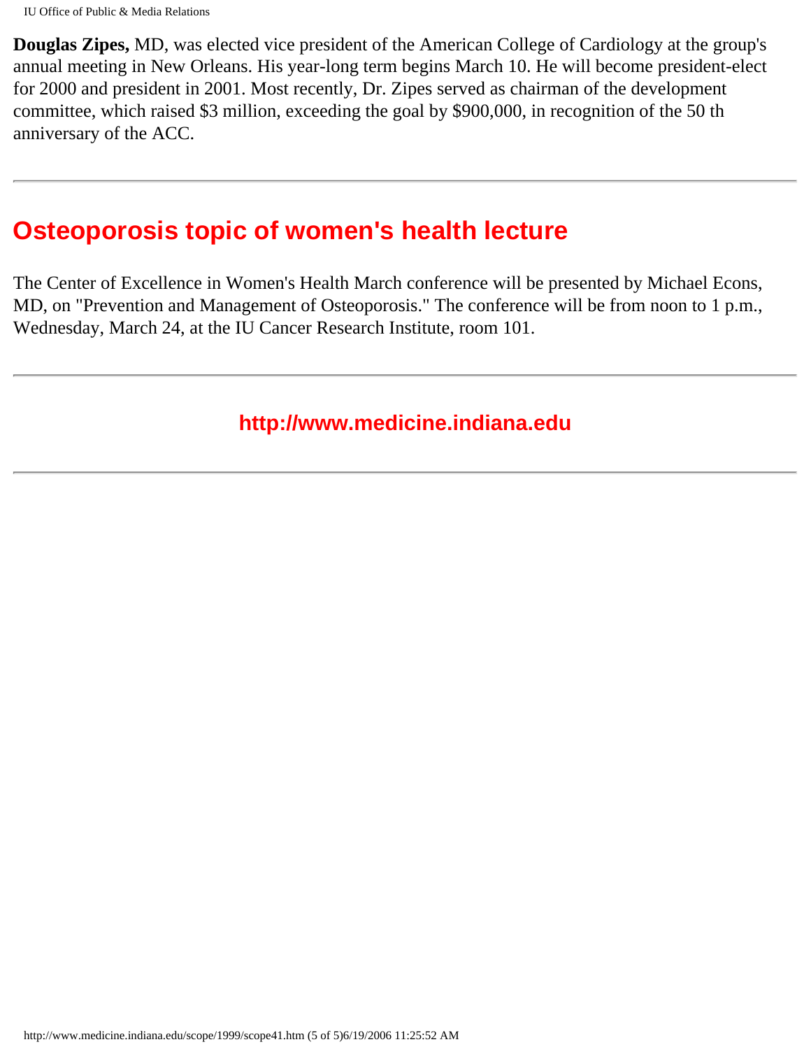**Douglas Zipes,** MD, was elected vice president of the American College of Cardiology at the group's annual meeting in New Orleans. His year-long term begins March 10. He will become president-elect for 2000 and president in 2001. Most recently, Dr. Zipes served as chairman of the development committee, which raised $3 million, exceeding the goal by $900,000, in recognition of the 50 th anniversary of the ACC.

---

## Osteoporosis topic of women's health lecture

The Center of Excellence in Women's Health March conference will be presented by Michael Econs, MD, on "Prevention and Management of Osteoporosis." The conference will be from noon to 1 p.m., Wednesday, March 24, at the IU Cancer Research Institute, room 101.

---

**http://www.medicine.indiana.edu**

---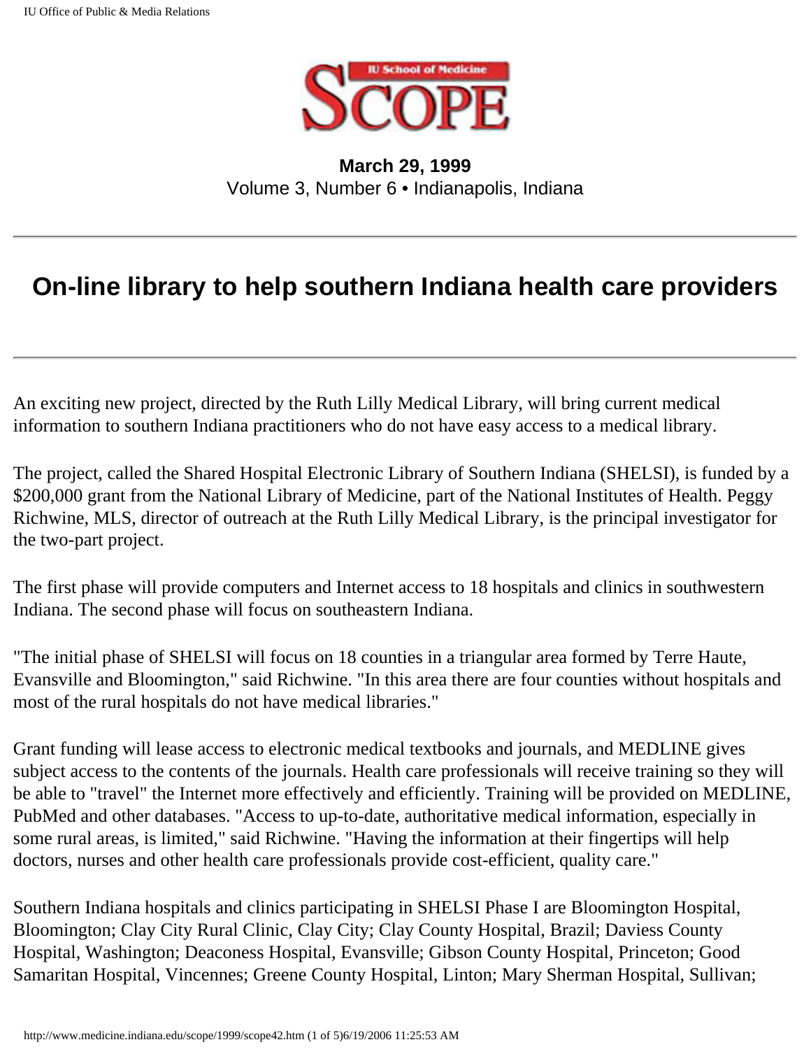**March 29, 1999**
Volume 3, Number 6 • Indianapolis, Indiana

---

## On-line library to help southern Indiana health care providers

---

An exciting new project, directed by the Ruth Lilly Medical Library, will bring current medical information to southern Indiana practitioners who do not have easy access to a medical library.

The project, called the Shared Hospital Electronic Library of Southern Indiana (SHELSI), is funded by a $200,000 grant from the National Library of Medicine, part of the National Institutes of Health. Peggy Richwine, MLS, director of outreach at the Ruth Lilly Medical Library, is the principal investigator for the two-part project.

The first phase will provide computers and Internet access to 18 hospitals and clinics in southwestern Indiana. The second phase will focus on southeastern Indiana.

"The initial phase of SHELSI will focus on 18 counties in a triangular area formed by Terre Haute, Evansville and Bloomington," said Richwine. "In this area there are four counties without hospitals and most of the rural hospitals do not have medical libraries."

Grant funding will lease access to electronic medical textbooks and journals, and MEDLINE gives subject access to the contents of the journals. Health care professionals will receive training so they will be able to "travel" the Internet more effectively and efficiently. Training will be provided on MEDLINE, PubMed and other databases. "Access to up-to-date, authoritative medical information, especially in some rural areas, is limited," said Richwine. "Having the information at their fingertips will help doctors, nurses and other health care professionals provide cost-efficient, quality care."

Southern Indiana hospitals and clinics participating in SHELSI Phase I are Bloomington Hospital, Bloomington; Clay City Rural Clinic, Clay City; Clay County Hospital, Brazil; Daviess County Hospital, Washington; Deaconess Hospital, Evansville; Gibson County Hospital, Princeton; Good Samaritan Hospital, Vincennes; Greene County Hospital, Linton; Mary Sherman Hospital, Sullivan;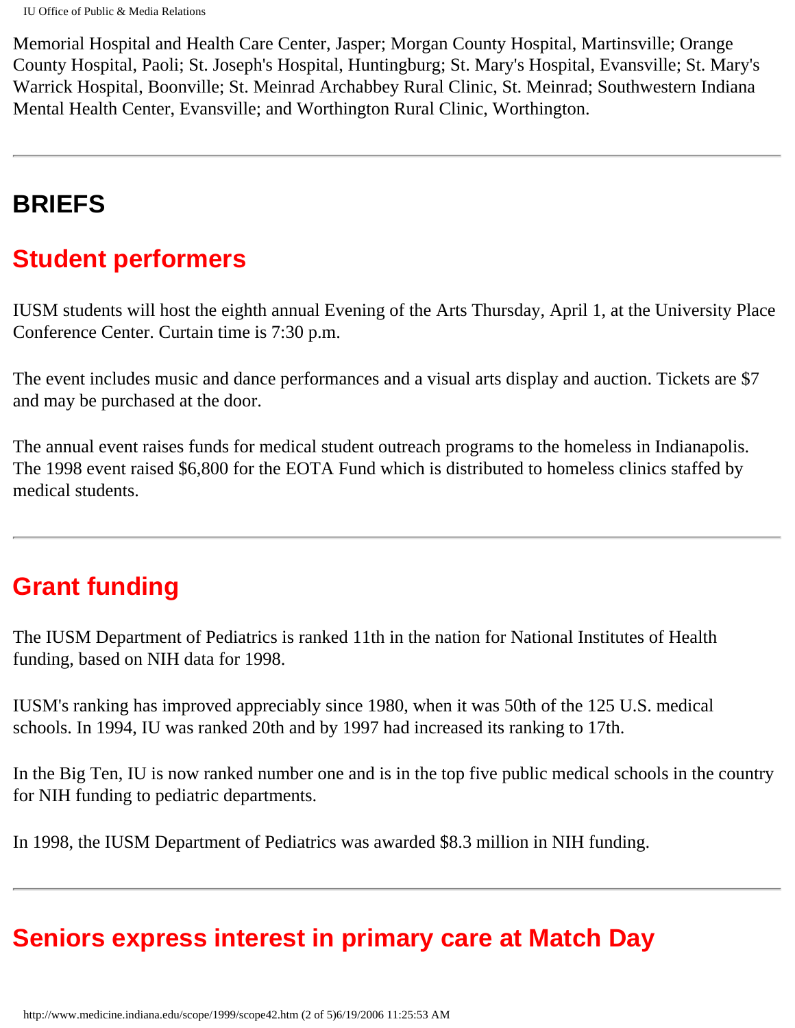Memorial Hospital and Health Care Center, Jasper; Morgan County Hospital, Martinsville; Orange County Hospital, Paoli; St. Joseph's Hospital, Huntingburg; St. Mary's Hospital, Evansville; St. Mary's Warrick Hospital, Boonville; St. Meinrad Archabbey Rural Clinic, St. Meinrad; Southwestern Indiana Mental Health Center, Evansville; and Worthington Rural Clinic, Worthington.

---

## BRIEFS

## Student performers

IUSM students will host the eighth annual Evening of the Arts Thursday, April 1, at the University Place Conference Center. Curtain time is 7:30 p.m.

The event includes music and dance performances and a visual arts display and auction. Tickets are $7 and may be purchased at the door.

The annual event raises funds for medical student outreach programs to the homeless in Indianapolis. The 1998 event raised $6,800 for the EOTA Fund which is distributed to homeless clinics staffed by medical students.

---

## Grant funding

The IUSM Department of Pediatrics is ranked 11th in the nation for National Institutes of Health funding, based on NIH data for 1998.

IUSM's ranking has improved appreciably since 1980, when it was 50th of the 125 U.S. medical schools. In 1994, IU was ranked 20th and by 1997 had increased its ranking to 17th.

In the Big Ten, IU is now ranked number one and is in the top five public medical schools in the country for NIH funding to pediatric departments.

In 1998, the IUSM Department of Pediatrics was awarded $8.3 million in NIH funding.

---

## Seniors express interest in primary care at Match Day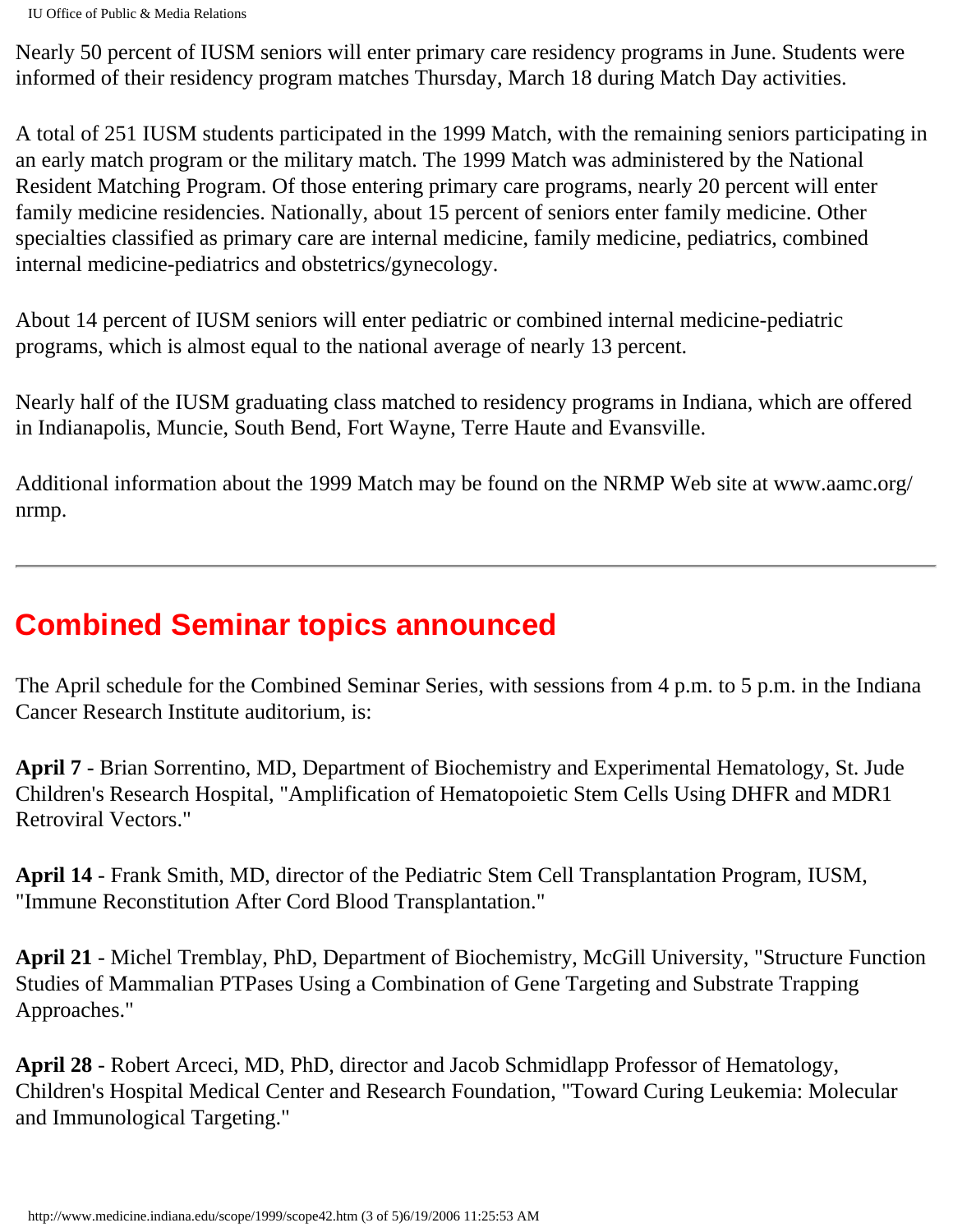Nearly 50 percent of IUSM seniors will enter primary care residency programs in June. Students were informed of their residency program matches Thursday, March 18 during Match Day activities.

A total of 251 IUSM students participated in the 1999 Match, with the remaining seniors participating in an early match program or the military match. The 1999 Match was administered by the National Resident Matching Program. Of those entering primary care programs, nearly 20 percent will enter family medicine residencies. Nationally, about 15 percent of seniors enter family medicine. Other specialties classified as primary care are internal medicine, family medicine, pediatrics, combined internal medicine-pediatrics and obstetrics/gynecology.

About 14 percent of IUSM seniors will enter pediatric or combined internal medicine-pediatric programs, which is almost equal to the national average of nearly 13 percent.

Nearly half of the IUSM graduating class matched to residency programs in Indiana, which are offered in Indianapolis, Muncie, South Bend, Fort Wayne, Terre Haute and Evansville.

Additional information about the 1999 Match may be found on the NRMP Web site at www.aamc.org/nrmp.

---

## Combined Seminar topics announced

The April schedule for the Combined Seminar Series, with sessions from 4 p.m. to 5 p.m. in the Indiana Cancer Research Institute auditorium, is:

**April 7** - Brian Sorrentino, MD, Department of Biochemistry and Experimental Hematology, St. Jude Children's Research Hospital, "Amplification of Hematopoietic Stem Cells Using DHFR and MDR1 Retroviral Vectors."

**April 14** - Frank Smith, MD, director of the Pediatric Stem Cell Transplantation Program, IUSM, "Immune Reconstitution After Cord Blood Transplantation."

**April 21** - Michel Tremblay, PhD, Department of Biochemistry, McGill University, "Structure Function Studies of Mammalian PTPases Using a Combination of Gene Targeting and Substrate Trapping Approaches."

**April 28** - Robert Arceci, MD, PhD, director and Jacob Schmidlapp Professor of Hematology, Children's Hospital Medical Center and Research Foundation, "Toward Curing Leukemia: Molecular and Immunological Targeting."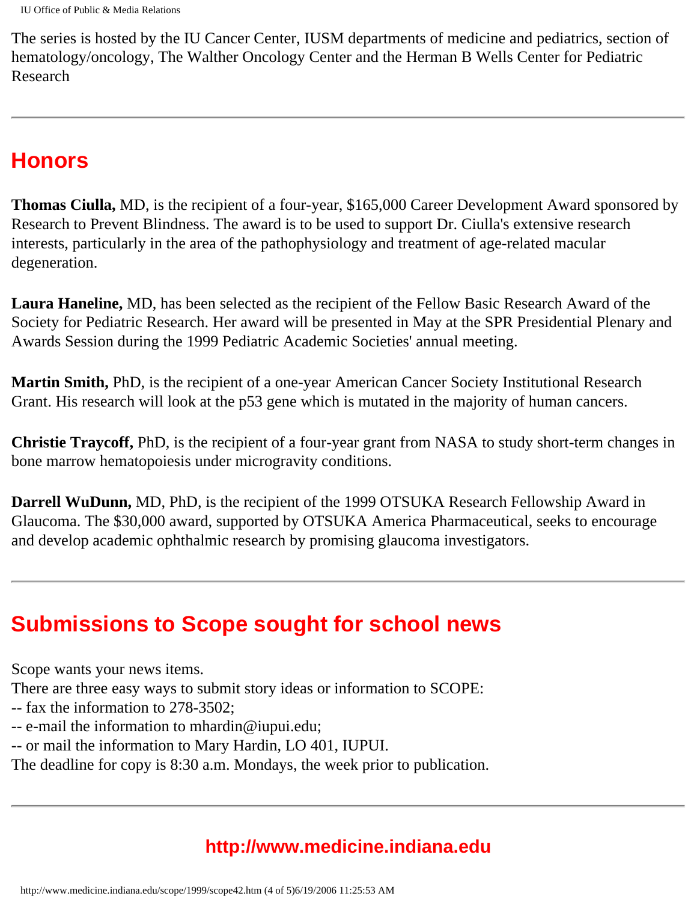The series is hosted by the IU Cancer Center, IUSM departments of medicine and pediatrics, section of hematology/oncology, The Walther Oncology Center and the Herman B Wells Center for Pediatric Research

---

## Honors

**Thomas Ciulla,** MD, is the recipient of a four-year, $165,000 Career Development Award sponsored by Research to Prevent Blindness. The award is to be used to support Dr. Ciulla's extensive research interests, particularly in the area of the pathophysiology and treatment of age-related macular degeneration.

**Laura Haneline,** MD, has been selected as the recipient of the Fellow Basic Research Award of the Society for Pediatric Research. Her award will be presented in May at the SPR Presidential Plenary and Awards Session during the 1999 Pediatric Academic Societies' annual meeting.

**Martin Smith,** PhD, is the recipient of a one-year American Cancer Society Institutional Research Grant. His research will look at the p53 gene which is mutated in the majority of human cancers.

**Christie Traycoff,** PhD, is the recipient of a four-year grant from NASA to study short-term changes in bone marrow hematopoiesis under microgravity conditions.

**Darrell WuDunn,** MD, PhD, is the recipient of the 1999 OTSUKA Research Fellowship Award in Glaucoma. The $30,000 award, supported by OTSUKA America Pharmaceutical, seeks to encourage and develop academic ophthalmic research by promising glaucoma investigators.

---

## Submissions to Scope sought for school news

Scope wants your news items.
There are three easy ways to submit story ideas or information to SCOPE:
-- fax the information to 278-3502;
-- e-mail the information to mhardin@iupui.edu;
-- or mail the information to Mary Hardin, LO 401, IUPUI.
The deadline for copy is 8:30 a.m. Mondays, the week prior to publication.

---

**http://www.medicine.indiana.edu**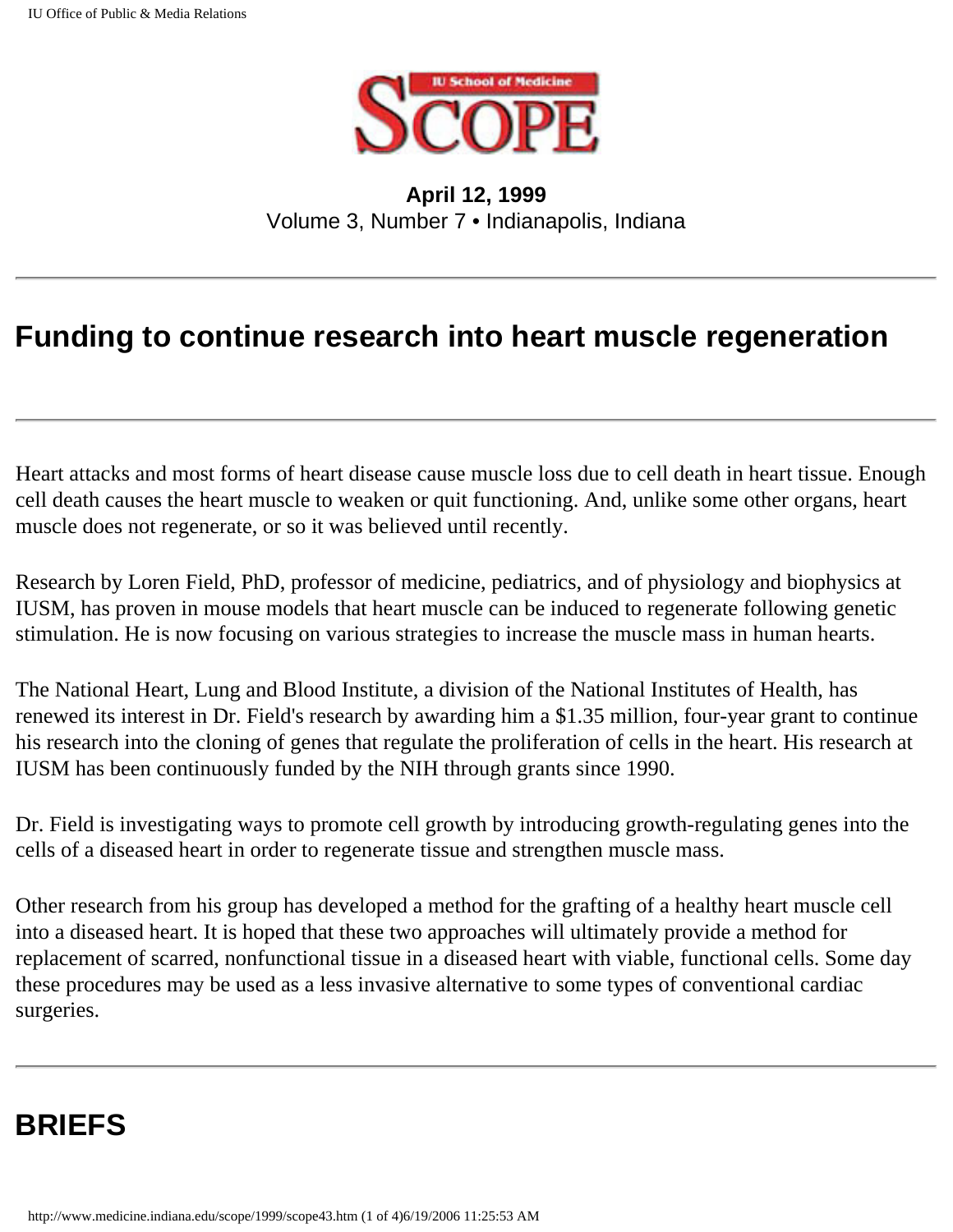**April 12, 1999**
Volume 3, Number 7 • Indianapolis, Indiana

---

# Funding to continue research into heart muscle regeneration

---

Heart attacks and most forms of heart disease cause muscle loss due to cell death in heart tissue. Enough cell death causes the heart muscle to weaken or quit functioning. And, unlike some other organs, heart muscle does not regenerate, or so it was believed until recently.

Research by Loren Field, PhD, professor of medicine, pediatrics, and of physiology and biophysics at IUSM, has proven in mouse models that heart muscle can be induced to regenerate following genetic stimulation. He is now focusing on various strategies to increase the muscle mass in human hearts.

The National Heart, Lung and Blood Institute, a division of the National Institutes of Health, has renewed its interest in Dr. Field's research by awarding him a $1.35 million, four-year grant to continue his research into the cloning of genes that regulate the proliferation of cells in the heart. His research at IUSM has been continuously funded by the NIH through grants since 1990.

Dr. Field is investigating ways to promote cell growth by introducing growth-regulating genes into the cells of a diseased heart in order to regenerate tissue and strengthen muscle mass.

Other research from his group has developed a method for the grafting of a healthy heart muscle cell into a diseased heart. It is hoped that these two approaches will ultimately provide a method for replacement of scarred, nonfunctional tissue in a diseased heart with viable, functional cells. Some day these procedures may be used as a less invasive alternative to some types of conventional cardiac surgeries.

---

# BRIEFS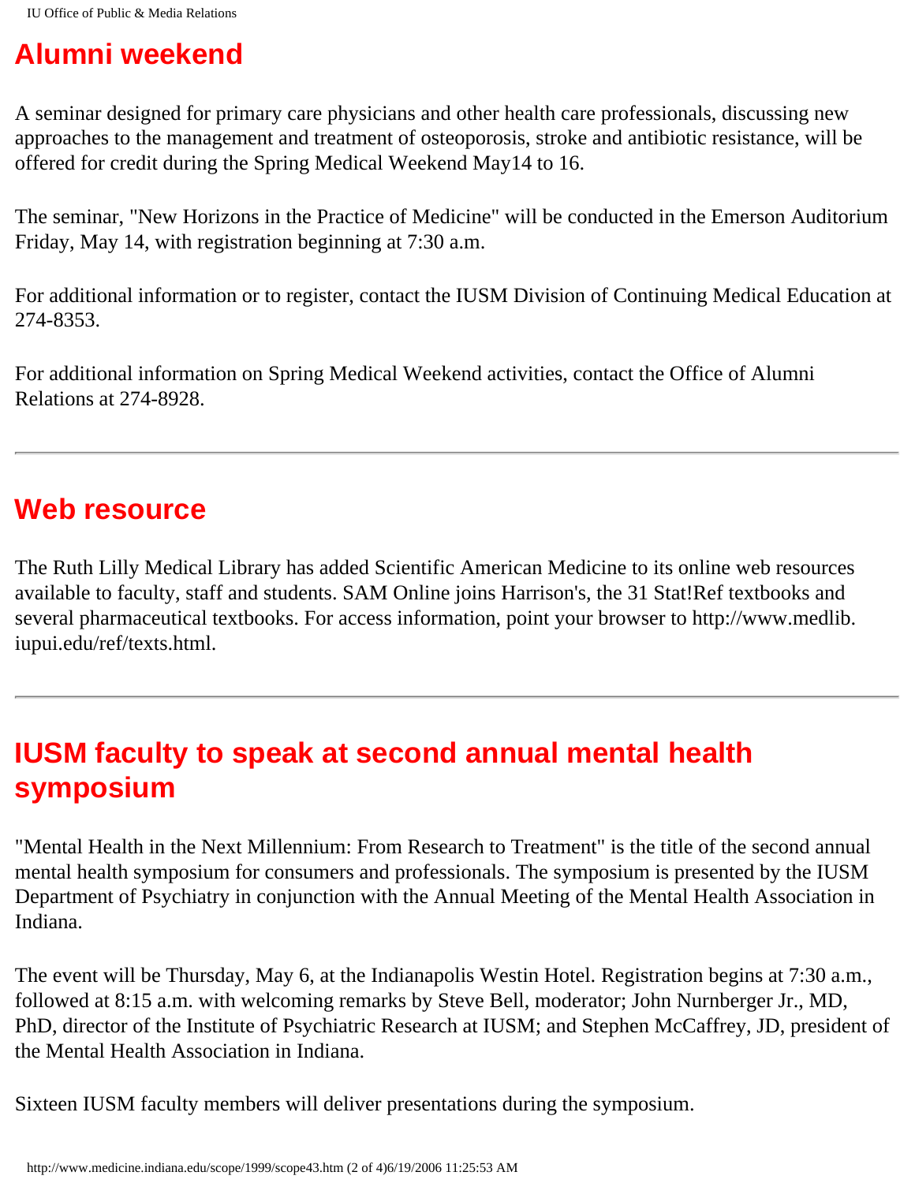## Alumni weekend

A seminar designed for primary care physicians and other health care professionals, discussing new approaches to the management and treatment of osteoporosis, stroke and antibiotic resistance, will be offered for credit during the Spring Medical Weekend May14 to 16.

The seminar, "New Horizons in the Practice of Medicine" will be conducted in the Emerson Auditorium Friday, May 14, with registration beginning at 7:30 a.m.

For additional information or to register, contact the IUSM Division of Continuing Medical Education at 274-8353.

For additional information on Spring Medical Weekend activities, contact the Office of Alumni Relations at 274-8928.

---

## Web resource

The Ruth Lilly Medical Library has added Scientific American Medicine to its online web resources available to faculty, staff and students. SAM Online joins Harrison's, the 31 Stat!Ref textbooks and several pharmaceutical textbooks. For access information, point your browser to http://www.medlib.iupui.edu/ref/texts.html.

---

## IUSM faculty to speak at second annual mental health symposium

"Mental Health in the Next Millennium: From Research to Treatment" is the title of the second annual mental health symposium for consumers and professionals. The symposium is presented by the IUSM Department of Psychiatry in conjunction with the Annual Meeting of the Mental Health Association in Indiana.

The event will be Thursday, May 6, at the Indianapolis Westin Hotel. Registration begins at 7:30 a.m., followed at 8:15 a.m. with welcoming remarks by Steve Bell, moderator; John Nurnberger Jr., MD, PhD, director of the Institute of Psychiatric Research at IUSM; and Stephen McCaffrey, JD, president of the Mental Health Association in Indiana.

Sixteen IUSM faculty members will deliver presentations during the symposium.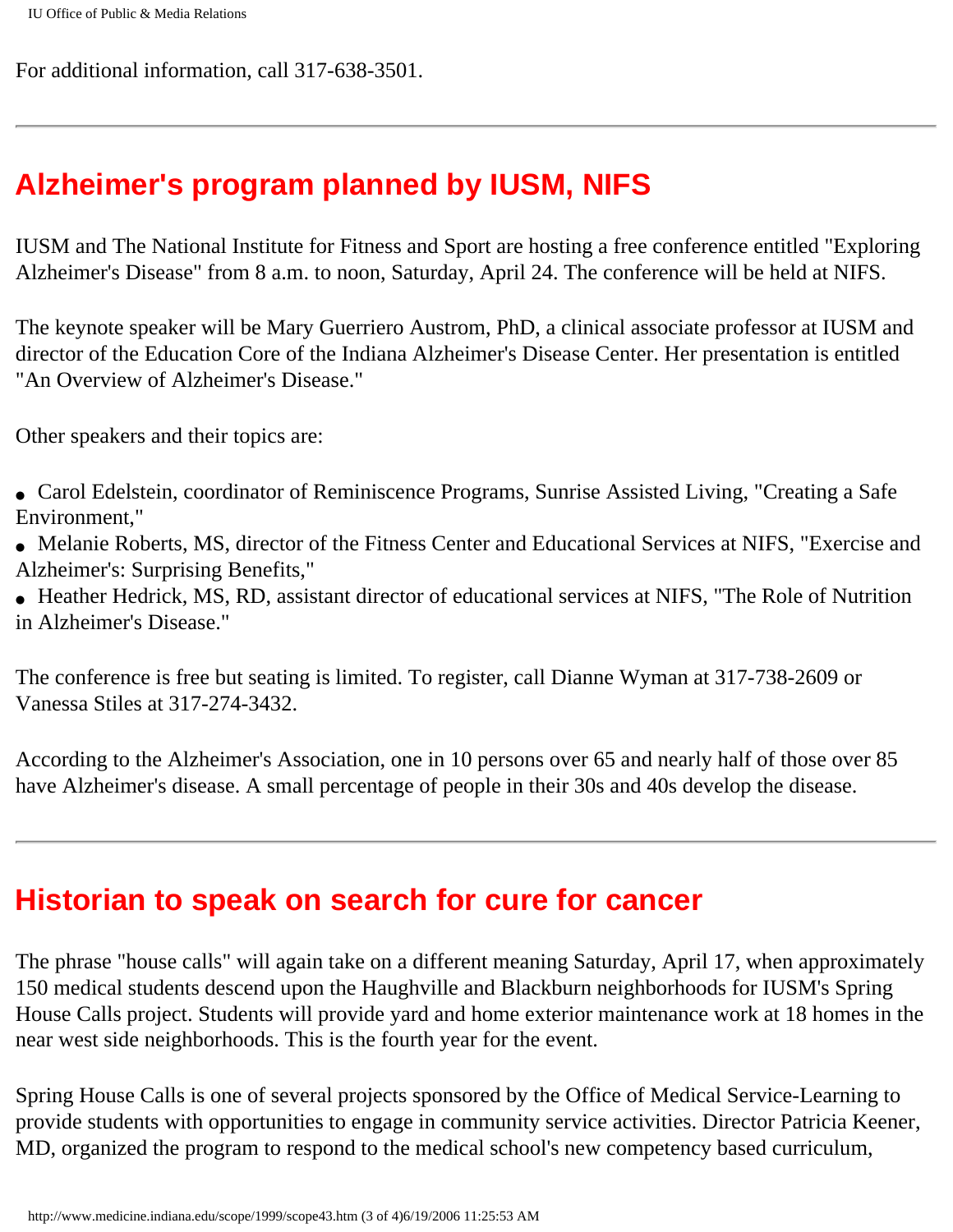For additional information, call 317-638-3501.

---

## Alzheimer's program planned by IUSM, NIFS

IUSM and The National Institute for Fitness and Sport are hosting a free conference entitled "Exploring Alzheimer's Disease" from 8 a.m. to noon, Saturday, April 24. The conference will be held at NIFS.

The keynote speaker will be Mary Guerriero Austrom, PhD, a clinical associate professor at IUSM and director of the Education Core of the Indiana Alzheimer's Disease Center. Her presentation is entitled "An Overview of Alzheimer's Disease."

Other speakers and their topics are:

- Carol Edelstein, coordinator of Reminiscence Programs, Sunrise Assisted Living, "Creating a Safe Environment,"
- Melanie Roberts, MS, director of the Fitness Center and Educational Services at NIFS, "Exercise and Alzheimer's: Surprising Benefits,"
- Heather Hedrick, MS, RD, assistant director of educational services at NIFS, "The Role of Nutrition in Alzheimer's Disease."

The conference is free but seating is limited. To register, call Dianne Wyman at 317-738-2609 or Vanessa Stiles at 317-274-3432.

According to the Alzheimer's Association, one in 10 persons over 65 and nearly half of those over 85 have Alzheimer's disease. A small percentage of people in their 30s and 40s develop the disease.

---

## Historian to speak on search for cure for cancer

The phrase "house calls" will again take on a different meaning Saturday, April 17, when approximately 150 medical students descend upon the Haughville and Blackburn neighborhoods for IUSM's Spring House Calls project. Students will provide yard and home exterior maintenance work at 18 homes in the near west side neighborhoods. This is the fourth year for the event.

Spring House Calls is one of several projects sponsored by the Office of Medical Service-Learning to provide students with opportunities to engage in community service activities. Director Patricia Keener, MD, organized the program to respond to the medical school's new competency based curriculum,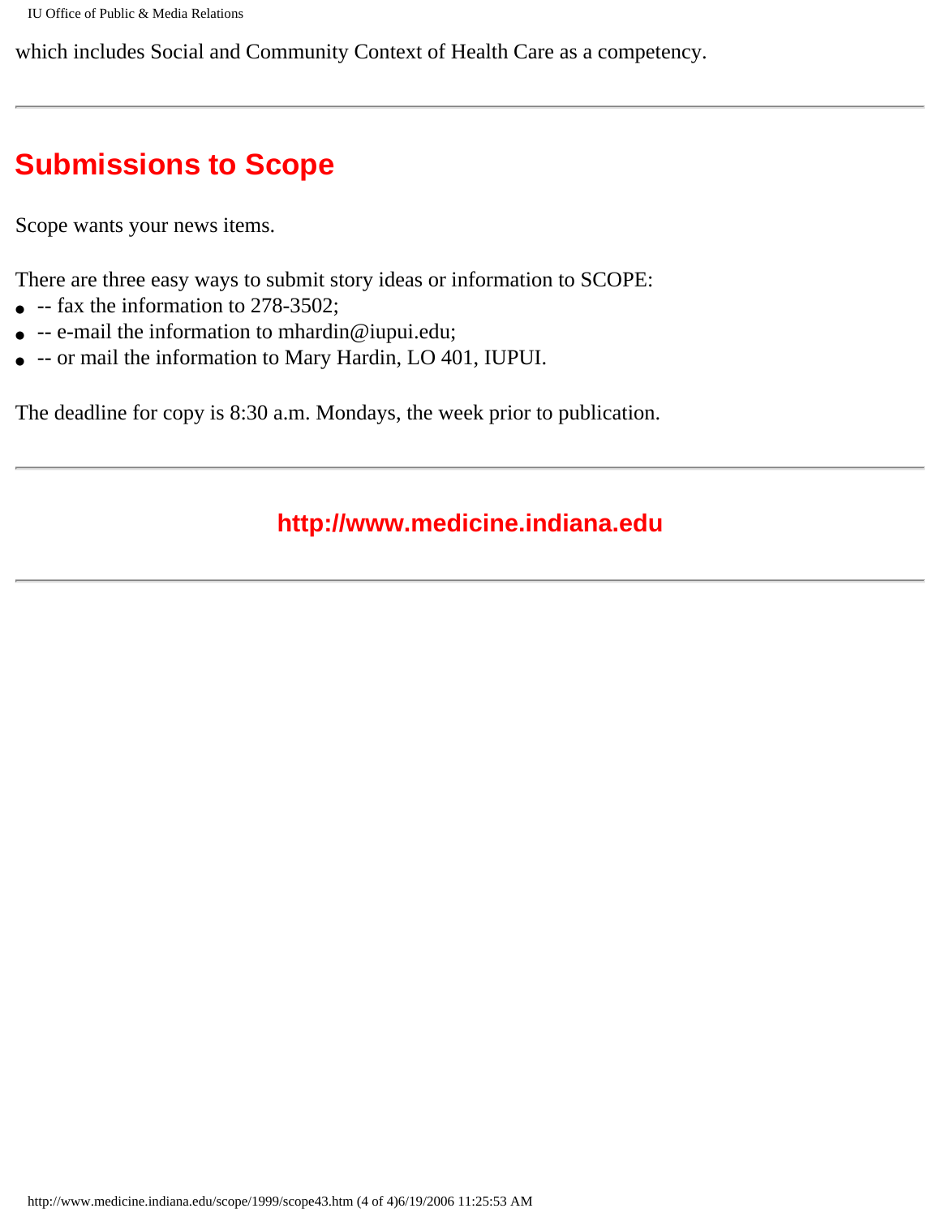which includes Social and Community Context of Health Care as a competency.

---

## Submissions to Scope

Scope wants your news items.

There are three easy ways to submit story ideas or information to SCOPE:

- -- fax the information to 278-3502;
- -- e-mail the information to mhardin@iupui.edu;
- -- or mail the information to Mary Hardin, LO 401, IUPUI.

The deadline for copy is 8:30 a.m. Mondays, the week prior to publication.

---

**http://www.medicine.indiana.edu**

---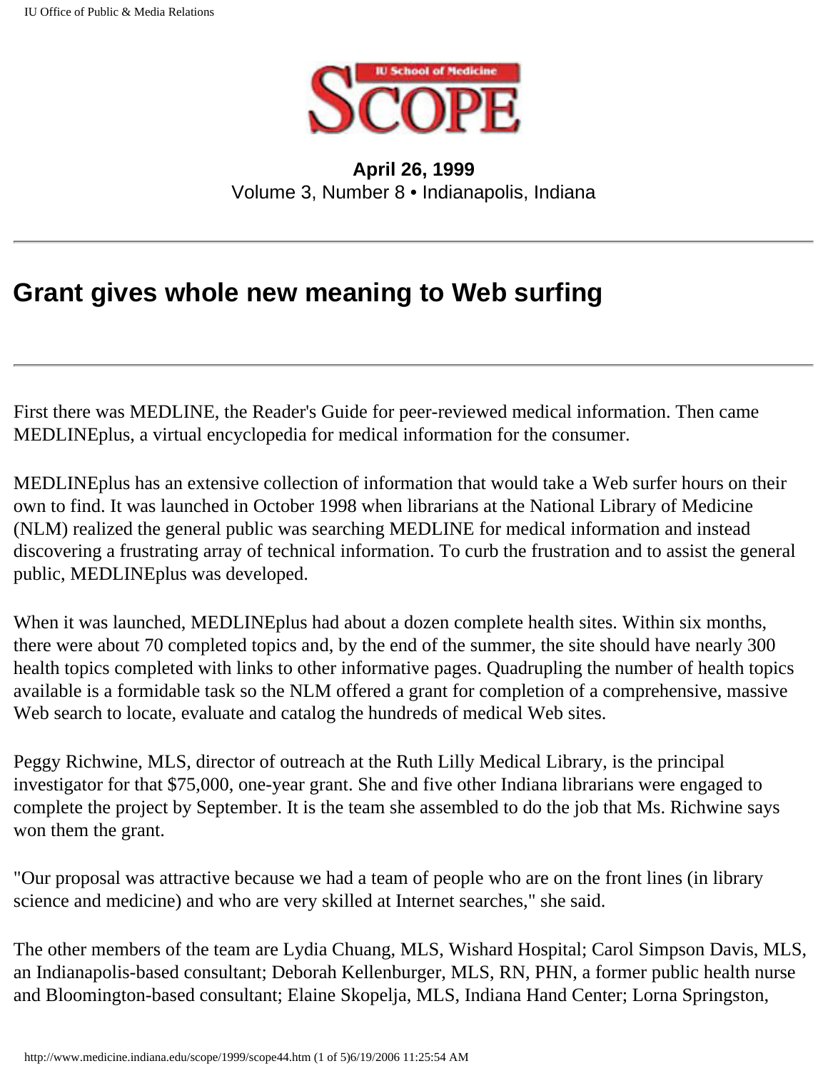**April 26, 1999**
Volume 3, Number 8 • Indianapolis, Indiana

## Grant gives whole new meaning to Web surfing

First there was MEDLINE, the Reader's Guide for peer-reviewed medical information. Then came MEDLINEplus, a virtual encyclopedia for medical information for the consumer.

MEDLINEplus has an extensive collection of information that would take a Web surfer hours on their own to find. It was launched in October 1998 when librarians at the National Library of Medicine (NLM) realized the general public was searching MEDLINE for medical information and instead discovering a frustrating array of technical information. To curb the frustration and to assist the general public, MEDLINEplus was developed.

When it was launched, MEDLINEplus had about a dozen complete health sites. Within six months, there were about 70 completed topics and, by the end of the summer, the site should have nearly 300 health topics completed with links to other informative pages. Quadrupling the number of health topics available is a formidable task so the NLM offered a grant for completion of a comprehensive, massive Web search to locate, evaluate and catalog the hundreds of medical Web sites.

Peggy Richwine, MLS, director of outreach at the Ruth Lilly Medical Library, is the principal investigator for that $75,000, one-year grant. She and five other Indiana librarians were engaged to complete the project by September. It is the team she assembled to do the job that Ms. Richwine says won them the grant.

"Our proposal was attractive because we had a team of people who are on the front lines (in library science and medicine) and who are very skilled at Internet searches," she said.

The other members of the team are Lydia Chuang, MLS, Wishard Hospital; Carol Simpson Davis, MLS, an Indianapolis-based consultant; Deborah Kellenburger, MLS, RN, PHN, a former public health nurse and Bloomington-based consultant; Elaine Skopelja, MLS, Indiana Hand Center; Lorna Springston,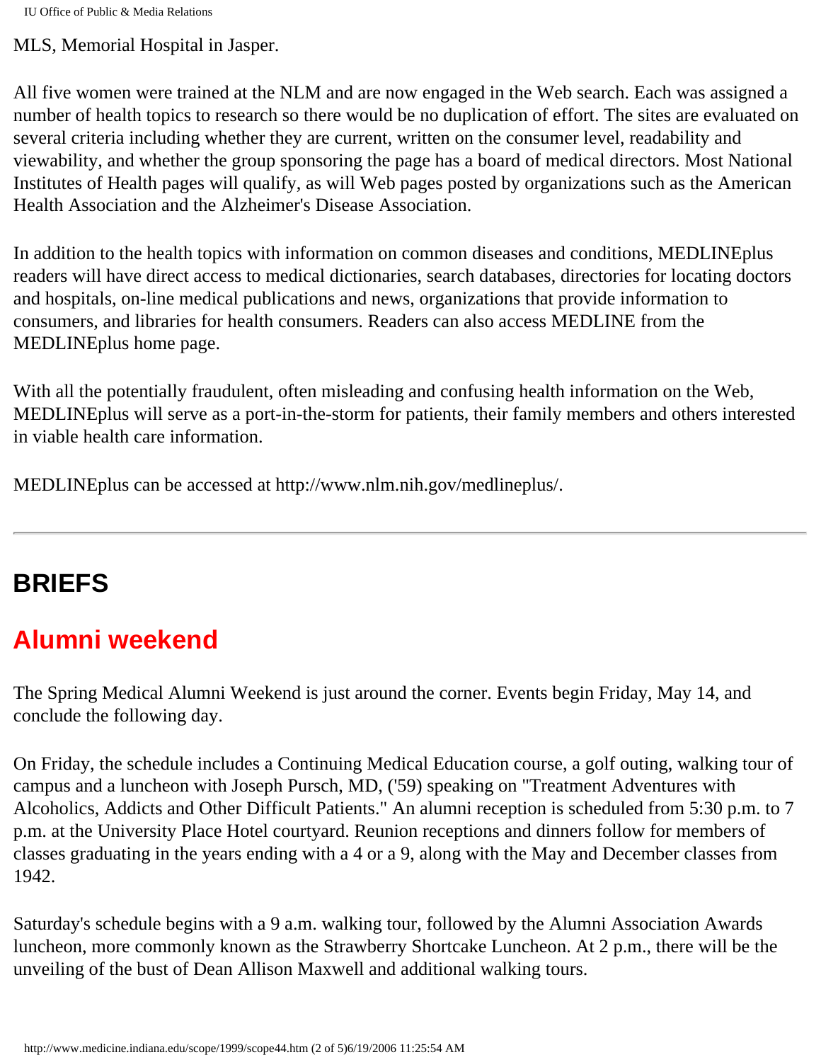MLS, Memorial Hospital in Jasper.

All five women were trained at the NLM and are now engaged in the Web search. Each was assigned a number of health topics to research so there would be no duplication of effort. The sites are evaluated on several criteria including whether they are current, written on the consumer level, readability and viewability, and whether the group sponsoring the page has a board of medical directors. Most National Institutes of Health pages will qualify, as will Web pages posted by organizations such as the American Health Association and the Alzheimer's Disease Association.

In addition to the health topics with information on common diseases and conditions, MEDLINEplus readers will have direct access to medical dictionaries, search databases, directories for locating doctors and hospitals, on-line medical publications and news, organizations that provide information to consumers, and libraries for health consumers. Readers can also access MEDLINE from the MEDLINEplus home page.

With all the potentially fraudulent, often misleading and confusing health information on the Web, MEDLINEplus will serve as a port-in-the-storm for patients, their family members and others interested in viable health care information.

MEDLINEplus can be accessed at http://www.nlm.nih.gov/medlineplus/.

---

# BRIEFS

## Alumni weekend

The Spring Medical Alumni Weekend is just around the corner. Events begin Friday, May 14, and conclude the following day.

On Friday, the schedule includes a Continuing Medical Education course, a golf outing, walking tour of campus and a luncheon with Joseph Pursch, MD, ('59) speaking on "Treatment Adventures with Alcoholics, Addicts and Other Difficult Patients." An alumni reception is scheduled from 5:30 p.m. to 7 p.m. at the University Place Hotel courtyard. Reunion receptions and dinners follow for members of classes graduating in the years ending with a 4 or a 9, along with the May and December classes from 1942.

Saturday's schedule begins with a 9 a.m. walking tour, followed by the Alumni Association Awards luncheon, more commonly known as the Strawberry Shortcake Luncheon. At 2 p.m., there will be the unveiling of the bust of Dean Allison Maxwell and additional walking tours.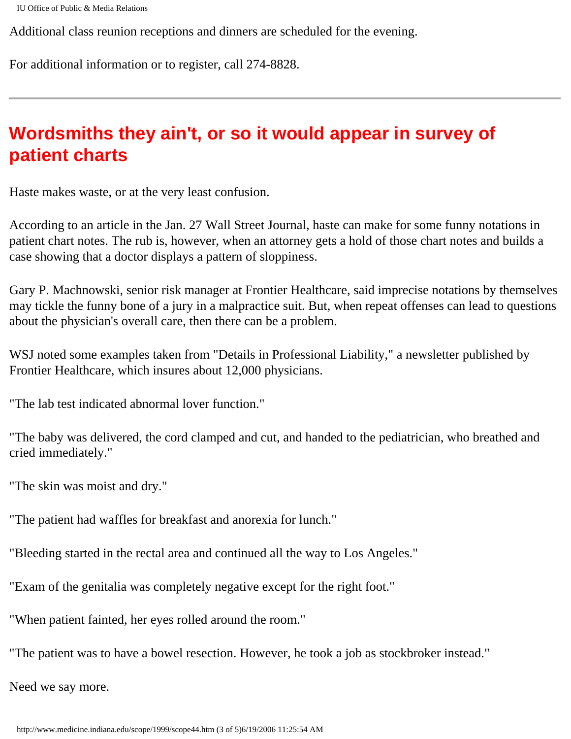Additional class reunion receptions and dinners are scheduled for the evening.

For additional information or to register, call 274-8828.

---

## Wordsmiths they ain't, or so it would appear in survey of patient charts

Haste makes waste, or at the very least confusion.

According to an article in the Jan. 27 Wall Street Journal, haste can make for some funny notations in patient chart notes. The rub is, however, when an attorney gets a hold of those chart notes and builds a case showing that a doctor displays a pattern of sloppiness.

Gary P. Machnowski, senior risk manager at Frontier Healthcare, said imprecise notations by themselves may tickle the funny bone of a jury in a malpractice suit. But, when repeat offenses can lead to questions about the physician's overall care, then there can be a problem.

WSJ noted some examples taken from "Details in Professional Liability," a newsletter published by Frontier Healthcare, which insures about 12,000 physicians.

"The lab test indicated abnormal lover function."

"The baby was delivered, the cord clamped and cut, and handed to the pediatrician, who breathed and cried immediately."

"The skin was moist and dry."

"The patient had waffles for breakfast and anorexia for lunch."

"Bleeding started in the rectal area and continued all the way to Los Angeles."

"Exam of the genitalia was completely negative except for the right foot."

"When patient fainted, her eyes rolled around the room."

"The patient was to have a bowel resection. However, he took a job as stockbroker instead."

Need we say more.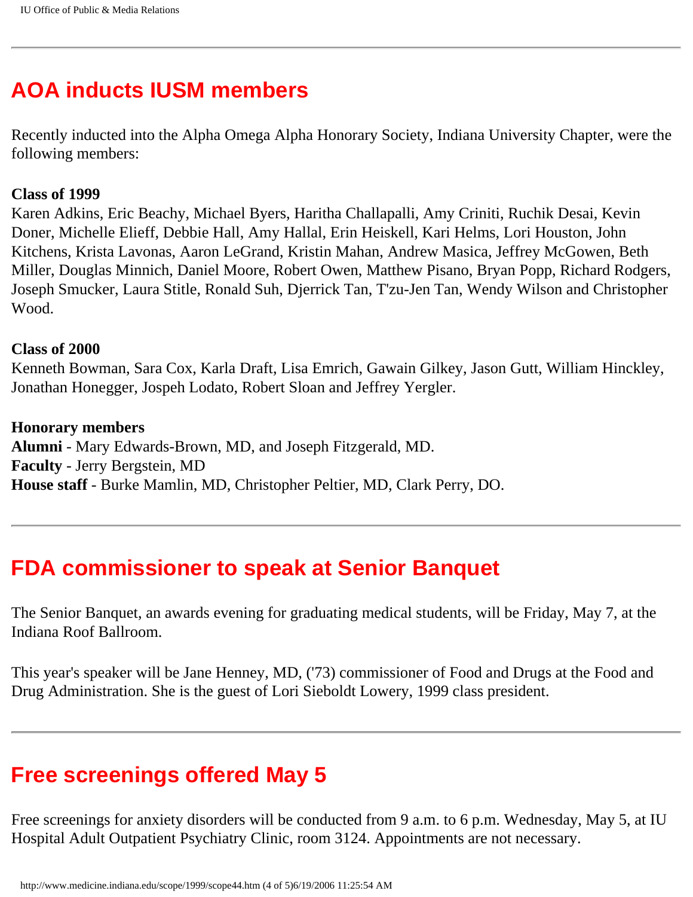## AOA inducts IUSM members

Recently inducted into the Alpha Omega Alpha Honorary Society, Indiana University Chapter, were the following members:

**Class of 1999**
Karen Adkins, Eric Beachy, Michael Byers, Haritha Challapalli, Amy Criniti, Ruchik Desai, Kevin Doner, Michelle Elieff, Debbie Hall, Amy Hallal, Erin Heiskell, Kari Helms, Lori Houston, John Kitchens, Krista Lavonas, Aaron LeGrand, Kristin Mahan, Andrew Masica, Jeffrey McGowen, Beth Miller, Douglas Minnich, Daniel Moore, Robert Owen, Matthew Pisano, Bryan Popp, Richard Rodgers, Joseph Smucker, Laura Stitle, Ronald Suh, Djerrick Tan, T'zu-Jen Tan, Wendy Wilson and Christopher Wood.

**Class of 2000**
Kenneth Bowman, Sara Cox, Karla Draft, Lisa Emrich, Gawain Gilkey, Jason Gutt, William Hinckley, Jonathan Honegger, Jospeh Lodato, Robert Sloan and Jeffrey Yergler.

**Honorary members**
**Alumni** - Mary Edwards-Brown, MD, and Joseph Fitzgerald, MD.
**Faculty** - Jerry Bergstein, MD
**House staff** - Burke Mamlin, MD, Christopher Peltier, MD, Clark Perry, DO.

---

## FDA commissioner to speak at Senior Banquet

The Senior Banquet, an awards evening for graduating medical students, will be Friday, May 7, at the Indiana Roof Ballroom.

This year's speaker will be Jane Henney, MD, ('73) commissioner of Food and Drugs at the Food and Drug Administration. She is the guest of Lori Sieboldt Lowery, 1999 class president.

---

## Free screenings offered May 5

Free screenings for anxiety disorders will be conducted from 9 a.m. to 6 p.m. Wednesday, May 5, at IU Hospital Adult Outpatient Psychiatry Clinic, room 3124. Appointments are not necessary.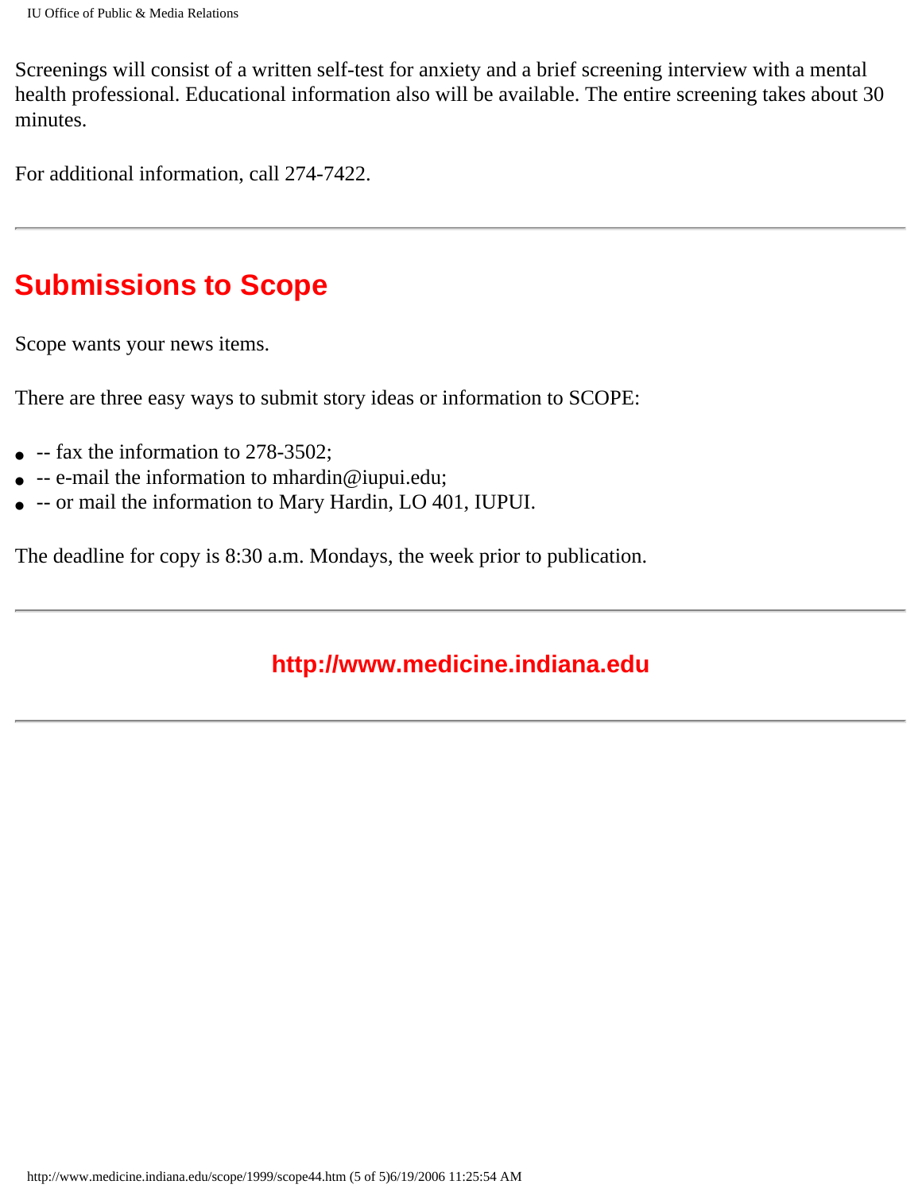Screenings will consist of a written self-test for anxiety and a brief screening interview with a mental health professional. Educational information also will be available. The entire screening takes about 30 minutes.

For additional information, call 274-7422.

---

## Submissions to Scope

Scope wants your news items.

There are three easy ways to submit story ideas or information to SCOPE:

- -- fax the information to 278-3502;
- -- e-mail the information to mhardin@iupui.edu;
- -- or mail the information to Mary Hardin, LO 401, IUPUI.

The deadline for copy is 8:30 a.m. Mondays, the week prior to publication.

---

**http://www.medicine.indiana.edu**

---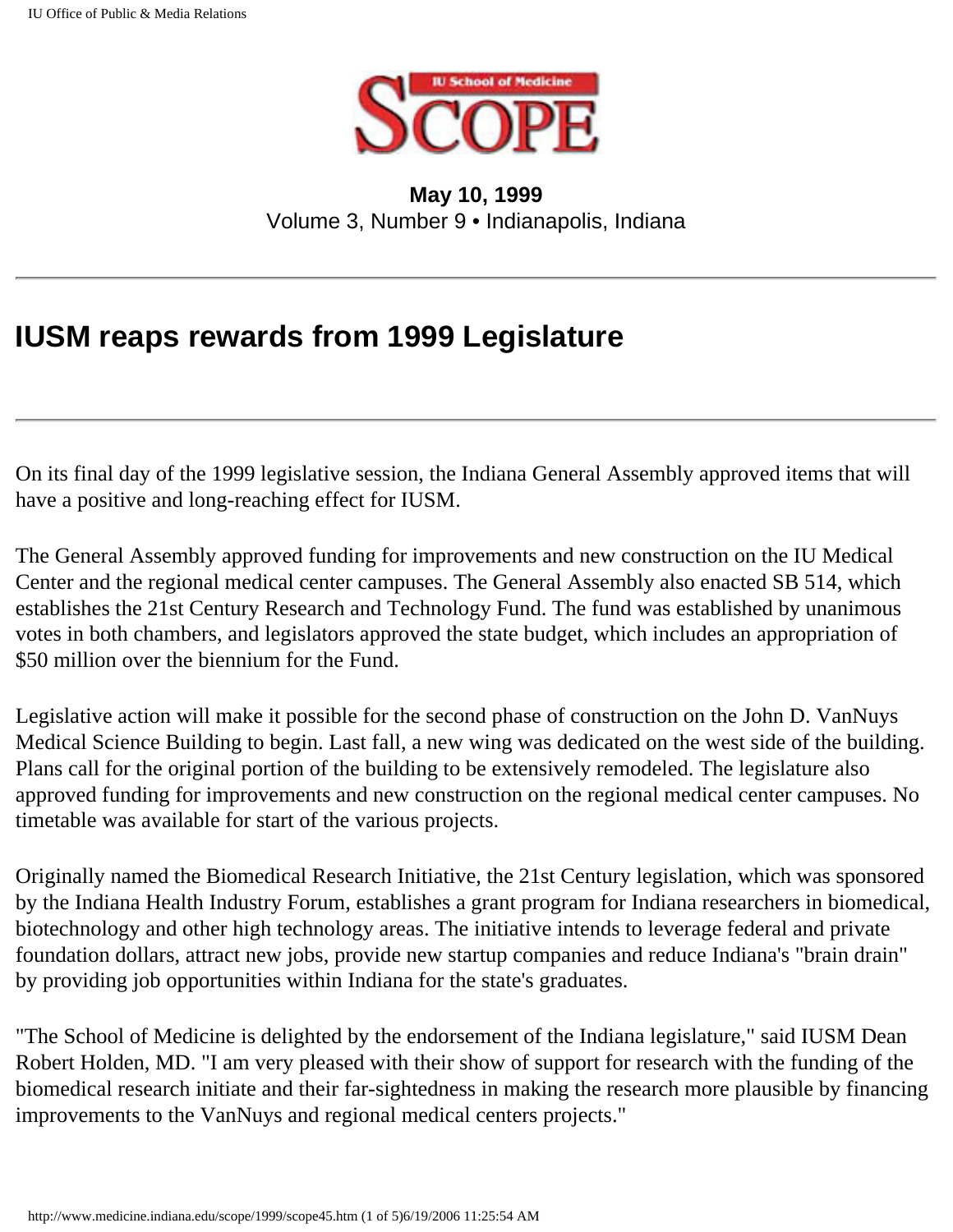**May 10, 1999**
Volume 3, Number 9 • Indianapolis, Indiana

---

# IUSM reaps rewards from 1999 Legislature

---

On its final day of the 1999 legislative session, the Indiana General Assembly approved items that will have a positive and long-reaching effect for IUSM.

The General Assembly approved funding for improvements and new construction on the IU Medical Center and the regional medical center campuses. The General Assembly also enacted SB 514, which establishes the 21st Century Research and Technology Fund. The fund was established by unanimous votes in both chambers, and legislators approved the state budget, which includes an appropriation of $50 million over the biennium for the Fund.

Legislative action will make it possible for the second phase of construction on the John D. VanNuys Medical Science Building to begin. Last fall, a new wing was dedicated on the west side of the building. Plans call for the original portion of the building to be extensively remodeled. The legislature also approved funding for improvements and new construction on the regional medical center campuses. No timetable was available for start of the various projects.

Originally named the Biomedical Research Initiative, the 21st Century legislation, which was sponsored by the Indiana Health Industry Forum, establishes a grant program for Indiana researchers in biomedical, biotechnology and other high technology areas. The initiative intends to leverage federal and private foundation dollars, attract new jobs, provide new startup companies and reduce Indiana's "brain drain" by providing job opportunities within Indiana for the state's graduates.

"The School of Medicine is delighted by the endorsement of the Indiana legislature," said IUSM Dean Robert Holden, MD. "I am very pleased with their show of support for research with the funding of the biomedical research initiate and their far-sightedness in making the research more plausible by financing improvements to the VanNuys and regional medical centers projects."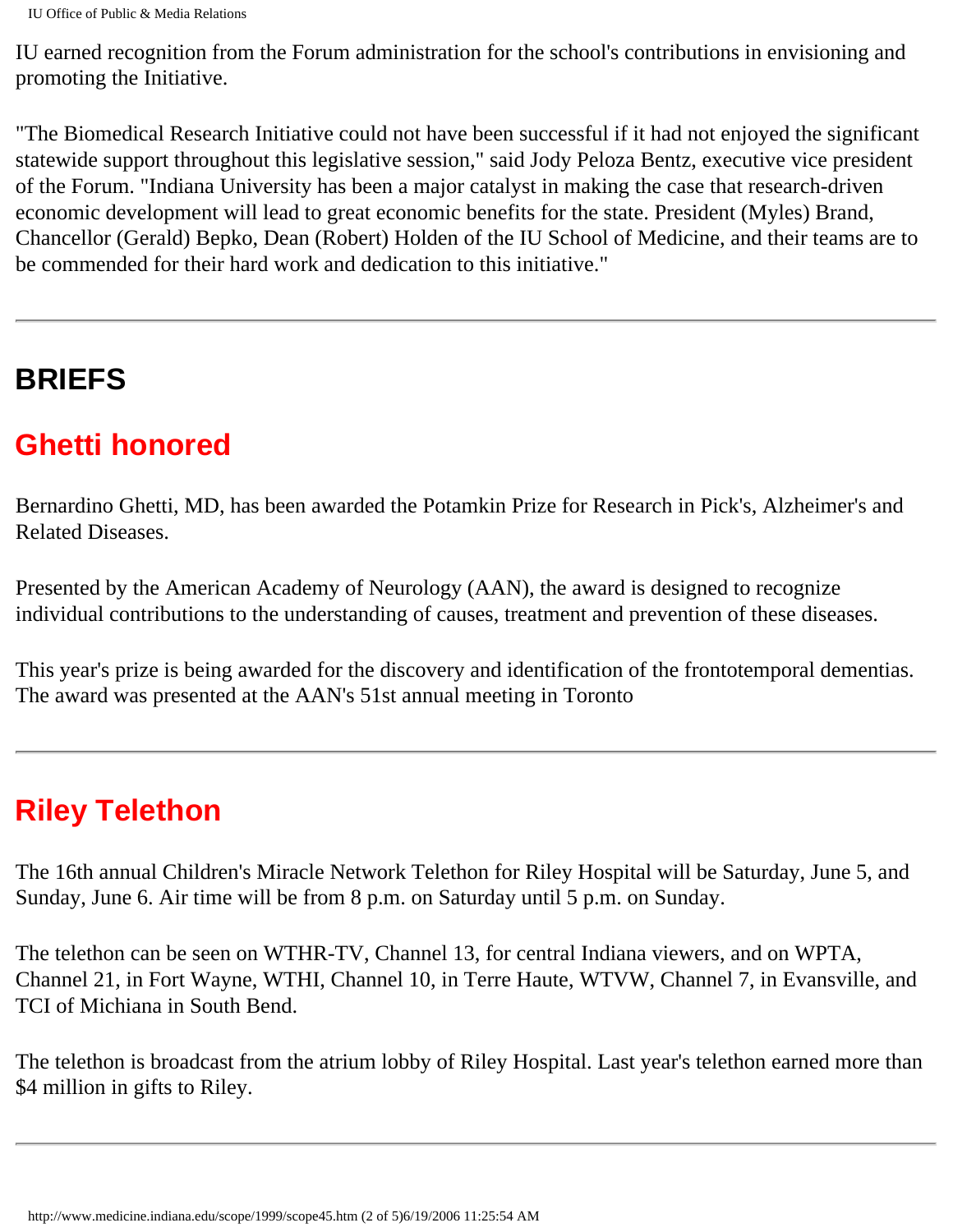IU earned recognition from the Forum administration for the school's contributions in envisioning and promoting the Initiative.

"The Biomedical Research Initiative could not have been successful if it had not enjoyed the significant statewide support throughout this legislative session," said Jody Peloza Bentz, executive vice president of the Forum. "Indiana University has been a major catalyst in making the case that research-driven economic development will lead to great economic benefits for the state. President (Myles) Brand, Chancellor (Gerald) Bepko, Dean (Robert) Holden of the IU School of Medicine, and their teams are to be commended for their hard work and dedication to this initiative."

---

## BRIEFS

## Ghetti honored

Bernardino Ghetti, MD, has been awarded the Potamkin Prize for Research in Pick's, Alzheimer's and Related Diseases.

Presented by the American Academy of Neurology (AAN), the award is designed to recognize individual contributions to the understanding of causes, treatment and prevention of these diseases.

This year's prize is being awarded for the discovery and identification of the frontotemporal dementias. The award was presented at the AAN's 51st annual meeting in Toronto

---

## Riley Telethon

The 16th annual Children's Miracle Network Telethon for Riley Hospital will be Saturday, June 5, and Sunday, June 6. Air time will be from 8 p.m. on Saturday until 5 p.m. on Sunday.

The telethon can be seen on WTHR-TV, Channel 13, for central Indiana viewers, and on WPTA, Channel 21, in Fort Wayne, WTHI, Channel 10, in Terre Haute, WTVW, Channel 7, in Evansville, and TCI of Michiana in South Bend.

The telethon is broadcast from the atrium lobby of Riley Hospital. Last year's telethon earned more than $4 million in gifts to Riley.

---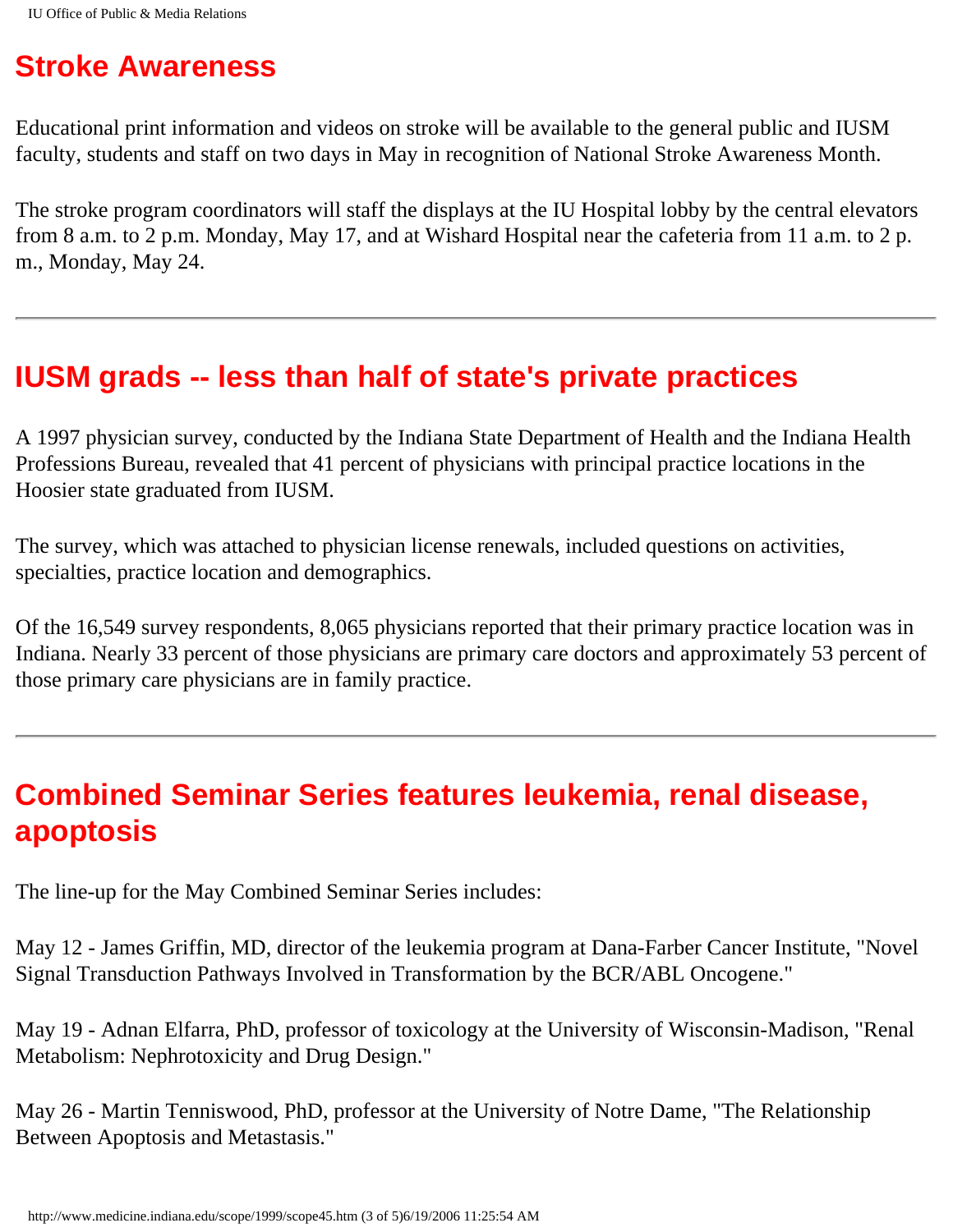## Stroke Awareness

Educational print information and videos on stroke will be available to the general public and IUSM faculty, students and staff on two days in May in recognition of National Stroke Awareness Month.

The stroke program coordinators will staff the displays at the IU Hospital lobby by the central elevators from 8 a.m. to 2 p.m. Monday, May 17, and at Wishard Hospital near the cafeteria from 11 a.m. to 2 p.m., Monday, May 24.

---

## IUSM grads -- less than half of state's private practices

A 1997 physician survey, conducted by the Indiana State Department of Health and the Indiana Health Professions Bureau, revealed that 41 percent of physicians with principal practice locations in the Hoosier state graduated from IUSM.

The survey, which was attached to physician license renewals, included questions on activities, specialties, practice location and demographics.

Of the 16,549 survey respondents, 8,065 physicians reported that their primary practice location was in Indiana. Nearly 33 percent of those physicians are primary care doctors and approximately 53 percent of those primary care physicians are in family practice.

---

## Combined Seminar Series features leukemia, renal disease, apoptosis

The line-up for the May Combined Seminar Series includes:

May 12 - James Griffin, MD, director of the leukemia program at Dana-Farber Cancer Institute, "Novel Signal Transduction Pathways Involved in Transformation by the BCR/ABL Oncogene."

May 19 - Adnan Elfarra, PhD, professor of toxicology at the University of Wisconsin-Madison, "Renal Metabolism: Nephrotoxicity and Drug Design."

May 26 - Martin Tenniswood, PhD, professor at the University of Notre Dame, "The Relationship Between Apoptosis and Metastasis."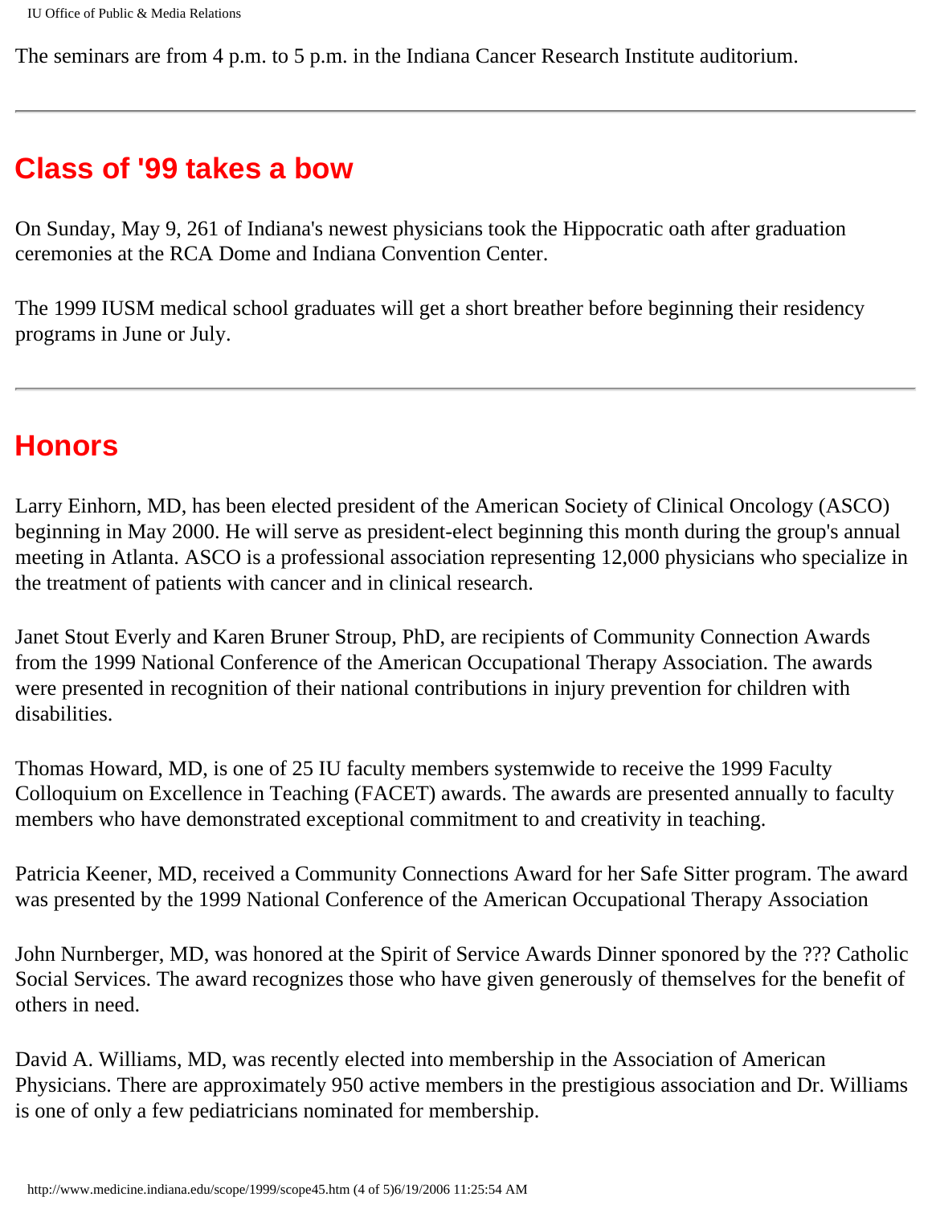The seminars are from 4 p.m. to 5 p.m. in the Indiana Cancer Research Institute auditorium.

---

## Class of '99 takes a bow

On Sunday, May 9, 261 of Indiana's newest physicians took the Hippocratic oath after graduation ceremonies at the RCA Dome and Indiana Convention Center.

The 1999 IUSM medical school graduates will get a short breather before beginning their residency programs in June or July.

---

## Honors

Larry Einhorn, MD, has been elected president of the American Society of Clinical Oncology (ASCO) beginning in May 2000. He will serve as president-elect beginning this month during the group's annual meeting in Atlanta. ASCO is a professional association representing 12,000 physicians who specialize in the treatment of patients with cancer and in clinical research.

Janet Stout Everly and Karen Bruner Stroup, PhD, are recipients of Community Connection Awards from the 1999 National Conference of the American Occupational Therapy Association. The awards were presented in recognition of their national contributions in injury prevention for children with disabilities.

Thomas Howard, MD, is one of 25 IU faculty members systemwide to receive the 1999 Faculty Colloquium on Excellence in Teaching (FACET) awards. The awards are presented annually to faculty members who have demonstrated exceptional commitment to and creativity in teaching.

Patricia Keener, MD, received a Community Connections Award for her Safe Sitter program. The award was presented by the 1999 National Conference of the American Occupational Therapy Association

John Nurnberger, MD, was honored at the Spirit of Service Awards Dinner sponored by the ??? Catholic Social Services. The award recognizes those who have given generously of themselves for the benefit of others in need.

David A. Williams, MD, was recently elected into membership in the Association of American Physicians. There are approximately 950 active members in the prestigious association and Dr. Williams is one of only a few pediatricians nominated for membership.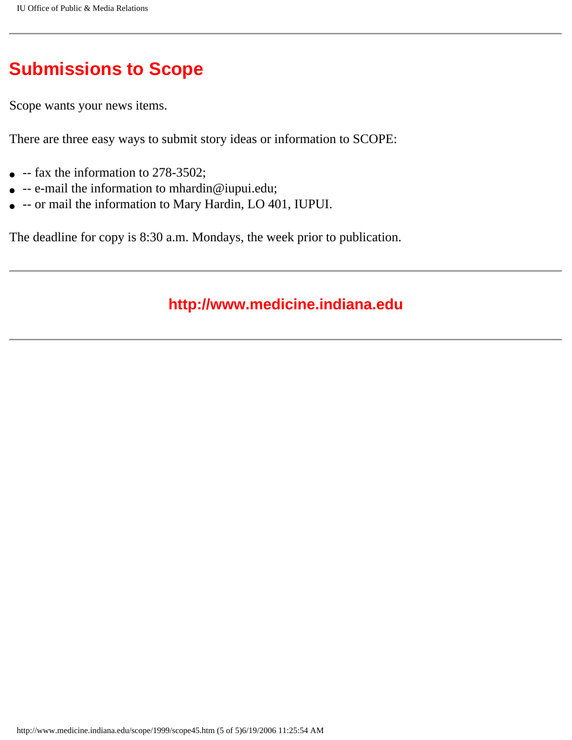## Submissions to Scope

Scope wants your news items.

There are three easy ways to submit story ideas or information to SCOPE:

- -- fax the information to 278-3502;
- -- e-mail the information to mhardin@iupui.edu;
- -- or mail the information to Mary Hardin, LO 401, IUPUI.

The deadline for copy is 8:30 a.m. Mondays, the week prior to publication.

---

**http://www.medicine.indiana.edu**

---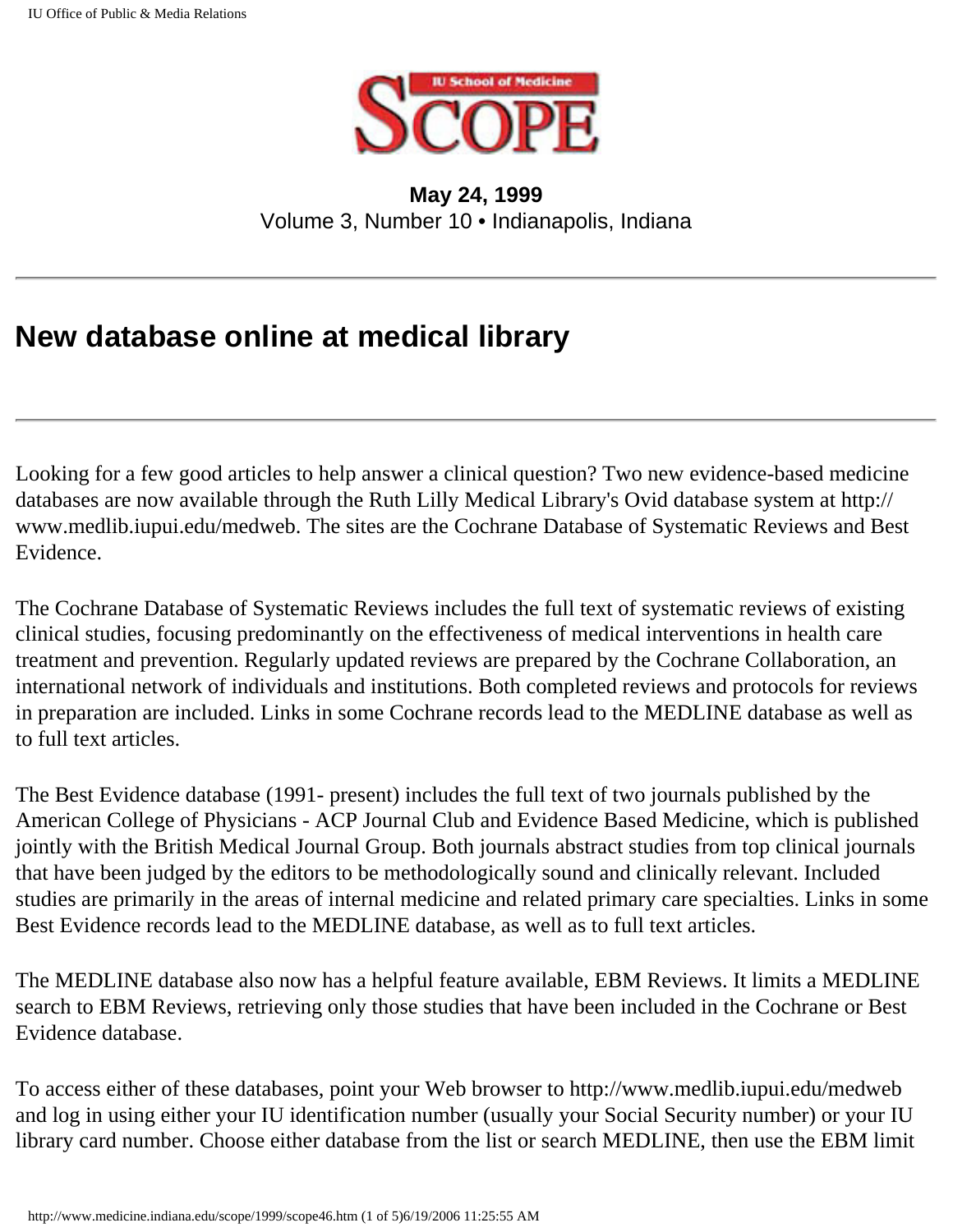**May 24, 1999**
Volume 3, Number 10 • Indianapolis, Indiana

# New database online at medical library

Looking for a few good articles to help answer a clinical question? Two new evidence-based medicine databases are now available through the Ruth Lilly Medical Library's Ovid database system at http://www.medlib.iupui.edu/medweb. The sites are the Cochrane Database of Systematic Reviews and Best Evidence.

The Cochrane Database of Systematic Reviews includes the full text of systematic reviews of existing clinical studies, focusing predominantly on the effectiveness of medical interventions in health care treatment and prevention. Regularly updated reviews are prepared by the Cochrane Collaboration, an international network of individuals and institutions. Both completed reviews and protocols for reviews in preparation are included. Links in some Cochrane records lead to the MEDLINE database as well as to full text articles.

The Best Evidence database (1991- present) includes the full text of two journals published by the American College of Physicians - ACP Journal Club and Evidence Based Medicine, which is published jointly with the British Medical Journal Group. Both journals abstract studies from top clinical journals that have been judged by the editors to be methodologically sound and clinically relevant. Included studies are primarily in the areas of internal medicine and related primary care specialties. Links in some Best Evidence records lead to the MEDLINE database, as well as to full text articles.

The MEDLINE database also now has a helpful feature available, EBM Reviews. It limits a MEDLINE search to EBM Reviews, retrieving only those studies that have been included in the Cochrane or Best Evidence database.

To access either of these databases, point your Web browser to http://www.medlib.iupui.edu/medweb and log in using either your IU identification number (usually your Social Security number) or your IU library card number. Choose either database from the list or search MEDLINE, then use the EBM limit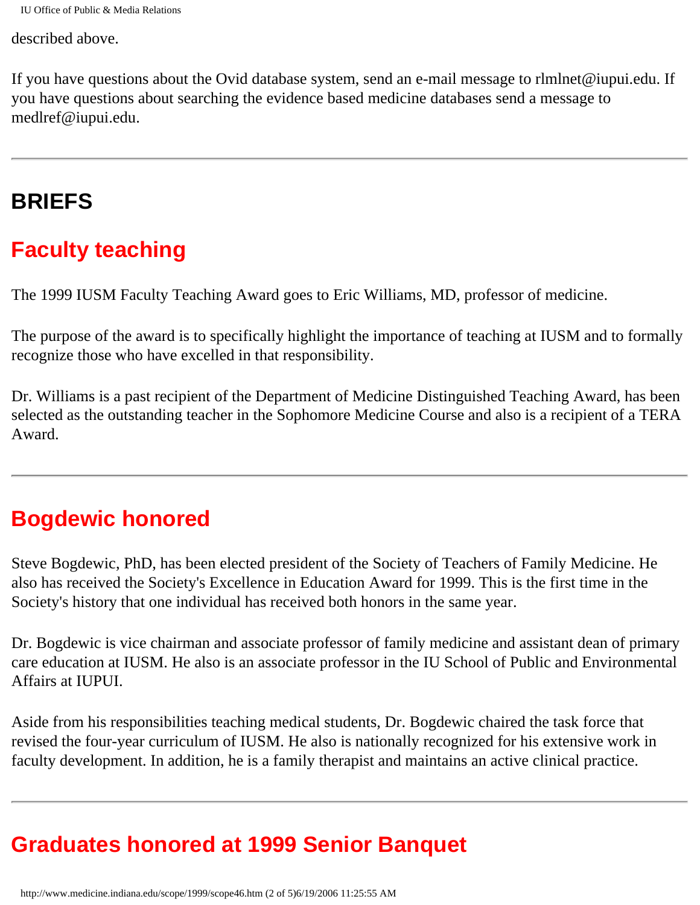described above.

If you have questions about the Ovid database system, send an e-mail message to rlmlnet@iupui.edu. If you have questions about searching the evidence based medicine databases send a message to medlref@iupui.edu.

---

# BRIEFS

## Faculty teaching

The 1999 IUSM Faculty Teaching Award goes to Eric Williams, MD, professor of medicine.

The purpose of the award is to specifically highlight the importance of teaching at IUSM and to formally recognize those who have excelled in that responsibility.

Dr. Williams is a past recipient of the Department of Medicine Distinguished Teaching Award, has been selected as the outstanding teacher in the Sophomore Medicine Course and also is a recipient of a TERA Award.

---

## Bogdewic honored

Steve Bogdewic, PhD, has been elected president of the Society of Teachers of Family Medicine. He also has received the Society's Excellence in Education Award for 1999. This is the first time in the Society's history that one individual has received both honors in the same year.

Dr. Bogdewic is vice chairman and associate professor of family medicine and assistant dean of primary care education at IUSM. He also is an associate professor in the IU School of Public and Environmental Affairs at IUPUI.

Aside from his responsibilities teaching medical students, Dr. Bogdewic chaired the task force that revised the four-year curriculum of IUSM. He also is nationally recognized for his extensive work in faculty development. In addition, he is a family therapist and maintains an active clinical practice.

---

## Graduates honored at 1999 Senior Banquet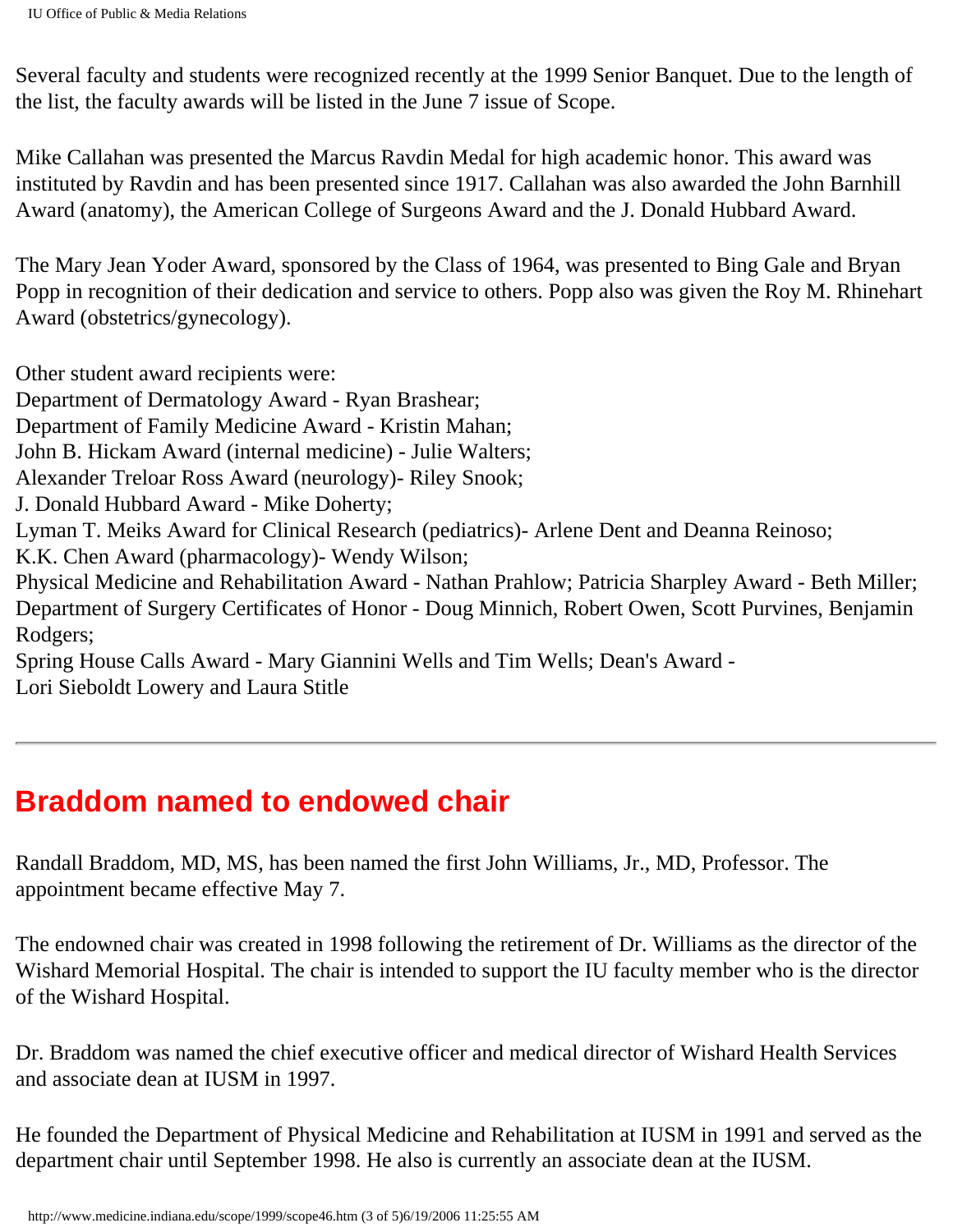Several faculty and students were recognized recently at the 1999 Senior Banquet. Due to the length of the list, the faculty awards will be listed in the June 7 issue of Scope.

Mike Callahan was presented the Marcus Ravdin Medal for high academic honor. This award was instituted by Ravdin and has been presented since 1917. Callahan was also awarded the John Barnhill Award (anatomy), the American College of Surgeons Award and the J. Donald Hubbard Award.

The Mary Jean Yoder Award, sponsored by the Class of 1964, was presented to Bing Gale and Bryan Popp in recognition of their dedication and service to others. Popp also was given the Roy M. Rhinehart Award (obstetrics/gynecology).

Other student award recipients were:
Department of Dermatology Award - Ryan Brashear;
Department of Family Medicine Award - Kristin Mahan;
John B. Hickam Award (internal medicine) - Julie Walters;
Alexander Treloar Ross Award (neurology)- Riley Snook;
J. Donald Hubbard Award - Mike Doherty;
Lyman T. Meiks Award for Clinical Research (pediatrics)- Arlene Dent and Deanna Reinoso;
K.K. Chen Award (pharmacology)- Wendy Wilson;
Physical Medicine and Rehabilitation Award - Nathan Prahlow; Patricia Sharpley Award - Beth Miller;
Department of Surgery Certificates of Honor - Doug Minnich, Robert Owen, Scott Purvines, Benjamin Rodgers;
Spring House Calls Award - Mary Giannini Wells and Tim Wells; Dean's Award -
Lori Sieboldt Lowery and Laura Stitle

---

## Braddom named to endowed chair

Randall Braddom, MD, MS, has been named the first John Williams, Jr., MD, Professor. The appointment became effective May 7.

The endowned chair was created in 1998 following the retirement of Dr. Williams as the director of the Wishard Memorial Hospital. The chair is intended to support the IU faculty member who is the director of the Wishard Hospital.

Dr. Braddom was named the chief executive officer and medical director of Wishard Health Services and associate dean at IUSM in 1997.

He founded the Department of Physical Medicine and Rehabilitation at IUSM in 1991 and served as the department chair until September 1998. He also is currently an associate dean at the IUSM.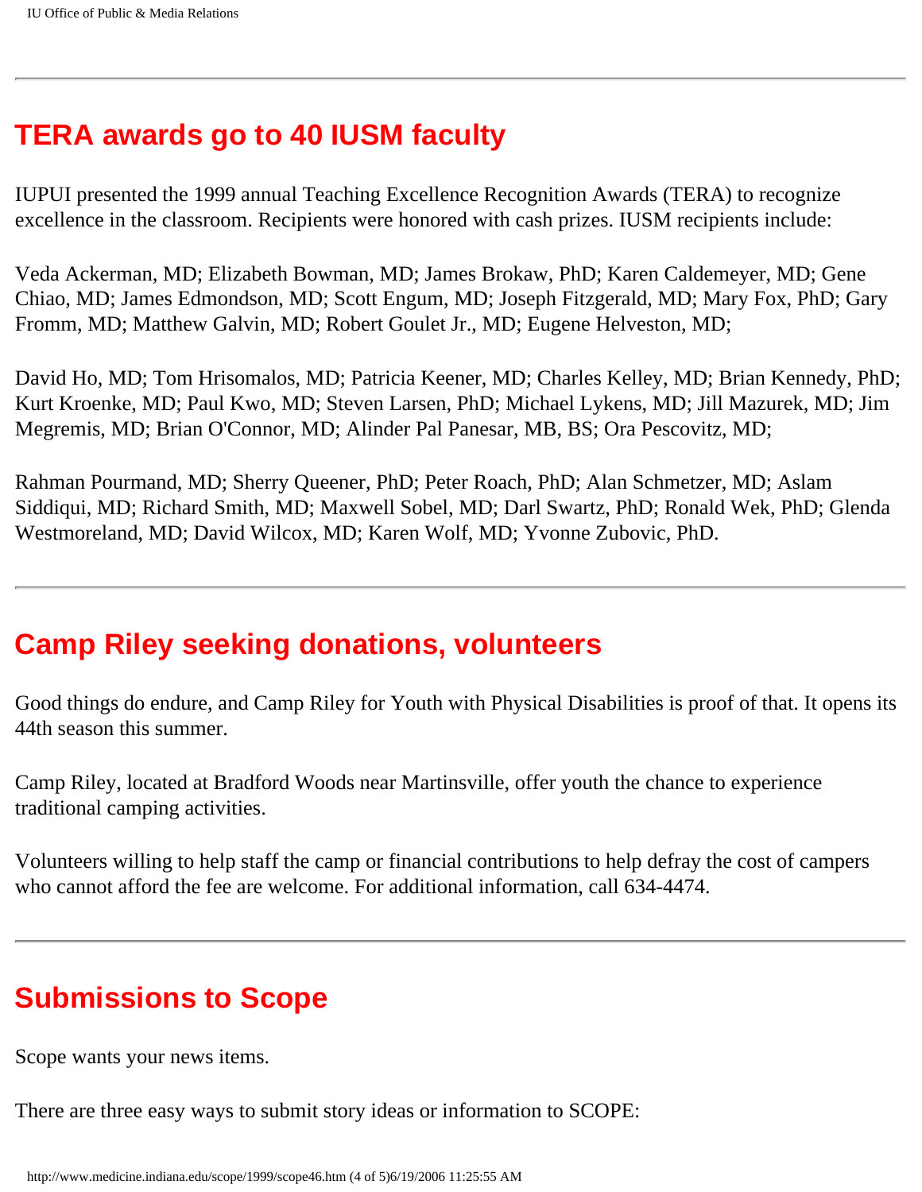## TERA awards go to 40 IUSM faculty

IUPUI presented the 1999 annual Teaching Excellence Recognition Awards (TERA) to recognize excellence in the classroom. Recipients were honored with cash prizes. IUSM recipients include:

Veda Ackerman, MD; Elizabeth Bowman, MD; James Brokaw, PhD; Karen Caldemeyer, MD; Gene Chiao, MD; James Edmondson, MD; Scott Engum, MD; Joseph Fitzgerald, MD; Mary Fox, PhD; Gary Fromm, MD; Matthew Galvin, MD; Robert Goulet Jr., MD; Eugene Helveston, MD;

David Ho, MD; Tom Hrisomalos, MD; Patricia Keener, MD; Charles Kelley, MD; Brian Kennedy, PhD; Kurt Kroenke, MD; Paul Kwo, MD; Steven Larsen, PhD; Michael Lykens, MD; Jill Mazurek, MD; Jim Megremis, MD; Brian O'Connor, MD; Alinder Pal Panesar, MB, BS; Ora Pescovitz, MD;

Rahman Pourmand, MD; Sherry Queener, PhD; Peter Roach, PhD; Alan Schmetzer, MD; Aslam Siddiqui, MD; Richard Smith, MD; Maxwell Sobel, MD; Darl Swartz, PhD; Ronald Wek, PhD; Glenda Westmoreland, MD; David Wilcox, MD; Karen Wolf, MD; Yvonne Zubovic, PhD.

---

## Camp Riley seeking donations, volunteers

Good things do endure, and Camp Riley for Youth with Physical Disabilities is proof of that. It opens its 44th season this summer.

Camp Riley, located at Bradford Woods near Martinsville, offer youth the chance to experience traditional camping activities.

Volunteers willing to help staff the camp or financial contributions to help defray the cost of campers who cannot afford the fee are welcome. For additional information, call 634-4474.

---

## Submissions to Scope

Scope wants your news items.

There are three easy ways to submit story ideas or information to SCOPE: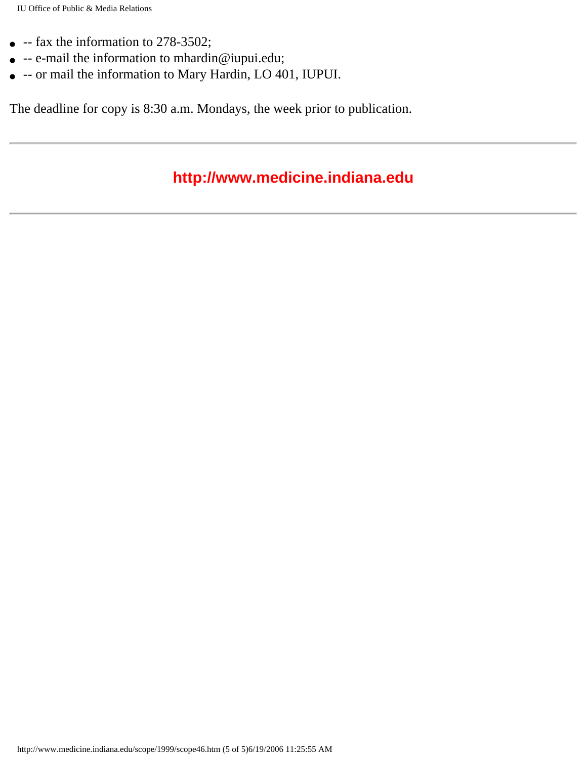- -- fax the information to 278-3502;
- -- e-mail the information to mhardin@iupui.edu;
- -- or mail the information to Mary Hardin, LO 401, IUPUI.

The deadline for copy is 8:30 a.m. Mondays, the week prior to publication.

---

**http://www.medicine.indiana.edu**

---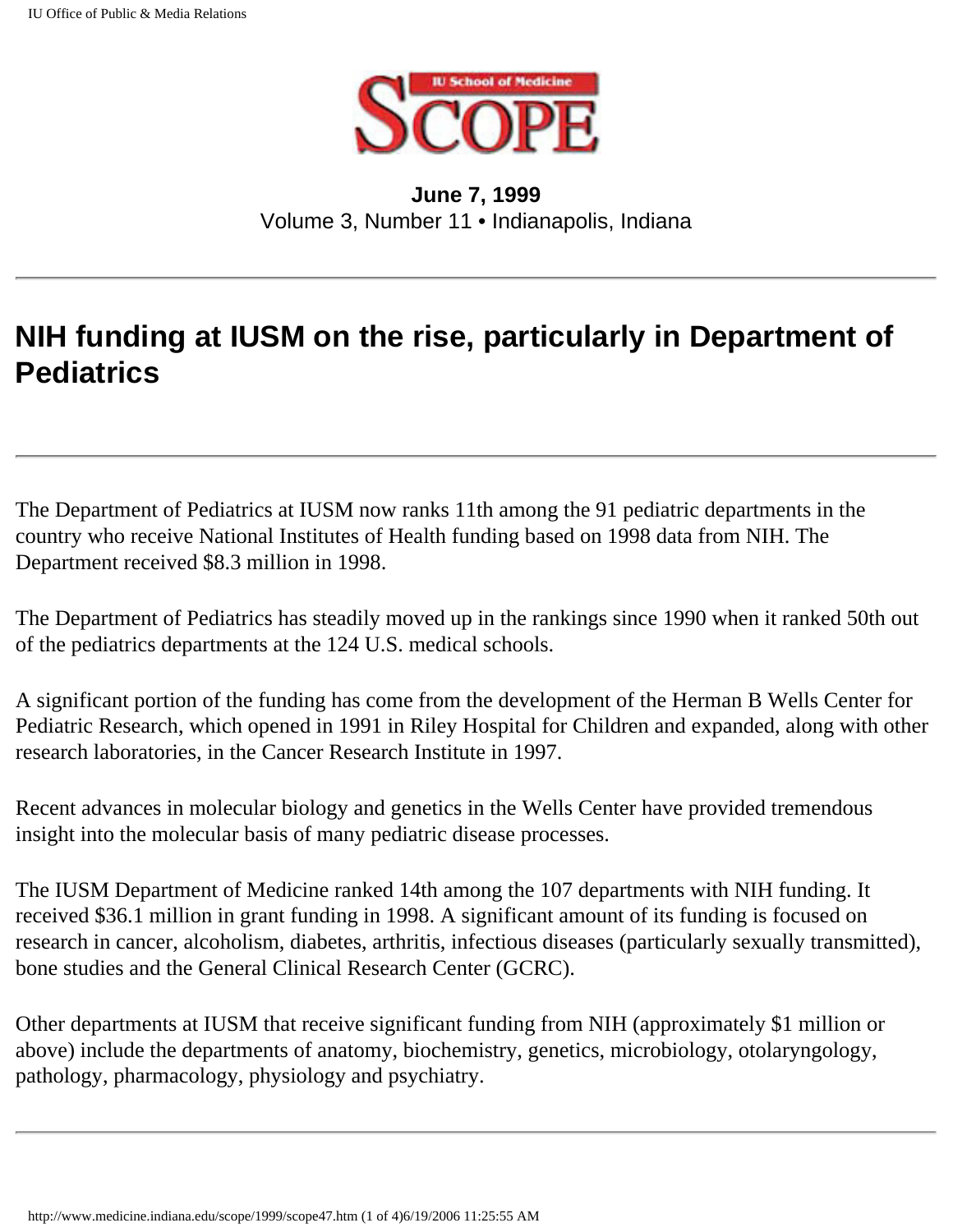**June 7, 1999**
Volume 3, Number 11 • Indianapolis, Indiana

---

# NIH funding at IUSM on the rise, particularly in Department of Pediatrics

---

The Department of Pediatrics at IUSM now ranks 11th among the 91 pediatric departments in the country who receive National Institutes of Health funding based on 1998 data from NIH. The Department received $8.3 million in 1998.

The Department of Pediatrics has steadily moved up in the rankings since 1990 when it ranked 50th out of the pediatrics departments at the 124 U.S. medical schools.

A significant portion of the funding has come from the development of the Herman B Wells Center for Pediatric Research, which opened in 1991 in Riley Hospital for Children and expanded, along with other research laboratories, in the Cancer Research Institute in 1997.

Recent advances in molecular biology and genetics in the Wells Center have provided tremendous insight into the molecular basis of many pediatric disease processes.

The IUSM Department of Medicine ranked 14th among the 107 departments with NIH funding. It received $36.1 million in grant funding in 1998. A significant amount of its funding is focused on research in cancer, alcoholism, diabetes, arthritis, infectious diseases (particularly sexually transmitted), bone studies and the General Clinical Research Center (GCRC).

Other departments at IUSM that receive significant funding from NIH (approximately $1 million or above) include the departments of anatomy, biochemistry, genetics, microbiology, otolaryngology, pathology, pharmacology, physiology and psychiatry.

---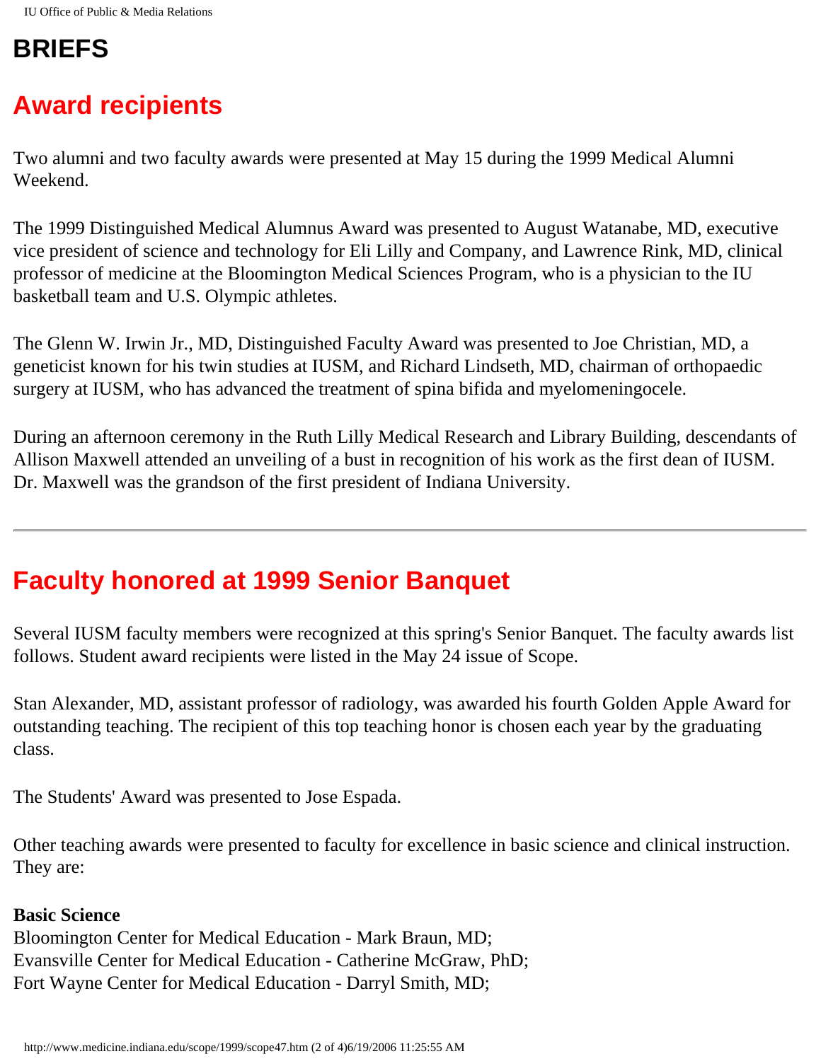# BRIEFS

## Award recipients

Two alumni and two faculty awards were presented at May 15 during the 1999 Medical Alumni Weekend.

The 1999 Distinguished Medical Alumnus Award was presented to August Watanabe, MD, executive vice president of science and technology for Eli Lilly and Company, and Lawrence Rink, MD, clinical professor of medicine at the Bloomington Medical Sciences Program, who is a physician to the IU basketball team and U.S. Olympic athletes.

The Glenn W. Irwin Jr., MD, Distinguished Faculty Award was presented to Joe Christian, MD, a geneticist known for his twin studies at IUSM, and Richard Lindseth, MD, chairman of orthopaedic surgery at IUSM, who has advanced the treatment of spina bifida and myelomeningocele.

During an afternoon ceremony in the Ruth Lilly Medical Research and Library Building, descendants of Allison Maxwell attended an unveiling of a bust in recognition of his work as the first dean of IUSM. Dr. Maxwell was the grandson of the first president of Indiana University.

---

## Faculty honored at 1999 Senior Banquet

Several IUSM faculty members were recognized at this spring's Senior Banquet. The faculty awards list follows. Student award recipients were listed in the May 24 issue of Scope.

Stan Alexander, MD, assistant professor of radiology, was awarded his fourth Golden Apple Award for outstanding teaching. The recipient of this top teaching honor is chosen each year by the graduating class.

The Students' Award was presented to Jose Espada.

Other teaching awards were presented to faculty for excellence in basic science and clinical instruction. They are:

**Basic Science**
Bloomington Center for Medical Education - Mark Braun, MD;
Evansville Center for Medical Education - Catherine McGraw, PhD;
Fort Wayne Center for Medical Education - Darryl Smith, MD;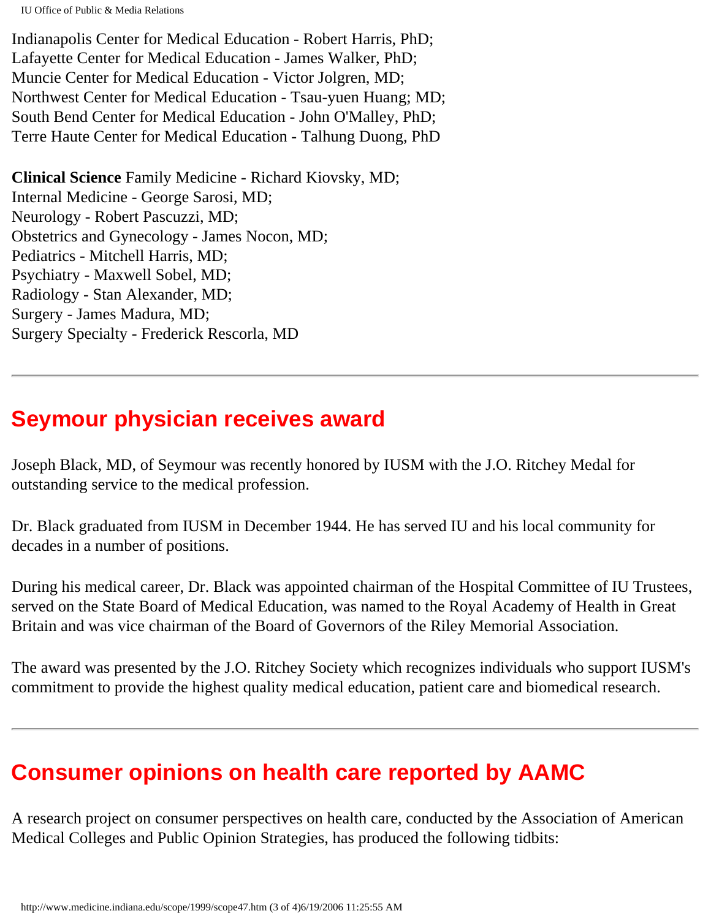Indianapolis Center for Medical Education - Robert Harris, PhD;
Lafayette Center for Medical Education - James Walker, PhD;
Muncie Center for Medical Education - Victor Jolgren, MD;
Northwest Center for Medical Education - Tsau-yuen Huang; MD;
South Bend Center for Medical Education - John O'Malley, PhD;
Terre Haute Center for Medical Education - Talhung Duong, PhD

**Clinical Science** Family Medicine - Richard Kiovsky, MD;
Internal Medicine - George Sarosi, MD;
Neurology - Robert Pascuzzi, MD;
Obstetrics and Gynecology - James Nocon, MD;
Pediatrics - Mitchell Harris, MD;
Psychiatry - Maxwell Sobel, MD;
Radiology - Stan Alexander, MD;
Surgery - James Madura, MD;
Surgery Specialty - Frederick Rescorla, MD

---

## Seymour physician receives award

Joseph Black, MD, of Seymour was recently honored by IUSM with the J.O. Ritchey Medal for outstanding service to the medical profession.

Dr. Black graduated from IUSM in December 1944. He has served IU and his local community for decades in a number of positions.

During his medical career, Dr. Black was appointed chairman of the Hospital Committee of IU Trustees, served on the State Board of Medical Education, was named to the Royal Academy of Health in Great Britain and was vice chairman of the Board of Governors of the Riley Memorial Association.

The award was presented by the J.O. Ritchey Society which recognizes individuals who support IUSM's commitment to provide the highest quality medical education, patient care and biomedical research.

---

## Consumer opinions on health care reported by AAMC

A research project on consumer perspectives on health care, conducted by the Association of American Medical Colleges and Public Opinion Strategies, has produced the following tidbits: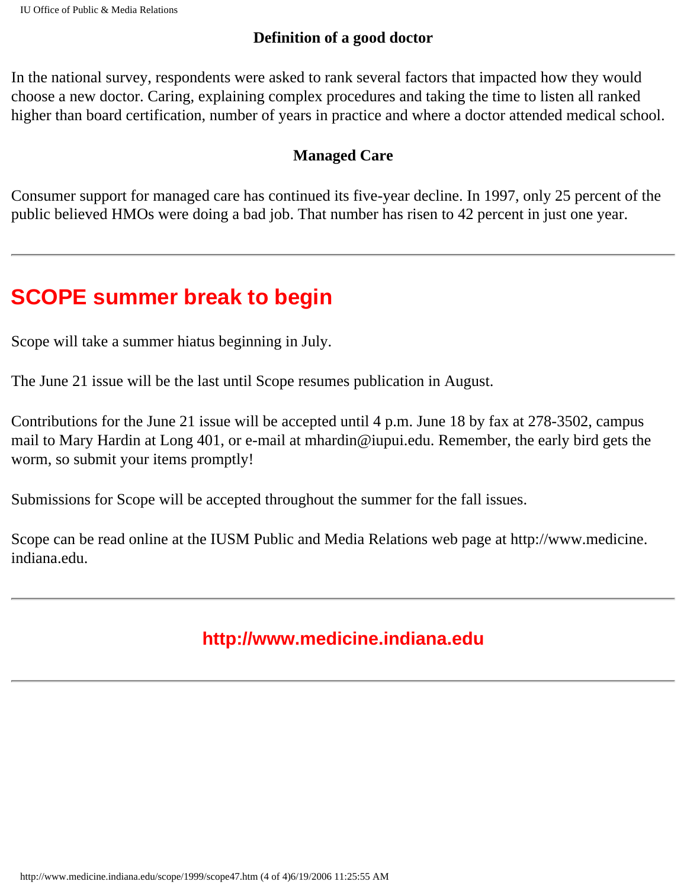### Definition of a good doctor

In the national survey, respondents were asked to rank several factors that impacted how they would choose a new doctor. Caring, explaining complex procedures and taking the time to listen all ranked higher than board certification, number of years in practice and where a doctor attended medical school.

### Managed Care

Consumer support for managed care has continued its five-year decline. In 1997, only 25 percent of the public believed HMOs were doing a bad job. That number has risen to 42 percent in just one year.

---

## SCOPE summer break to begin

Scope will take a summer hiatus beginning in July.

The June 21 issue will be the last until Scope resumes publication in August.

Contributions for the June 21 issue will be accepted until 4 p.m. June 18 by fax at 278-3502, campus mail to Mary Hardin at Long 401, or e-mail at mhardin@iupui.edu. Remember, the early bird gets the worm, so submit your items promptly!

Submissions for Scope will be accepted throughout the summer for the fall issues.

Scope can be read online at the IUSM Public and Media Relations web page at http://www.medicine.indiana.edu.

---

### http://www.medicine.indiana.edu

---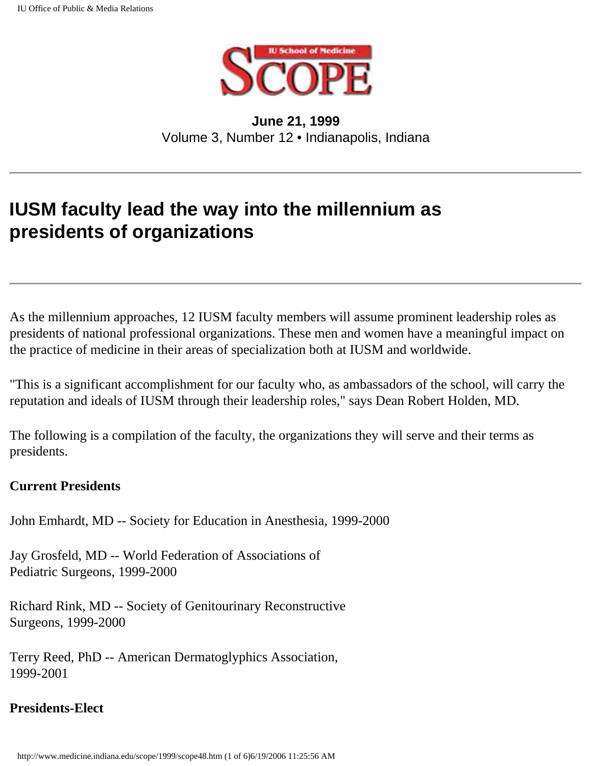**June 21, 1999**
Volume 3, Number 12 • Indianapolis, Indiana

---

# IUSM faculty lead the way into the millennium as presidents of organizations

---

As the millennium approaches, 12 IUSM faculty members will assume prominent leadership roles as presidents of national professional organizations. These men and women have a meaningful impact on the practice of medicine in their areas of specialization both at IUSM and worldwide.

"This is a significant accomplishment for our faculty who, as ambassadors of the school, will carry the reputation and ideals of IUSM through their leadership roles," says Dean Robert Holden, MD.

The following is a compilation of the faculty, the organizations they will serve and their terms as presidents.

**Current Presidents**

John Emhardt, MD -- Society for Education in Anesthesia, 1999-2000

Jay Grosfeld, MD -- World Federation of Associations of Pediatric Surgeons, 1999-2000

Richard Rink, MD -- Society of Genitourinary Reconstructive Surgeons, 1999-2000

Terry Reed, PhD -- American Dermatoglyphics Association, 1999-2001

**Presidents-Elect**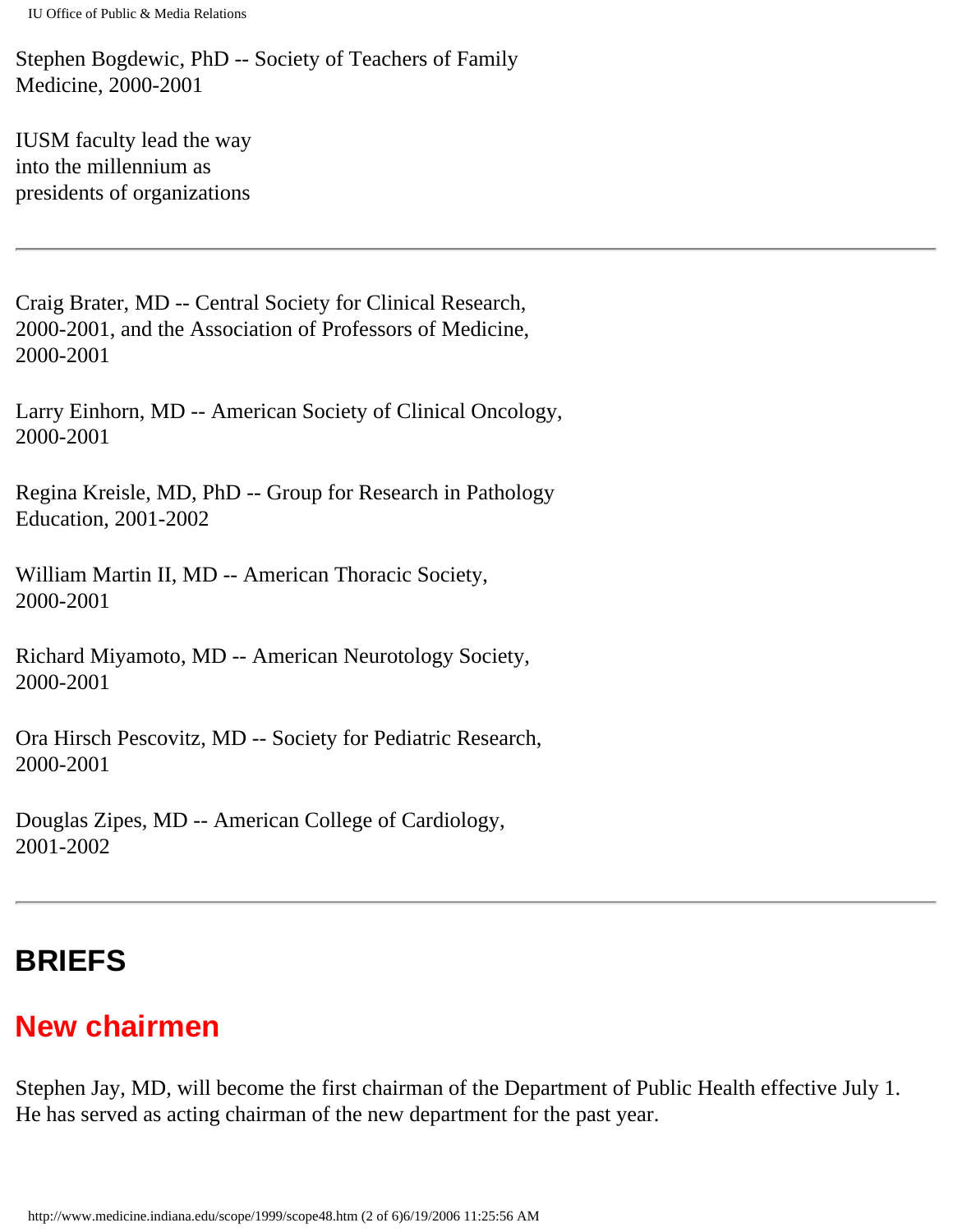Stephen Bogdewic, PhD -- Society of Teachers of Family Medicine, 2000-2001

IUSM faculty lead the way into the millennium as presidents of organizations

---

Craig Brater, MD -- Central Society for Clinical Research, 2000-2001, and the Association of Professors of Medicine, 2000-2001

Larry Einhorn, MD -- American Society of Clinical Oncology, 2000-2001

Regina Kreisle, MD, PhD -- Group for Research in Pathology Education, 2001-2002

William Martin II, MD -- American Thoracic Society, 2000-2001

Richard Miyamoto, MD -- American Neurotology Society, 2000-2001

Ora Hirsch Pescovitz, MD -- Society for Pediatric Research, 2000-2001

Douglas Zipes, MD -- American College of Cardiology, 2001-2002

---

# BRIEFS

## New chairmen

Stephen Jay, MD, will become the first chairman of the Department of Public Health effective July 1. He has served as acting chairman of the new department for the past year.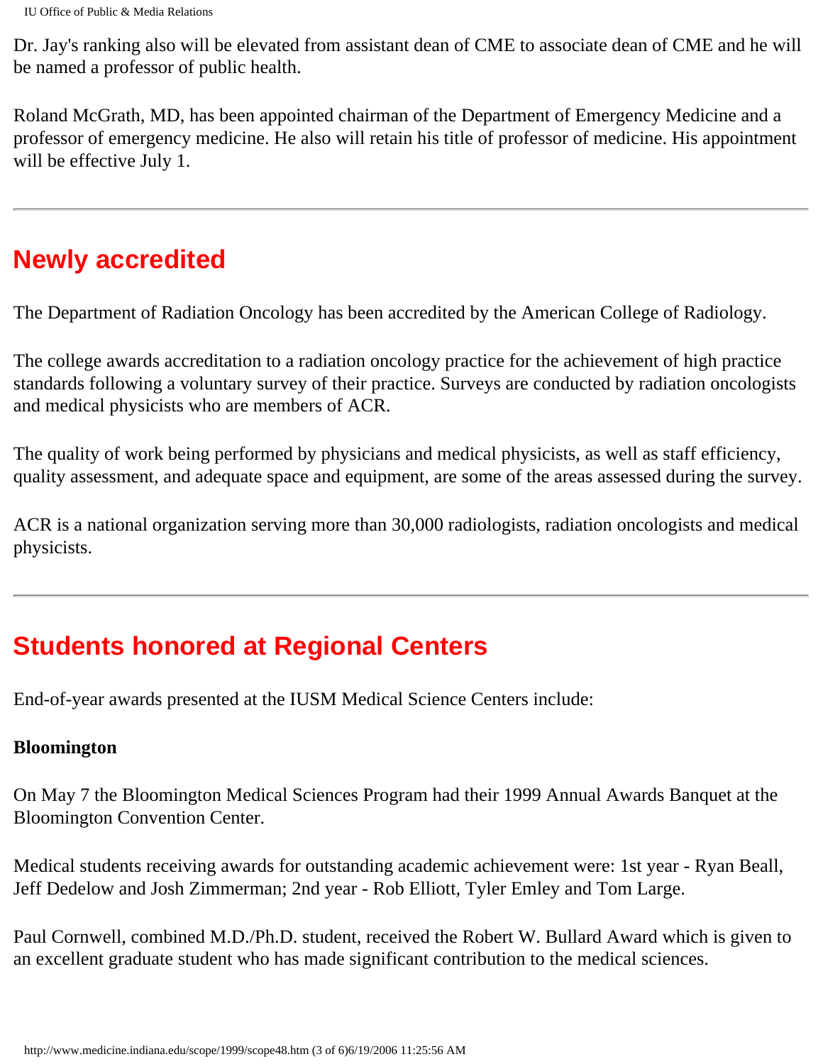Dr. Jay's ranking also will be elevated from assistant dean of CME to associate dean of CME and he will be named a professor of public health.

Roland McGrath, MD, has been appointed chairman of the Department of Emergency Medicine and a professor of emergency medicine. He also will retain his title of professor of medicine. His appointment will be effective July 1.

---

## Newly accredited

The Department of Radiation Oncology has been accredited by the American College of Radiology.

The college awards accreditation to a radiation oncology practice for the achievement of high practice standards following a voluntary survey of their practice. Surveys are conducted by radiation oncologists and medical physicists who are members of ACR.

The quality of work being performed by physicians and medical physicists, as well as staff efficiency, quality assessment, and adequate space and equipment, are some of the areas assessed during the survey.

ACR is a national organization serving more than 30,000 radiologists, radiation oncologists and medical physicists.

---

## Students honored at Regional Centers

End-of-year awards presented at the IUSM Medical Science Centers include:

**Bloomington**

On May 7 the Bloomington Medical Sciences Program had their 1999 Annual Awards Banquet at the Bloomington Convention Center.

Medical students receiving awards for outstanding academic achievement were: 1st year - Ryan Beall, Jeff Dedelow and Josh Zimmerman; 2nd year - Rob Elliott, Tyler Emley and Tom Large.

Paul Cornwell, combined M.D./Ph.D. student, received the Robert W. Bullard Award which is given to an excellent graduate student who has made significant contribution to the medical sciences.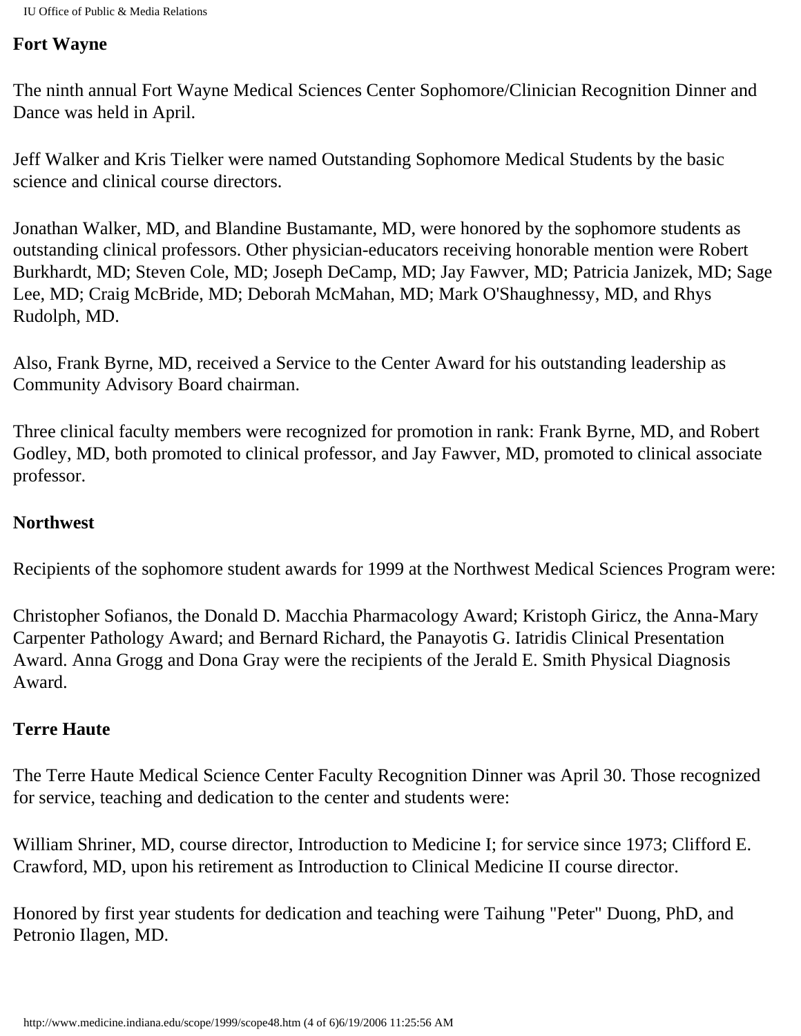**Fort Wayne**

The ninth annual Fort Wayne Medical Sciences Center Sophomore/Clinician Recognition Dinner and Dance was held in April.

Jeff Walker and Kris Tielker were named Outstanding Sophomore Medical Students by the basic science and clinical course directors.

Jonathan Walker, MD, and Blandine Bustamante, MD, were honored by the sophomore students as outstanding clinical professors. Other physician-educators receiving honorable mention were Robert Burkhardt, MD; Steven Cole, MD; Joseph DeCamp, MD; Jay Fawver, MD; Patricia Janizek, MD; Sage Lee, MD; Craig McBride, MD; Deborah McMahan, MD; Mark O'Shaughnessy, MD, and Rhys Rudolph, MD.

Also, Frank Byrne, MD, received a Service to the Center Award for his outstanding leadership as Community Advisory Board chairman.

Three clinical faculty members were recognized for promotion in rank: Frank Byrne, MD, and Robert Godley, MD, both promoted to clinical professor, and Jay Fawver, MD, promoted to clinical associate professor.

**Northwest**

Recipients of the sophomore student awards for 1999 at the Northwest Medical Sciences Program were:

Christopher Sofianos, the Donald D. Macchia Pharmacology Award; Kristoph Giricz, the Anna-Mary Carpenter Pathology Award; and Bernard Richard, the Panayotis G. Iatridis Clinical Presentation Award. Anna Grogg and Dona Gray were the recipients of the Jerald E. Smith Physical Diagnosis Award.

**Terre Haute**

The Terre Haute Medical Science Center Faculty Recognition Dinner was April 30. Those recognized for service, teaching and dedication to the center and students were:

William Shriner, MD, course director, Introduction to Medicine I; for service since 1973; Clifford E. Crawford, MD, upon his retirement as Introduction to Clinical Medicine II course director.

Honored by first year students for dedication and teaching were Taihung "Peter" Duong, PhD, and Petronio Ilagen, MD.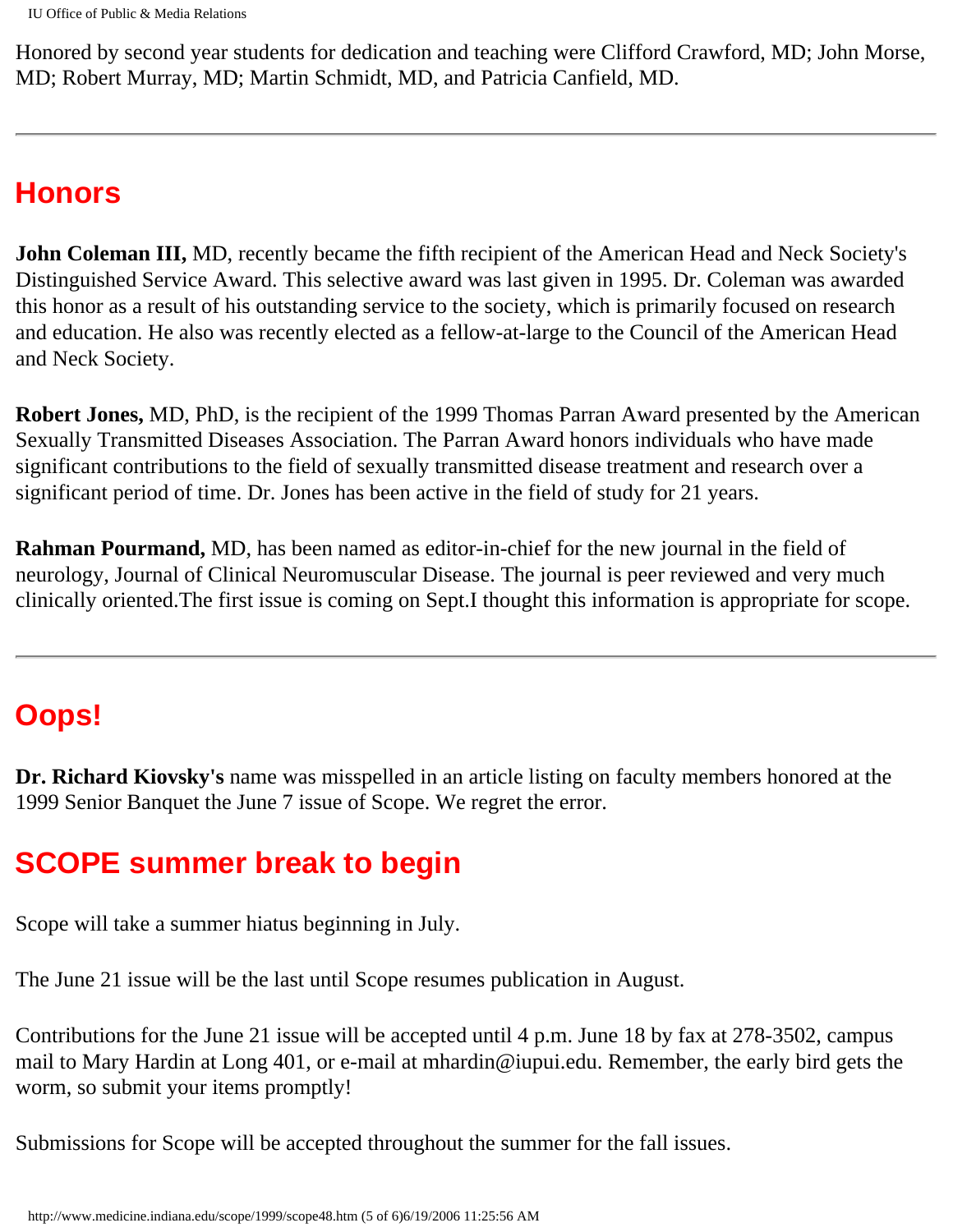Honored by second year students for dedication and teaching were Clifford Crawford, MD; John Morse, MD; Robert Murray, MD; Martin Schmidt, MD, and Patricia Canfield, MD.

---

## Honors

**John Coleman III,** MD, recently became the fifth recipient of the American Head and Neck Society's Distinguished Service Award. This selective award was last given in 1995. Dr. Coleman was awarded this honor as a result of his outstanding service to the society, which is primarily focused on research and education. He also was recently elected as a fellow-at-large to the Council of the American Head and Neck Society.

**Robert Jones,** MD, PhD, is the recipient of the 1999 Thomas Parran Award presented by the American Sexually Transmitted Diseases Association. The Parran Award honors individuals who have made significant contributions to the field of sexually transmitted disease treatment and research over a significant period of time. Dr. Jones has been active in the field of study for 21 years.

**Rahman Pourmand,** MD, has been named as editor-in-chief for the new journal in the field of neurology, Journal of Clinical Neuromuscular Disease. The journal is peer reviewed and very much clinically oriented.The first issue is coming on Sept.I thought this information is appropriate for scope.

---

## Oops!

**Dr. Richard Kiovsky's** name was misspelled in an article listing on faculty members honored at the 1999 Senior Banquet the June 7 issue of Scope. We regret the error.

## SCOPE summer break to begin

Scope will take a summer hiatus beginning in July.

The June 21 issue will be the last until Scope resumes publication in August.

Contributions for the June 21 issue will be accepted until 4 p.m. June 18 by fax at 278-3502, campus mail to Mary Hardin at Long 401, or e-mail at mhardin@iupui.edu. Remember, the early bird gets the worm, so submit your items promptly!

Submissions for Scope will be accepted throughout the summer for the fall issues.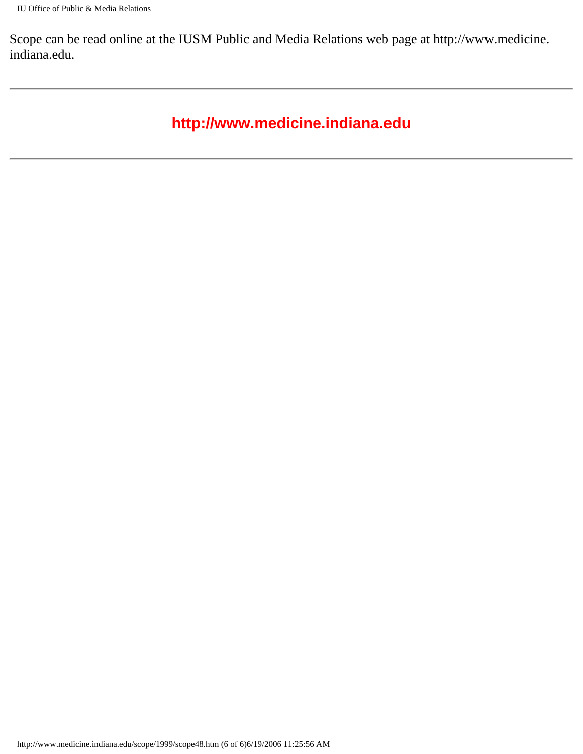Scope can be read online at the IUSM Public and Media Relations web page at http://www.medicine.indiana.edu.

---

**http://www.medicine.indiana.edu**

---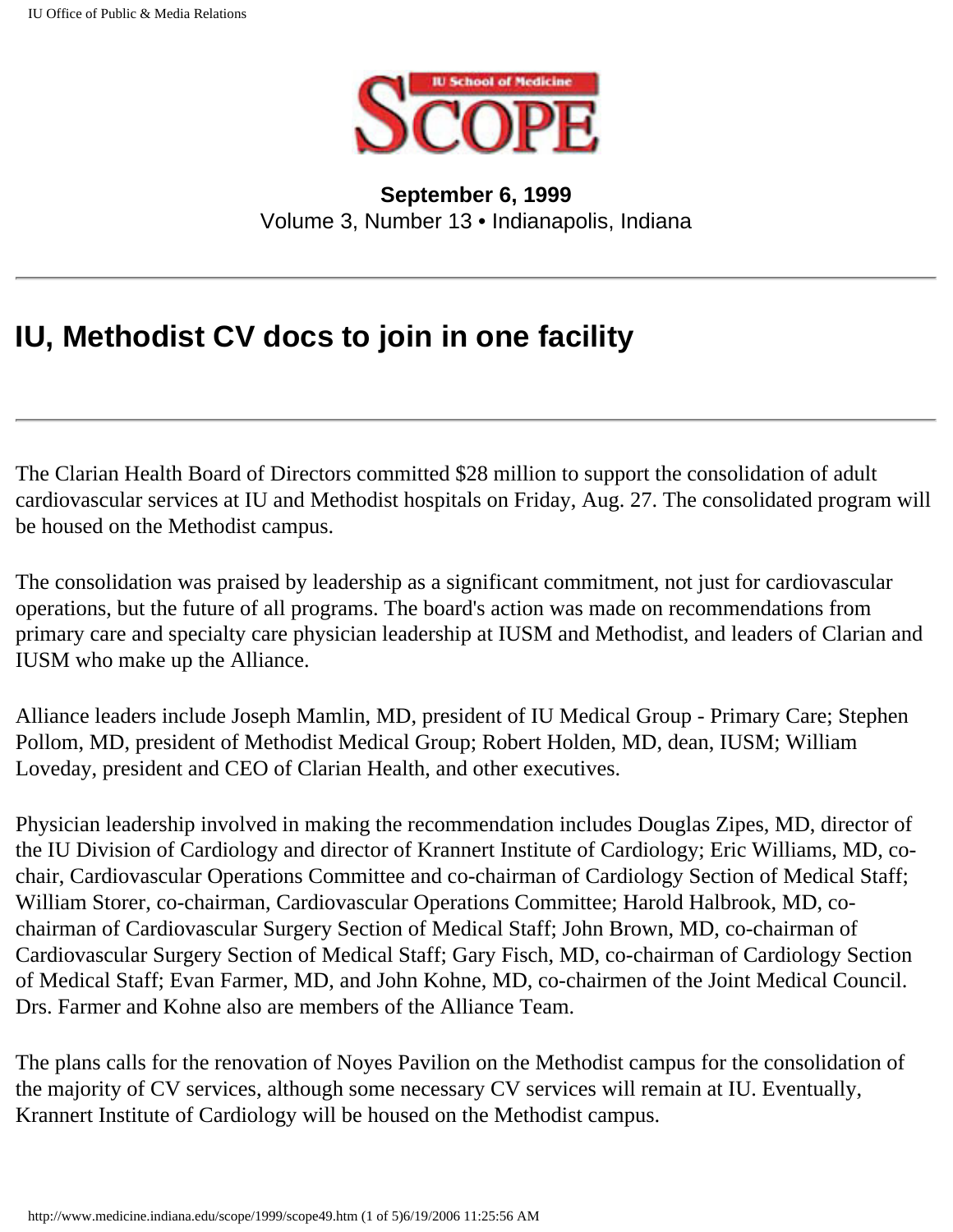**September 6, 1999**
Volume 3, Number 13 • Indianapolis, Indiana

---

# IU, Methodist CV docs to join in one facility

---

The Clarian Health Board of Directors committed $28 million to support the consolidation of adult cardiovascular services at IU and Methodist hospitals on Friday, Aug. 27. The consolidated program will be housed on the Methodist campus.

The consolidation was praised by leadership as a significant commitment, not just for cardiovascular operations, but the future of all programs. The board's action was made on recommendations from primary care and specialty care physician leadership at IUSM and Methodist, and leaders of Clarian and IUSM who make up the Alliance.

Alliance leaders include Joseph Mamlin, MD, president of IU Medical Group - Primary Care; Stephen Pollom, MD, president of Methodist Medical Group; Robert Holden, MD, dean, IUSM; William Loveday, president and CEO of Clarian Health, and other executives.

Physician leadership involved in making the recommendation includes Douglas Zipes, MD, director of the IU Division of Cardiology and director of Krannert Institute of Cardiology; Eric Williams, MD, co-chair, Cardiovascular Operations Committee and co-chairman of Cardiology Section of Medical Staff; William Storer, co-chairman, Cardiovascular Operations Committee; Harold Halbrook, MD, co-chairman of Cardiovascular Surgery Section of Medical Staff; John Brown, MD, co-chairman of Cardiovascular Surgery Section of Medical Staff; Gary Fisch, MD, co-chairman of Cardiology Section of Medical Staff; Evan Farmer, MD, and John Kohne, MD, co-chairmen of the Joint Medical Council. Drs. Farmer and Kohne also are members of the Alliance Team.

The plans calls for the renovation of Noyes Pavilion on the Methodist campus for the consolidation of the majority of CV services, although some necessary CV services will remain at IU. Eventually, Krannert Institute of Cardiology will be housed on the Methodist campus.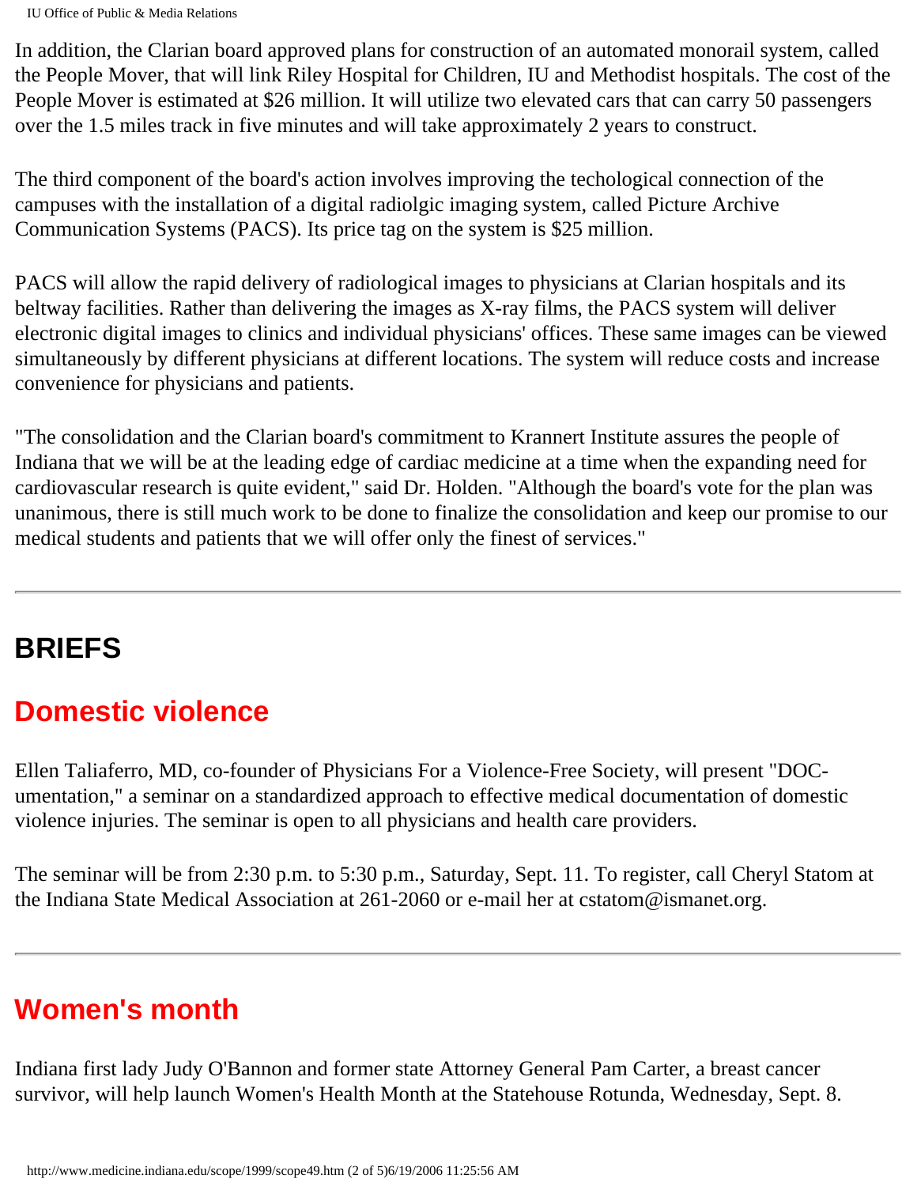In addition, the Clarian board approved plans for construction of an automated monorail system, called the People Mover, that will link Riley Hospital for Children, IU and Methodist hospitals. The cost of the People Mover is estimated at $26 million. It will utilize two elevated cars that can carry 50 passengers over the 1.5 miles track in five minutes and will take approximately 2 years to construct.

The third component of the board's action involves improving the techological connection of the campuses with the installation of a digital radiolgic imaging system, called Picture Archive Communication Systems (PACS). Its price tag on the system is $25 million.

PACS will allow the rapid delivery of radiological images to physicians at Clarian hospitals and its beltway facilities. Rather than delivering the images as X-ray films, the PACS system will deliver electronic digital images to clinics and individual physicians' offices. These same images can be viewed simultaneously by different physicians at different locations. The system will reduce costs and increase convenience for physicians and patients.

"The consolidation and the Clarian board's commitment to Krannert Institute assures the people of Indiana that we will be at the leading edge of cardiac medicine at a time when the expanding need for cardiovascular research is quite evident," said Dr. Holden. "Although the board's vote for the plan was unanimous, there is still much work to be done to finalize the consolidation and keep our promise to our medical students and patients that we will offer only the finest of services."

---

# BRIEFS

## Domestic violence

Ellen Taliaferro, MD, co-founder of Physicians For a Violence-Free Society, will present "DOC-umentation," a seminar on a standardized approach to effective medical documentation of domestic violence injuries. The seminar is open to all physicians and health care providers.

The seminar will be from 2:30 p.m. to 5:30 p.m., Saturday, Sept. 11. To register, call Cheryl Statom at the Indiana State Medical Association at 261-2060 or e-mail her at cstatom@ismanet.org.

---

## Women's month

Indiana first lady Judy O'Bannon and former state Attorney General Pam Carter, a breast cancer survivor, will help launch Women's Health Month at the Statehouse Rotunda, Wednesday, Sept. 8.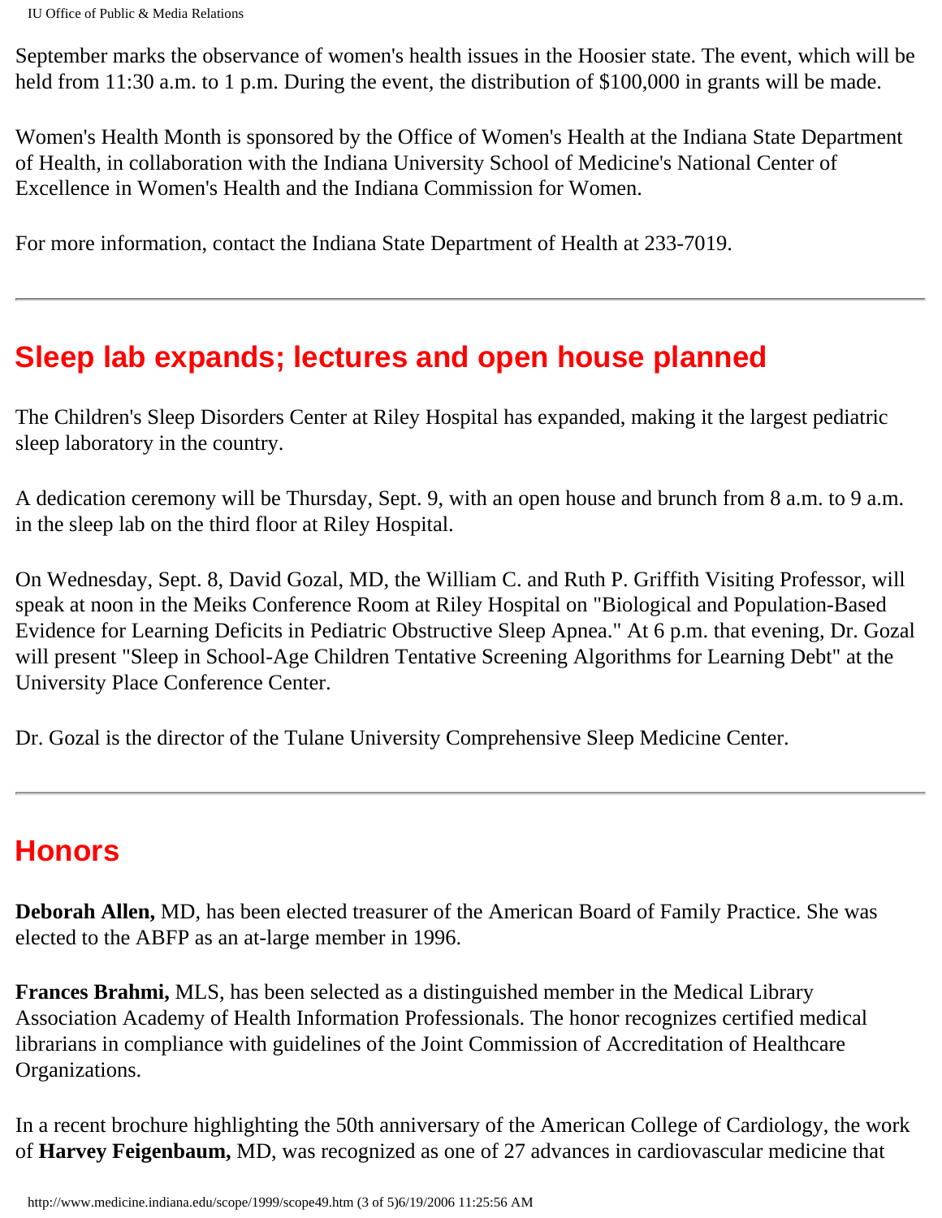September marks the observance of women's health issues in the Hoosier state. The event, which will be held from 11:30 a.m. to 1 p.m. During the event, the distribution of $100,000 in grants will be made.

Women's Health Month is sponsored by the Office of Women's Health at the Indiana State Department of Health, in collaboration with the Indiana University School of Medicine's National Center of Excellence in Women's Health and the Indiana Commission for Women.

For more information, contact the Indiana State Department of Health at 233-7019.

---

## Sleep lab expands; lectures and open house planned

The Children's Sleep Disorders Center at Riley Hospital has expanded, making it the largest pediatric sleep laboratory in the country.

A dedication ceremony will be Thursday, Sept. 9, with an open house and brunch from 8 a.m. to 9 a.m. in the sleep lab on the third floor at Riley Hospital.

On Wednesday, Sept. 8, David Gozal, MD, the William C. and Ruth P. Griffith Visiting Professor, will speak at noon in the Meiks Conference Room at Riley Hospital on "Biological and Population-Based Evidence for Learning Deficits in Pediatric Obstructive Sleep Apnea." At 6 p.m. that evening, Dr. Gozal will present "Sleep in School-Age Children Tentative Screening Algorithms for Learning Debt" at the University Place Conference Center.

Dr. Gozal is the director of the Tulane University Comprehensive Sleep Medicine Center.

---

## Honors

**Deborah Allen,** MD, has been elected treasurer of the American Board of Family Practice. She was elected to the ABFP as an at-large member in 1996.

**Frances Brahmi,** MLS, has been selected as a distinguished member in the Medical Library Association Academy of Health Information Professionals. The honor recognizes certified medical librarians in compliance with guidelines of the Joint Commission of Accreditation of Healthcare Organizations.

In a recent brochure highlighting the 50th anniversary of the American College of Cardiology, the work of **Harvey Feigenbaum,** MD, was recognized as one of 27 advances in cardiovascular medicine that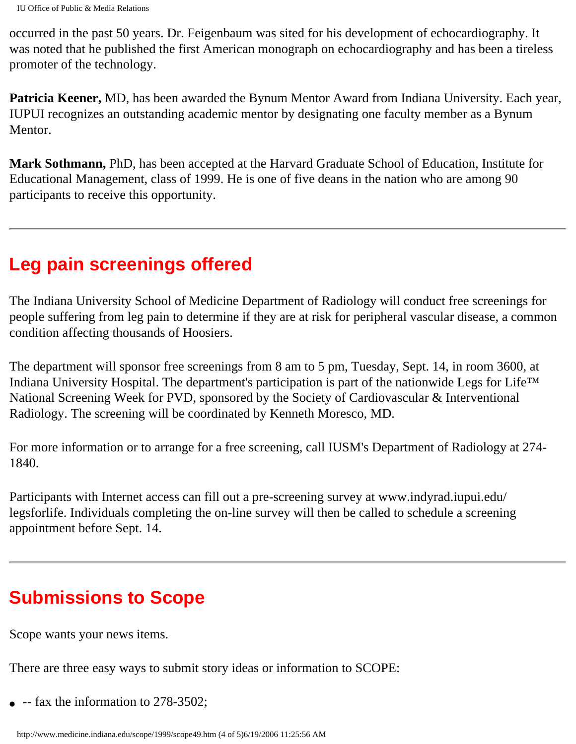occurred in the past 50 years. Dr. Feigenbaum was sited for his development of echocardiography. It was noted that he published the first American monograph on echocardiography and has been a tireless promoter of the technology.

**Patricia Keener,** MD, has been awarded the Bynum Mentor Award from Indiana University. Each year, IUPUI recognizes an outstanding academic mentor by designating one faculty member as a Bynum Mentor.

**Mark Sothmann,** PhD, has been accepted at the Harvard Graduate School of Education, Institute for Educational Management, class of 1999. He is one of five deans in the nation who are among 90 participants to receive this opportunity.

---

## Leg pain screenings offered

The Indiana University School of Medicine Department of Radiology will conduct free screenings for people suffering from leg pain to determine if they are at risk for peripheral vascular disease, a common condition affecting thousands of Hoosiers.

The department will sponsor free screenings from 8 am to 5 pm, Tuesday, Sept. 14, in room 3600, at Indiana University Hospital. The department's participation is part of the nationwide Legs for Life™ National Screening Week for PVD, sponsored by the Society of Cardiovascular & Interventional Radiology. The screening will be coordinated by Kenneth Moresco, MD.

For more information or to arrange for a free screening, call IUSM's Department of Radiology at 274-1840.

Participants with Internet access can fill out a pre-screening survey at www.indyrad.iupui.edu/legsforlife. Individuals completing the on-line survey will then be called to schedule a screening appointment before Sept. 14.

---

## Submissions to Scope

Scope wants your news items.

There are three easy ways to submit story ideas or information to SCOPE:

- -- fax the information to 278-3502;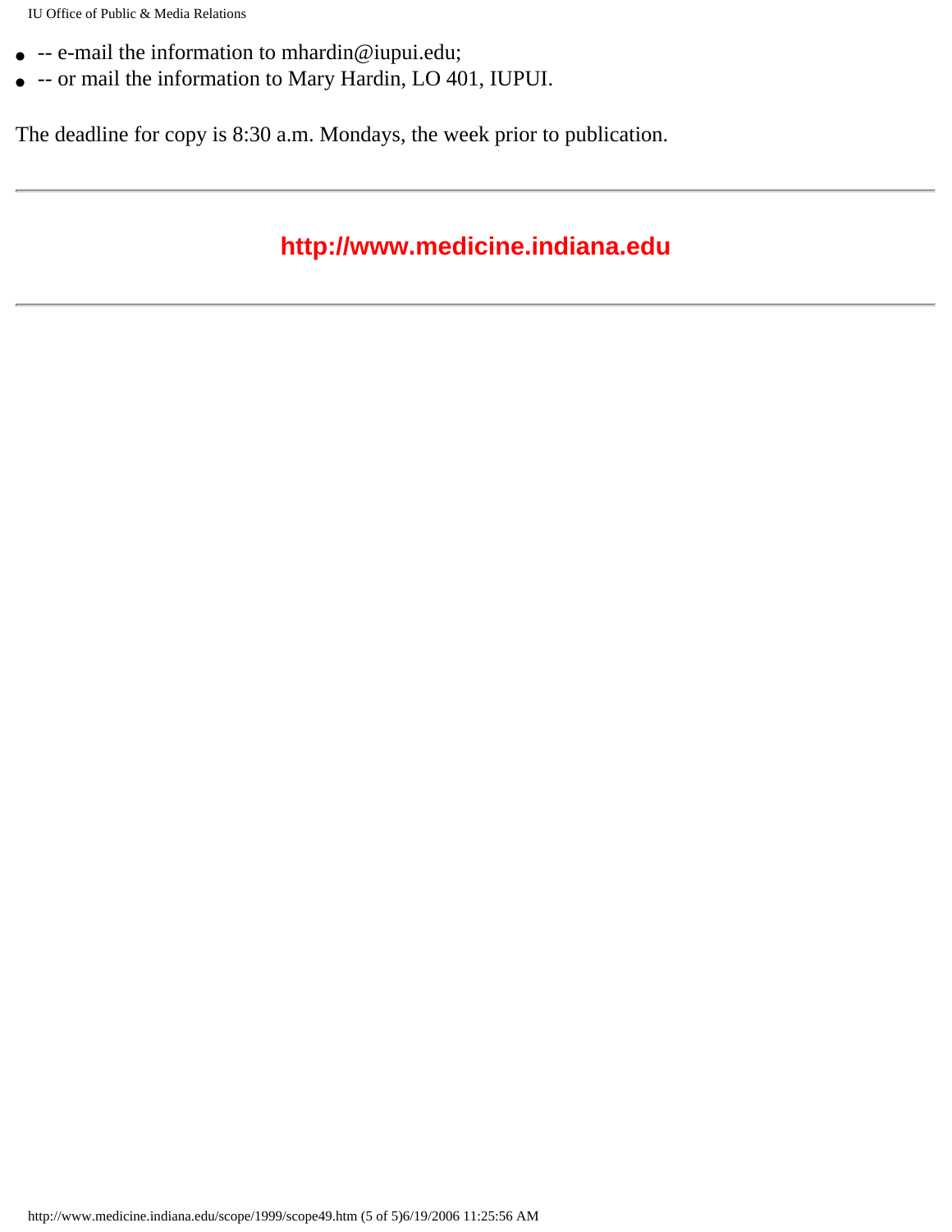- -- e-mail the information to mhardin@iupui.edu;
- -- or mail the information to Mary Hardin, LO 401, IUPUI.

The deadline for copy is 8:30 a.m. Mondays, the week prior to publication.

---

**http://www.medicine.indiana.edu**

---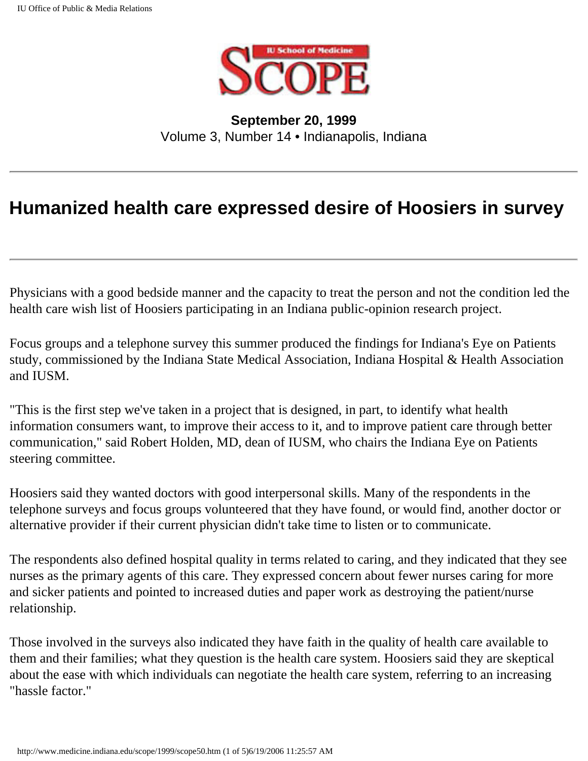**September 20, 1999**
Volume 3, Number 14 • Indianapolis, Indiana

---

# Humanized health care expressed desire of Hoosiers in survey

---

Physicians with a good bedside manner and the capacity to treat the person and not the condition led the health care wish list of Hoosiers participating in an Indiana public-opinion research project.

Focus groups and a telephone survey this summer produced the findings for Indiana's Eye on Patients study, commissioned by the Indiana State Medical Association, Indiana Hospital & Health Association and IUSM.

"This is the first step we've taken in a project that is designed, in part, to identify what health information consumers want, to improve their access to it, and to improve patient care through better communication," said Robert Holden, MD, dean of IUSM, who chairs the Indiana Eye on Patients steering committee.

Hoosiers said they wanted doctors with good interpersonal skills. Many of the respondents in the telephone surveys and focus groups volunteered that they have found, or would find, another doctor or alternative provider if their current physician didn't take time to listen or to communicate.

The respondents also defined hospital quality in terms related to caring, and they indicated that they see nurses as the primary agents of this care. They expressed concern about fewer nurses caring for more and sicker patients and pointed to increased duties and paper work as destroying the patient/nurse relationship.

Those involved in the surveys also indicated they have faith in the quality of health care available to them and their families; what they question is the health care system. Hoosiers said they are skeptical about the ease with which individuals can negotiate the health care system, referring to an increasing "hassle factor."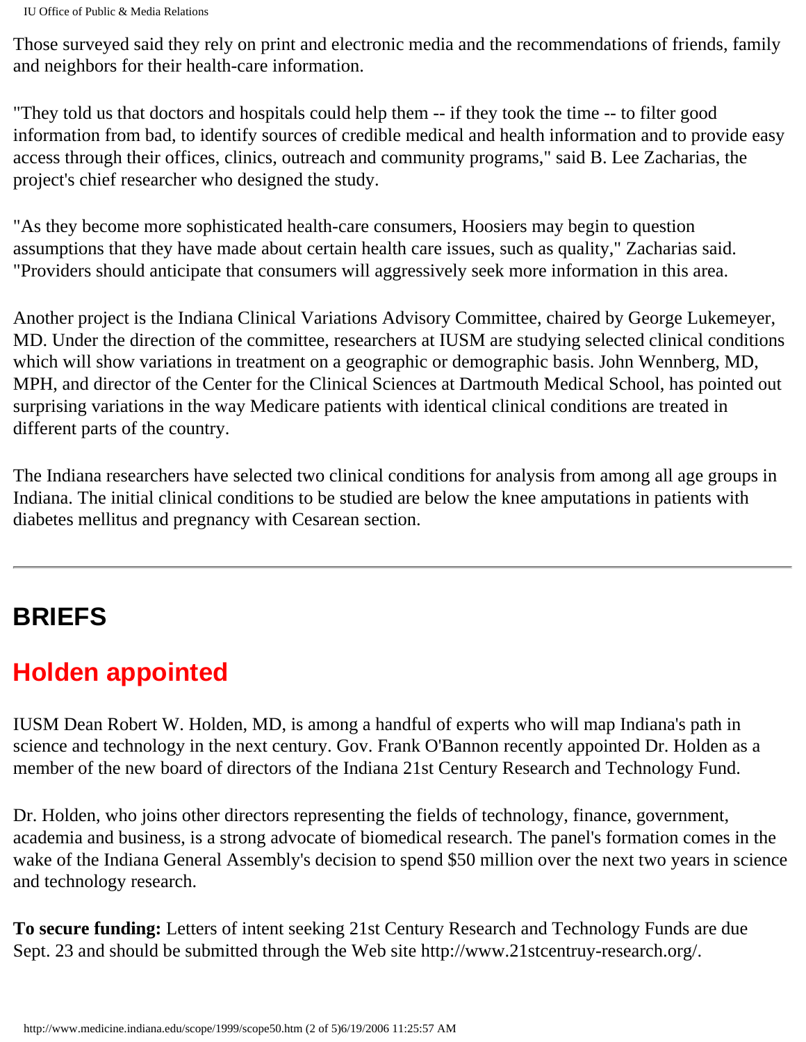Those surveyed said they rely on print and electronic media and the recommendations of friends, family and neighbors for their health-care information.

"They told us that doctors and hospitals could help them -- if they took the time -- to filter good information from bad, to identify sources of credible medical and health information and to provide easy access through their offices, clinics, outreach and community programs," said B. Lee Zacharias, the project's chief researcher who designed the study.

"As they become more sophisticated health-care consumers, Hoosiers may begin to question assumptions that they have made about certain health care issues, such as quality," Zacharias said. "Providers should anticipate that consumers will aggressively seek more information in this area.

Another project is the Indiana Clinical Variations Advisory Committee, chaired by George Lukemeyer, MD. Under the direction of the committee, researchers at IUSM are studying selected clinical conditions which will show variations in treatment on a geographic or demographic basis. John Wennberg, MD, MPH, and director of the Center for the Clinical Sciences at Dartmouth Medical School, has pointed out surprising variations in the way Medicare patients with identical clinical conditions are treated in different parts of the country.

The Indiana researchers have selected two clinical conditions for analysis from among all age groups in Indiana. The initial clinical conditions to be studied are below the knee amputations in patients with diabetes mellitus and pregnancy with Cesarean section.

---

## BRIEFS

## Holden appointed

IUSM Dean Robert W. Holden, MD, is among a handful of experts who will map Indiana's path in science and technology in the next century. Gov. Frank O'Bannon recently appointed Dr. Holden as a member of the new board of directors of the Indiana 21st Century Research and Technology Fund.

Dr. Holden, who joins other directors representing the fields of technology, finance, government, academia and business, is a strong advocate of biomedical research. The panel's formation comes in the wake of the Indiana General Assembly's decision to spend $50 million over the next two years in science and technology research.

**To secure funding:** Letters of intent seeking 21st Century Research and Technology Funds are due Sept. 23 and should be submitted through the Web site http://www.21stcentruy-research.org/.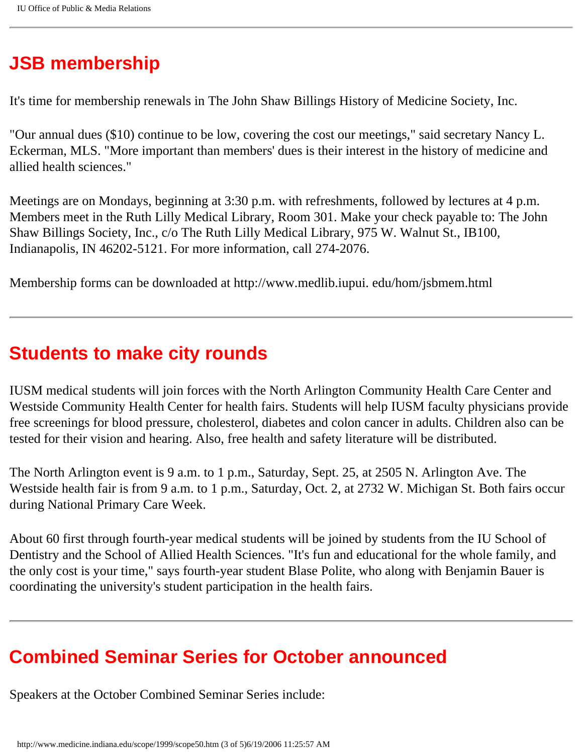## JSB membership

It's time for membership renewals in The John Shaw Billings History of Medicine Society, Inc.

"Our annual dues ($10) continue to be low, covering the cost our meetings," said secretary Nancy L. Eckerman, MLS. "More important than members' dues is their interest in the history of medicine and allied health sciences."

Meetings are on Mondays, beginning at 3:30 p.m. with refreshments, followed by lectures at 4 p.m. Members meet in the Ruth Lilly Medical Library, Room 301. Make your check payable to: The John Shaw Billings Society, Inc., c/o The Ruth Lilly Medical Library, 975 W. Walnut St., IB100, Indianapolis, IN 46202-5121. For more information, call 274-2076.

Membership forms can be downloaded at http://www.medlib.iupui. edu/hom/jsbmem.html

---

## Students to make city rounds

IUSM medical students will join forces with the North Arlington Community Health Care Center and Westside Community Health Center for health fairs. Students will help IUSM faculty physicians provide free screenings for blood pressure, cholesterol, diabetes and colon cancer in adults. Children also can be tested for their vision and hearing. Also, free health and safety literature will be distributed.

The North Arlington event is 9 a.m. to 1 p.m., Saturday, Sept. 25, at 2505 N. Arlington Ave. The Westside health fair is from 9 a.m. to 1 p.m., Saturday, Oct. 2, at 2732 W. Michigan St. Both fairs occur during National Primary Care Week.

About 60 first through fourth-year medical students will be joined by students from the IU School of Dentistry and the School of Allied Health Sciences. "It's fun and educational for the whole family, and the only cost is your time," says fourth-year student Blase Polite, who along with Benjamin Bauer is coordinating the university's student participation in the health fairs.

---

## Combined Seminar Series for October announced

Speakers at the October Combined Seminar Series include: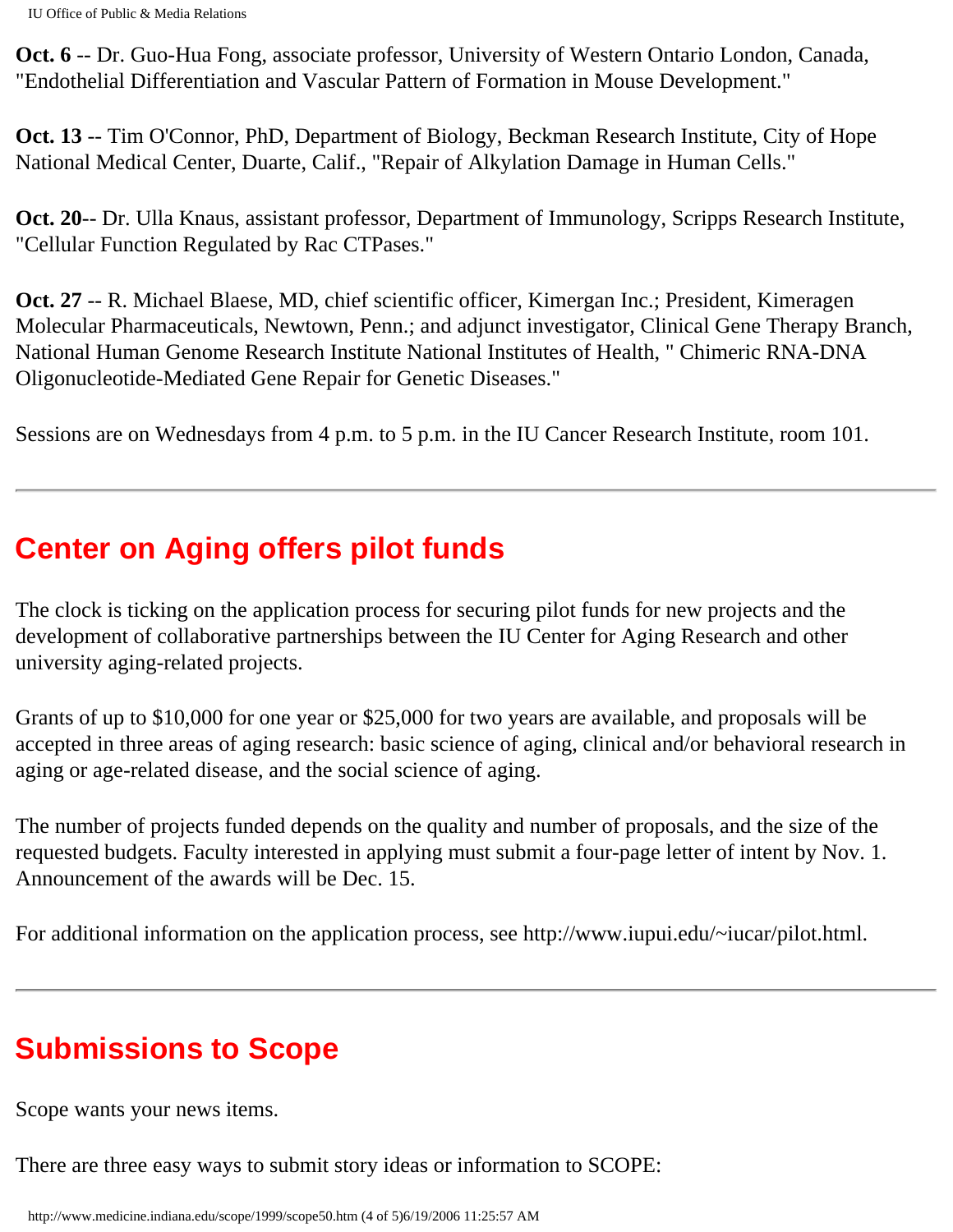**Oct. 6** -- Dr. Guo-Hua Fong, associate professor, University of Western Ontario London, Canada, "Endothelial Differentiation and Vascular Pattern of Formation in Mouse Development."

**Oct. 13** -- Tim O'Connor, PhD, Department of Biology, Beckman Research Institute, City of Hope National Medical Center, Duarte, Calif., "Repair of Alkylation Damage in Human Cells."

**Oct. 20**-- Dr. Ulla Knaus, assistant professor, Department of Immunology, Scripps Research Institute, "Cellular Function Regulated by Rac CTPases."

**Oct. 27** -- R. Michael Blaese, MD, chief scientific officer, Kimergan Inc.; President, Kimeragen Molecular Pharmaceuticals, Newtown, Penn.; and adjunct investigator, Clinical Gene Therapy Branch, National Human Genome Research Institute National Institutes of Health, " Chimeric RNA-DNA Oligonucleotide-Mediated Gene Repair for Genetic Diseases."

Sessions are on Wednesdays from 4 p.m. to 5 p.m. in the IU Cancer Research Institute, room 101.

---

## Center on Aging offers pilot funds

The clock is ticking on the application process for securing pilot funds for new projects and the development of collaborative partnerships between the IU Center for Aging Research and other university aging-related projects.

Grants of up to $10,000 for one year or $25,000 for two years are available, and proposals will be accepted in three areas of aging research: basic science of aging, clinical and/or behavioral research in aging or age-related disease, and the social science of aging.

The number of projects funded depends on the quality and number of proposals, and the size of the requested budgets. Faculty interested in applying must submit a four-page letter of intent by Nov. 1. Announcement of the awards will be Dec. 15.

For additional information on the application process, see http://www.iupui.edu/~iucar/pilot.html.

---

## Submissions to Scope

Scope wants your news items.

There are three easy ways to submit story ideas or information to SCOPE: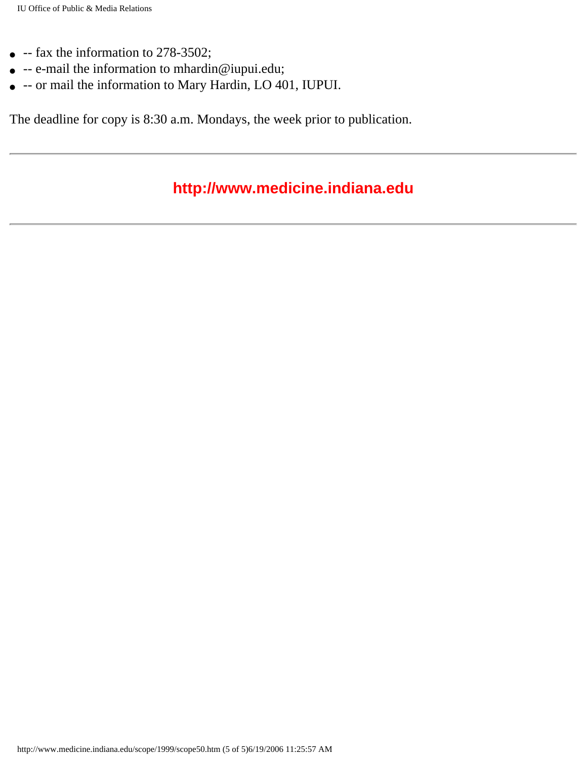- -- fax the information to 278-3502;
- -- e-mail the information to mhardin@iupui.edu;
- -- or mail the information to Mary Hardin, LO 401, IUPUI.

The deadline for copy is 8:30 a.m. Mondays, the week prior to publication.

---

**http://www.medicine.indiana.edu**

---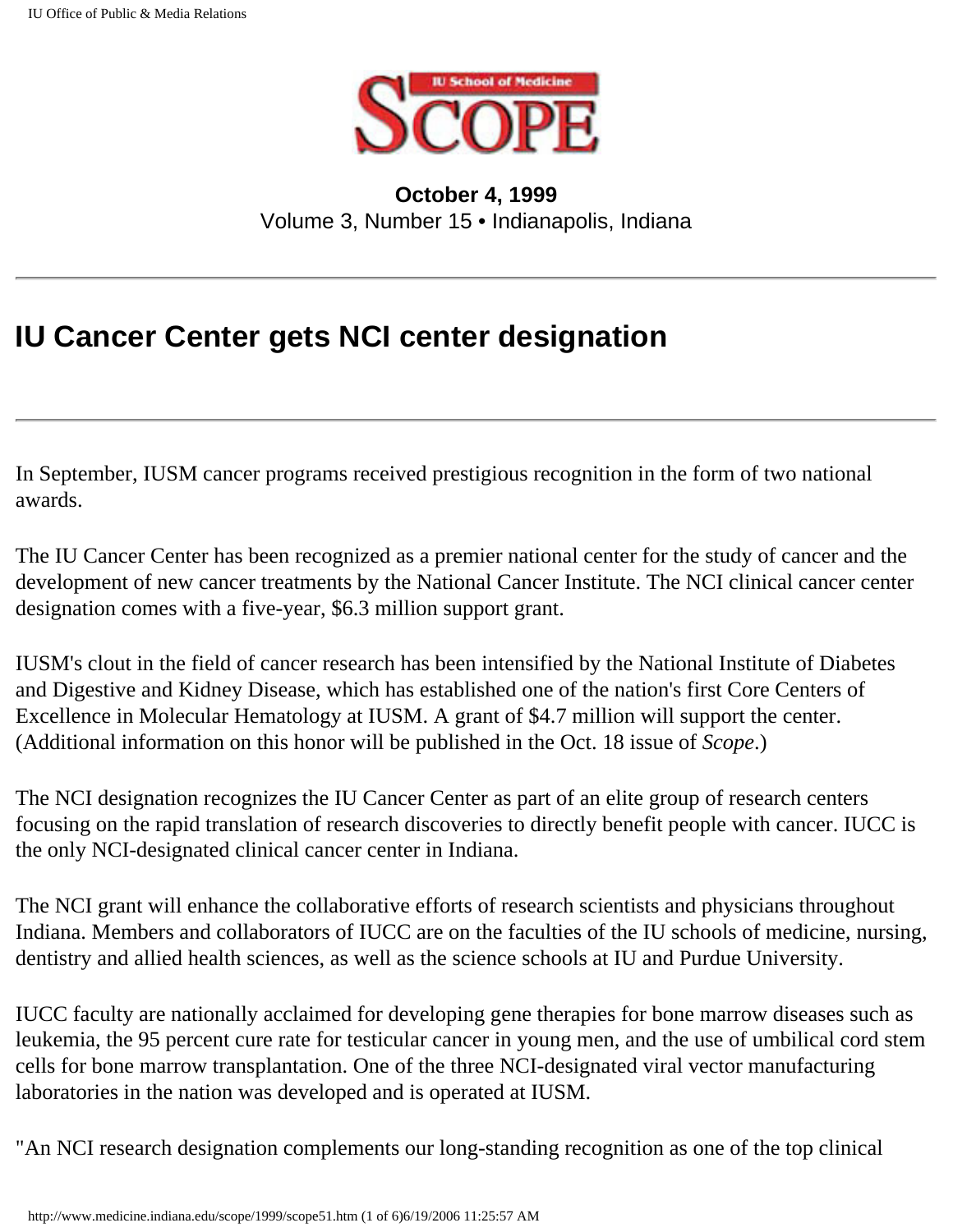**October 4, 1999**
Volume 3, Number 15 • Indianapolis, Indiana

# IU Cancer Center gets NCI center designation

In September, IUSM cancer programs received prestigious recognition in the form of two national awards.

The IU Cancer Center has been recognized as a premier national center for the study of cancer and the development of new cancer treatments by the National Cancer Institute. The NCI clinical cancer center designation comes with a five-year, $6.3 million support grant.

IUSM's clout in the field of cancer research has been intensified by the National Institute of Diabetes and Digestive and Kidney Disease, which has established one of the nation's first Core Centers of Excellence in Molecular Hematology at IUSM. A grant of $4.7 million will support the center. (Additional information on this honor will be published in the Oct. 18 issue of *Scope*.)

The NCI designation recognizes the IU Cancer Center as part of an elite group of research centers focusing on the rapid translation of research discoveries to directly benefit people with cancer. IUCC is the only NCI-designated clinical cancer center in Indiana.

The NCI grant will enhance the collaborative efforts of research scientists and physicians throughout Indiana. Members and collaborators of IUCC are on the faculties of the IU schools of medicine, nursing, dentistry and allied health sciences, as well as the science schools at IU and Purdue University.

IUCC faculty are nationally acclaimed for developing gene therapies for bone marrow diseases such as leukemia, the 95 percent cure rate for testicular cancer in young men, and the use of umbilical cord stem cells for bone marrow transplantation. One of the three NCI-designated viral vector manufacturing laboratories in the nation was developed and is operated at IUSM.

"An NCI research designation complements our long-standing recognition as one of the top clinical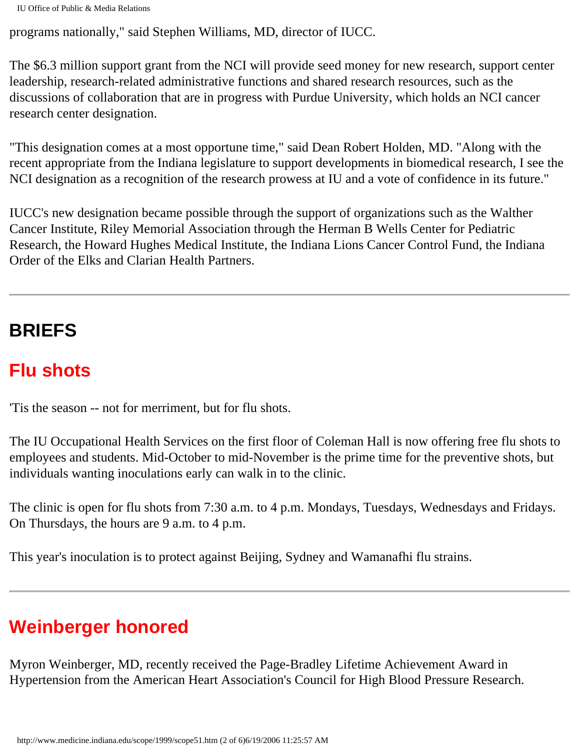programs nationally," said Stephen Williams, MD, director of IUCC.

The $6.3 million support grant from the NCI will provide seed money for new research, support center leadership, research-related administrative functions and shared research resources, such as the discussions of collaboration that are in progress with Purdue University, which holds an NCI cancer research center designation.

"This designation comes at a most opportune time," said Dean Robert Holden, MD. "Along with the recent appropriate from the Indiana legislature to support developments in biomedical research, I see the NCI designation as a recognition of the research prowess at IU and a vote of confidence in its future."

IUCC's new designation became possible through the support of organizations such as the Walther Cancer Institute, Riley Memorial Association through the Herman B Wells Center for Pediatric Research, the Howard Hughes Medical Institute, the Indiana Lions Cancer Control Fund, the Indiana Order of the Elks and Clarian Health Partners.

---

# BRIEFS

## Flu shots

'Tis the season -- not for merriment, but for flu shots.

The IU Occupational Health Services on the first floor of Coleman Hall is now offering free flu shots to employees and students. Mid-October to mid-November is the prime time for the preventive shots, but individuals wanting inoculations early can walk in to the clinic.

The clinic is open for flu shots from 7:30 a.m. to 4 p.m. Mondays, Tuesdays, Wednesdays and Fridays. On Thursdays, the hours are 9 a.m. to 4 p.m.

This year's inoculation is to protect against Beijing, Sydney and Wamanafhi flu strains.

---

## Weinberger honored

Myron Weinberger, MD, recently received the Page-Bradley Lifetime Achievement Award in Hypertension from the American Heart Association's Council for High Blood Pressure Research.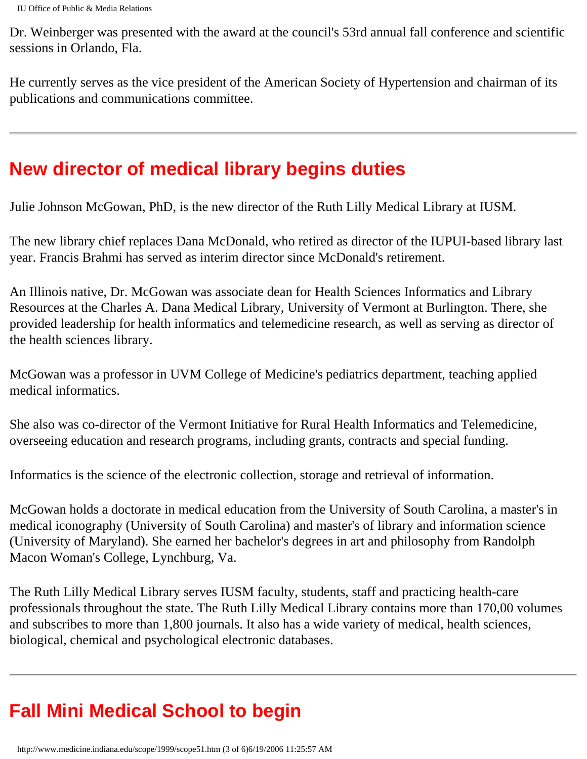Dr. Weinberger was presented with the award at the council's 53rd annual fall conference and scientific sessions in Orlando, Fla.

He currently serves as the vice president of the American Society of Hypertension and chairman of its publications and communications committee.

---

## New director of medical library begins duties

Julie Johnson McGowan, PhD, is the new director of the Ruth Lilly Medical Library at IUSM.

The new library chief replaces Dana McDonald, who retired as director of the IUPUI-based library last year. Francis Brahmi has served as interim director since McDonald's retirement.

An Illinois native, Dr. McGowan was associate dean for Health Sciences Informatics and Library Resources at the Charles A. Dana Medical Library, University of Vermont at Burlington. There, she provided leadership for health informatics and telemedicine research, as well as serving as director of the health sciences library.

McGowan was a professor in UVM College of Medicine's pediatrics department, teaching applied medical informatics.

She also was co-director of the Vermont Initiative for Rural Health Informatics and Telemedicine, overseeing education and research programs, including grants, contracts and special funding.

Informatics is the science of the electronic collection, storage and retrieval of information.

McGowan holds a doctorate in medical education from the University of South Carolina, a master's in medical iconography (University of South Carolina) and master's of library and information science (University of Maryland). She earned her bachelor's degrees in art and philosophy from Randolph Macon Woman's College, Lynchburg, Va.

The Ruth Lilly Medical Library serves IUSM faculty, students, staff and practicing health-care professionals throughout the state. The Ruth Lilly Medical Library contains more than 170,00 volumes and subscribes to more than 1,800 journals. It also has a wide variety of medical, health sciences, biological, chemical and psychological electronic databases.

---

## Fall Mini Medical School to begin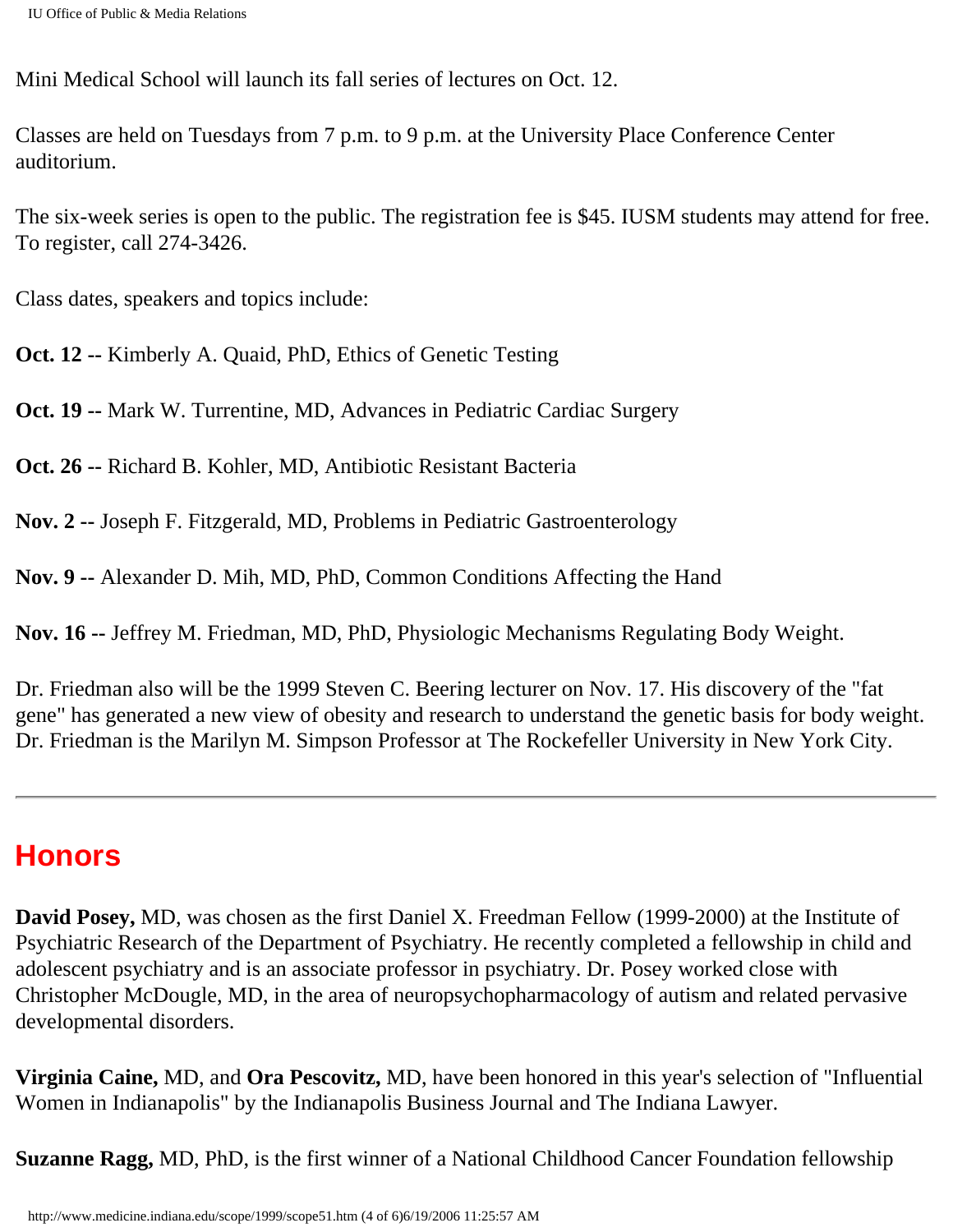Mini Medical School will launch its fall series of lectures on Oct. 12.

Classes are held on Tuesdays from 7 p.m. to 9 p.m. at the University Place Conference Center auditorium.

The six-week series is open to the public. The registration fee is $45. IUSM students may attend for free. To register, call 274-3426.

Class dates, speakers and topics include:

**Oct. 12 --** Kimberly A. Quaid, PhD, Ethics of Genetic Testing

**Oct. 19 --** Mark W. Turrentine, MD, Advances in Pediatric Cardiac Surgery

**Oct. 26 --** Richard B. Kohler, MD, Antibiotic Resistant Bacteria

**Nov. 2 --** Joseph F. Fitzgerald, MD, Problems in Pediatric Gastroenterology

**Nov. 9 --** Alexander D. Mih, MD, PhD, Common Conditions Affecting the Hand

**Nov. 16 --** Jeffrey M. Friedman, MD, PhD, Physiologic Mechanisms Regulating Body Weight.

Dr. Friedman also will be the 1999 Steven C. Beering lecturer on Nov. 17. His discovery of the "fat gene" has generated a new view of obesity and research to understand the genetic basis for body weight. Dr. Friedman is the Marilyn M. Simpson Professor at The Rockefeller University in New York City.

---

## Honors

**David Posey,** MD, was chosen as the first Daniel X. Freedman Fellow (1999-2000) at the Institute of Psychiatric Research of the Department of Psychiatry. He recently completed a fellowship in child and adolescent psychiatry and is an associate professor in psychiatry. Dr. Posey worked close with Christopher McDougle, MD, in the area of neuropsychopharmacology of autism and related pervasive developmental disorders.

**Virginia Caine,** MD, and **Ora Pescovitz,** MD, have been honored in this year's selection of "Influential Women in Indianapolis" by the Indianapolis Business Journal and The Indiana Lawyer.

**Suzanne Ragg,** MD, PhD, is the first winner of a National Childhood Cancer Foundation fellowship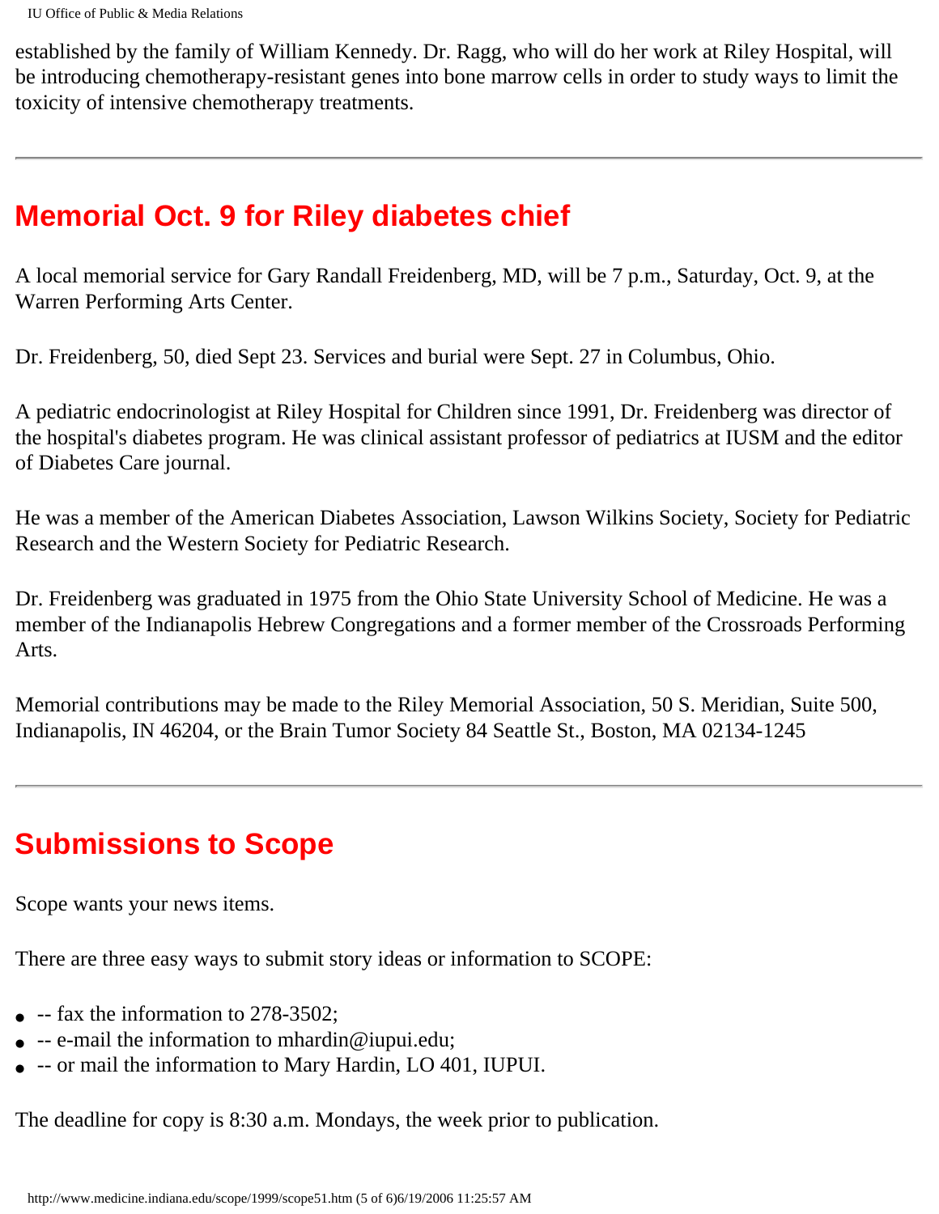established by the family of William Kennedy. Dr. Ragg, who will do her work at Riley Hospital, will be introducing chemotherapy-resistant genes into bone marrow cells in order to study ways to limit the toxicity of intensive chemotherapy treatments.

---

## Memorial Oct. 9 for Riley diabetes chief

A local memorial service for Gary Randall Freidenberg, MD, will be 7 p.m., Saturday, Oct. 9, at the Warren Performing Arts Center.

Dr. Freidenberg, 50, died Sept 23. Services and burial were Sept. 27 in Columbus, Ohio.

A pediatric endocrinologist at Riley Hospital for Children since 1991, Dr. Freidenberg was director of the hospital's diabetes program. He was clinical assistant professor of pediatrics at IUSM and the editor of Diabetes Care journal.

He was a member of the American Diabetes Association, Lawson Wilkins Society, Society for Pediatric Research and the Western Society for Pediatric Research.

Dr. Freidenberg was graduated in 1975 from the Ohio State University School of Medicine. He was a member of the Indianapolis Hebrew Congregations and a former member of the Crossroads Performing Arts.

Memorial contributions may be made to the Riley Memorial Association, 50 S. Meridian, Suite 500, Indianapolis, IN 46204, or the Brain Tumor Society 84 Seattle St., Boston, MA 02134-1245

---

## Submissions to Scope

Scope wants your news items.

There are three easy ways to submit story ideas or information to SCOPE:

- -- fax the information to 278-3502;
- -- e-mail the information to mhardin@iupui.edu;
- -- or mail the information to Mary Hardin, LO 401, IUPUI.

The deadline for copy is 8:30 a.m. Mondays, the week prior to publication.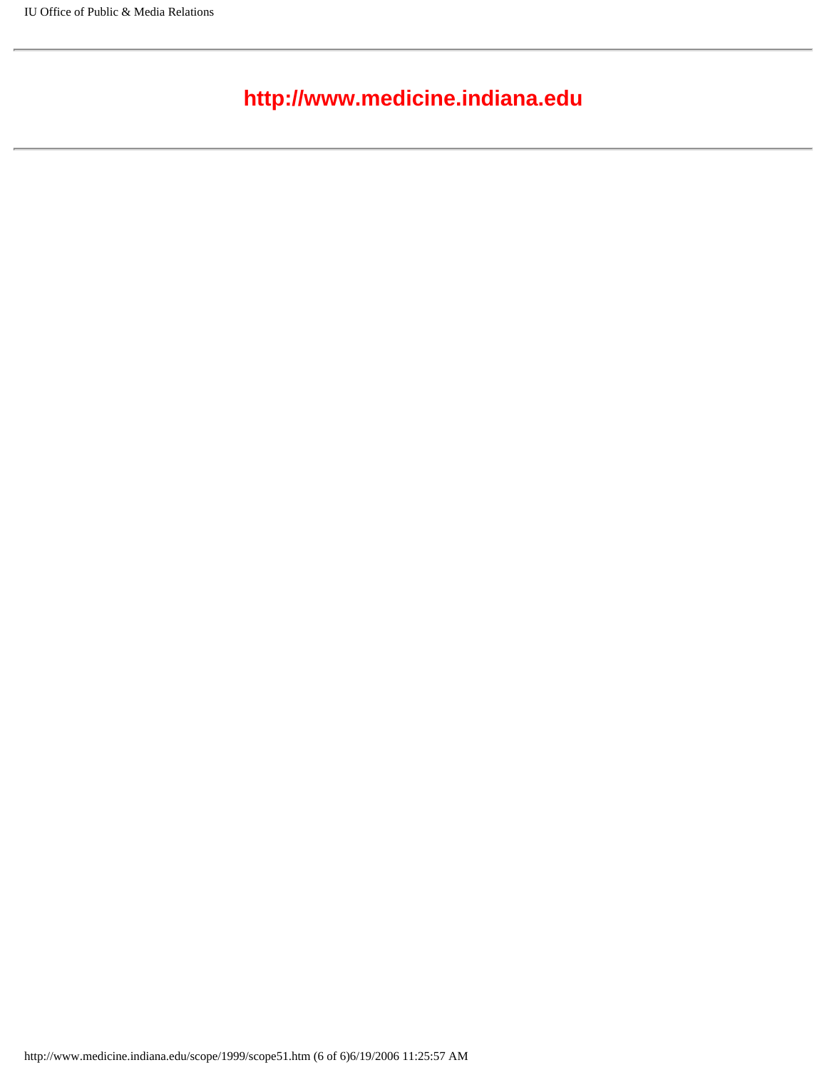**http://www.medicine.indiana.edu**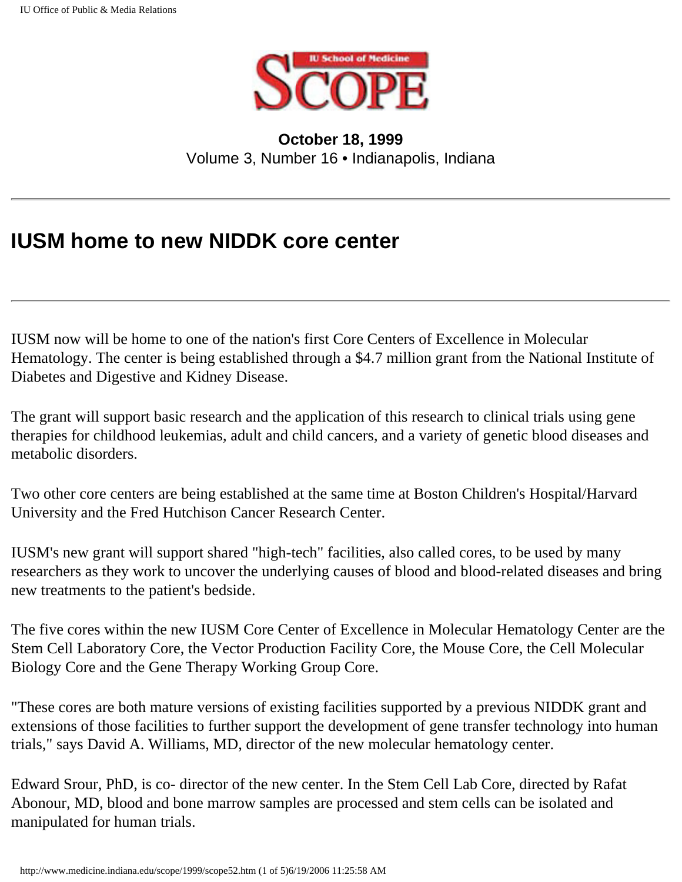**October 18, 1999**
Volume 3, Number 16 • Indianapolis, Indiana

# IUSM home to new NIDDK core center

IUSM now will be home to one of the nation's first Core Centers of Excellence in Molecular Hematology. The center is being established through a $4.7 million grant from the National Institute of Diabetes and Digestive and Kidney Disease.

The grant will support basic research and the application of this research to clinical trials using gene therapies for childhood leukemias, adult and child cancers, and a variety of genetic blood diseases and metabolic disorders.

Two other core centers are being established at the same time at Boston Children's Hospital/Harvard University and the Fred Hutchison Cancer Research Center.

IUSM's new grant will support shared "high-tech" facilities, also called cores, to be used by many researchers as they work to uncover the underlying causes of blood and blood-related diseases and bring new treatments to the patient's bedside.

The five cores within the new IUSM Core Center of Excellence in Molecular Hematology Center are the Stem Cell Laboratory Core, the Vector Production Facility Core, the Mouse Core, the Cell Molecular Biology Core and the Gene Therapy Working Group Core.

"These cores are both mature versions of existing facilities supported by a previous NIDDK grant and extensions of those facilities to further support the development of gene transfer technology into human trials," says David A. Williams, MD, director of the new molecular hematology center.

Edward Srour, PhD, is co- director of the new center. In the Stem Cell Lab Core, directed by Rafat Abonour, MD, blood and bone marrow samples are processed and stem cells can be isolated and manipulated for human trials.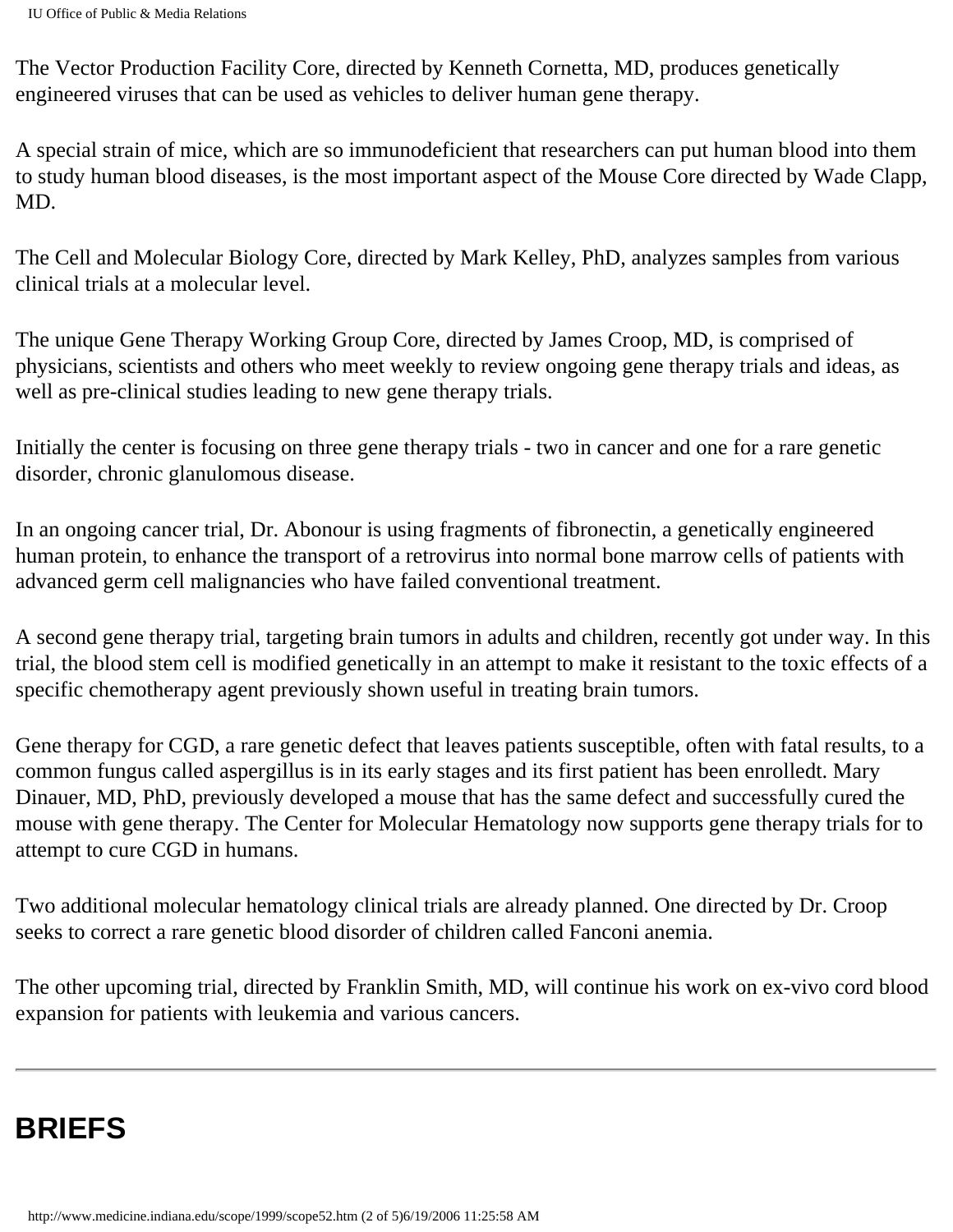The Vector Production Facility Core, directed by Kenneth Cornetta, MD, produces genetically engineered viruses that can be used as vehicles to deliver human gene therapy.

A special strain of mice, which are so immunodeficient that researchers can put human blood into them to study human blood diseases, is the most important aspect of the Mouse Core directed by Wade Clapp, MD.

The Cell and Molecular Biology Core, directed by Mark Kelley, PhD, analyzes samples from various clinical trials at a molecular level.

The unique Gene Therapy Working Group Core, directed by James Croop, MD, is comprised of physicians, scientists and others who meet weekly to review ongoing gene therapy trials and ideas, as well as pre-clinical studies leading to new gene therapy trials.

Initially the center is focusing on three gene therapy trials - two in cancer and one for a rare genetic disorder, chronic glanulomous disease.

In an ongoing cancer trial, Dr. Abonour is using fragments of fibronectin, a genetically engineered human protein, to enhance the transport of a retrovirus into normal bone marrow cells of patients with advanced germ cell malignancies who have failed conventional treatment.

A second gene therapy trial, targeting brain tumors in adults and children, recently got under way. In this trial, the blood stem cell is modified genetically in an attempt to make it resistant to the toxic effects of a specific chemotherapy agent previously shown useful in treating brain tumors.

Gene therapy for CGD, a rare genetic defect that leaves patients susceptible, often with fatal results, to a common fungus called aspergillus is in its early stages and its first patient has been enrolledt. Mary Dinauer, MD, PhD, previously developed a mouse that has the same defect and successfully cured the mouse with gene therapy. The Center for Molecular Hematology now supports gene therapy trials for to attempt to cure CGD in humans.

Two additional molecular hematology clinical trials are already planned. One directed by Dr. Croop seeks to correct a rare genetic blood disorder of children called Fanconi anemia.

The other upcoming trial, directed by Franklin Smith, MD, will continue his work on ex-vivo cord blood expansion for patients with leukemia and various cancers.

---

# BRIEFS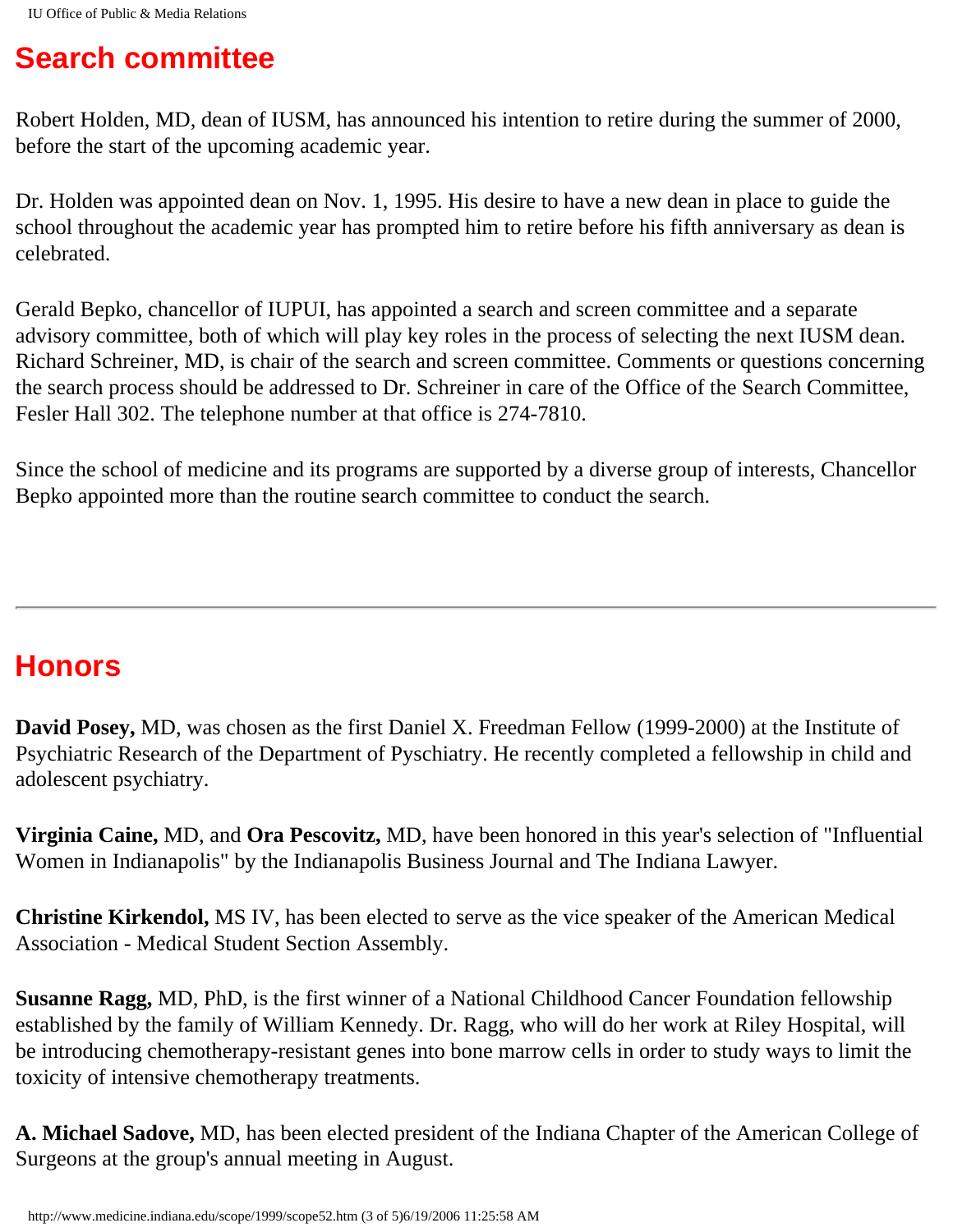## Search committee

Robert Holden, MD, dean of IUSM, has announced his intention to retire during the summer of 2000, before the start of the upcoming academic year.

Dr. Holden was appointed dean on Nov. 1, 1995. His desire to have a new dean in place to guide the school throughout the academic year has prompted him to retire before his fifth anniversary as dean is celebrated.

Gerald Bepko, chancellor of IUPUI, has appointed a search and screen committee and a separate advisory committee, both of which will play key roles in the process of selecting the next IUSM dean. Richard Schreiner, MD, is chair of the search and screen committee. Comments or questions concerning the search process should be addressed to Dr. Schreiner in care of the Office of the Search Committee, Fesler Hall 302. The telephone number at that office is 274-7810.

Since the school of medicine and its programs are supported by a diverse group of interests, Chancellor Bepko appointed more than the routine search committee to conduct the search.

---

## Honors

**David Posey,** MD, was chosen as the first Daniel X. Freedman Fellow (1999-2000) at the Institute of Psychiatric Research of the Department of Pyschiatry. He recently completed a fellowship in child and adolescent psychiatry.

**Virginia Caine,** MD, and **Ora Pescovitz,** MD, have been honored in this year's selection of "Influential Women in Indianapolis" by the Indianapolis Business Journal and The Indiana Lawyer.

**Christine Kirkendol,** MS IV, has been elected to serve as the vice speaker of the American Medical Association - Medical Student Section Assembly.

**Susanne Ragg,** MD, PhD, is the first winner of a National Childhood Cancer Foundation fellowship established by the family of William Kennedy. Dr. Ragg, who will do her work at Riley Hospital, will be introducing chemotherapy-resistant genes into bone marrow cells in order to study ways to limit the toxicity of intensive chemotherapy treatments.

**A. Michael Sadove,** MD, has been elected president of the Indiana Chapter of the American College of Surgeons at the group's annual meeting in August.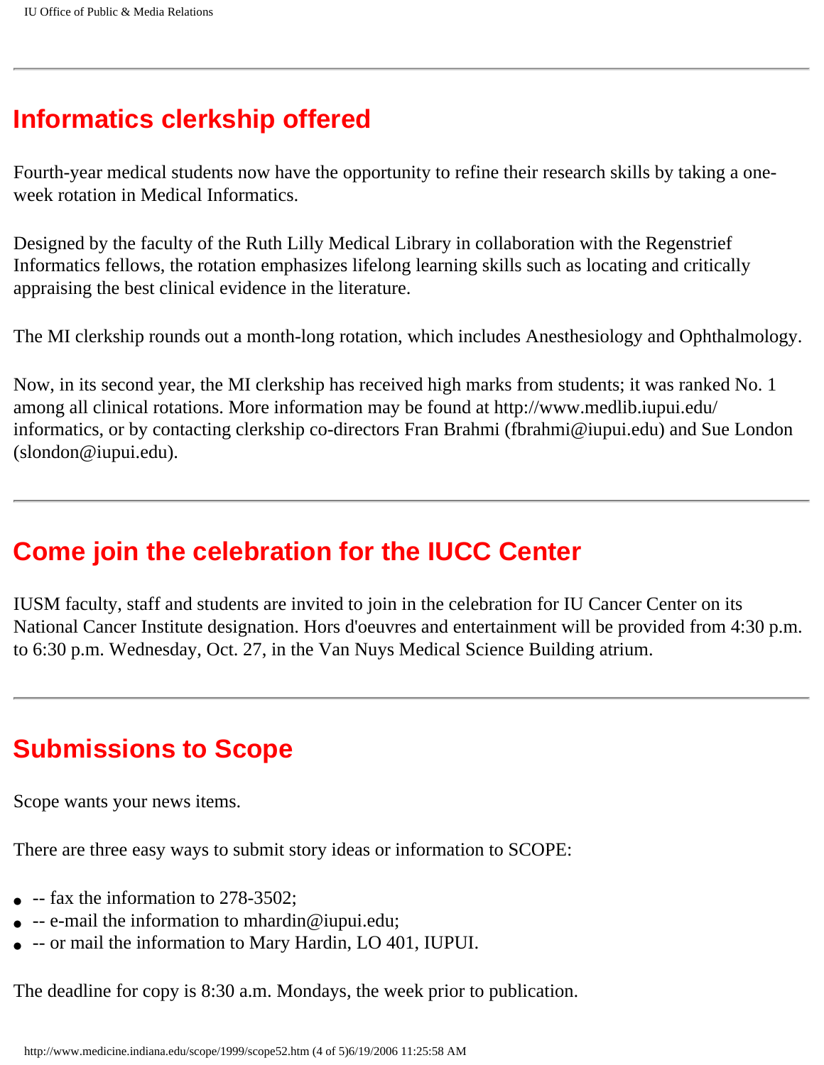## Informatics clerkship offered

Fourth-year medical students now have the opportunity to refine their research skills by taking a one-week rotation in Medical Informatics.

Designed by the faculty of the Ruth Lilly Medical Library in collaboration with the Regenstrief Informatics fellows, the rotation emphasizes lifelong learning skills such as locating and critically appraising the best clinical evidence in the literature.

The MI clerkship rounds out a month-long rotation, which includes Anesthesiology and Ophthalmology.

Now, in its second year, the MI clerkship has received high marks from students; it was ranked No. 1 among all clinical rotations. More information may be found at http://www.medlib.iupui.edu/informatics, or by contacting clerkship co-directors Fran Brahmi (fbrahmi@iupui.edu) and Sue London (slondon@iupui.edu).

---

## Come join the celebration for the IUCC Center

IUSM faculty, staff and students are invited to join in the celebration for IU Cancer Center on its National Cancer Institute designation. Hors d'oeuvres and entertainment will be provided from 4:30 p.m. to 6:30 p.m. Wednesday, Oct. 27, in the Van Nuys Medical Science Building atrium.

---

## Submissions to Scope

Scope wants your news items.

There are three easy ways to submit story ideas or information to SCOPE:

- -- fax the information to 278-3502;
- -- e-mail the information to mhardin@iupui.edu;
- -- or mail the information to Mary Hardin, LO 401, IUPUI.

The deadline for copy is 8:30 a.m. Mondays, the week prior to publication.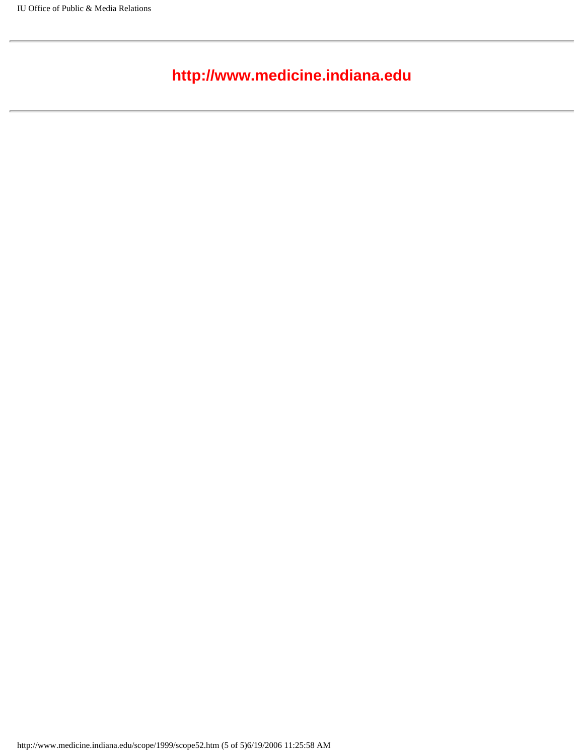**http://www.medicine.indiana.edu**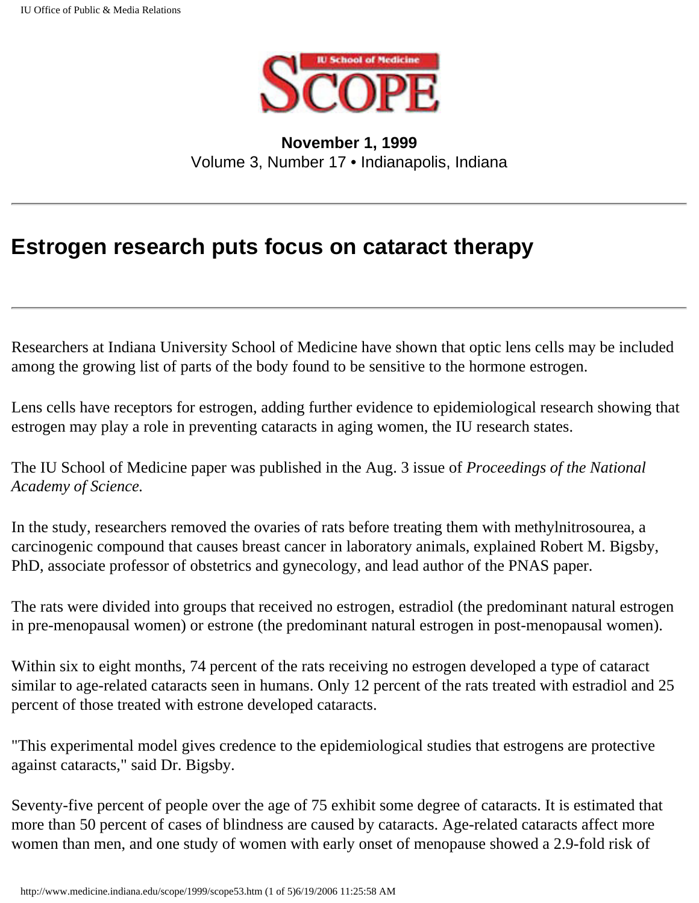**November 1, 1999**
Volume 3, Number 17 • Indianapolis, Indiana

# Estrogen research puts focus on cataract therapy

Researchers at Indiana University School of Medicine have shown that optic lens cells may be included among the growing list of parts of the body found to be sensitive to the hormone estrogen.

Lens cells have receptors for estrogen, adding further evidence to epidemiological research showing that estrogen may play a role in preventing cataracts in aging women, the IU research states.

The IU School of Medicine paper was published in the Aug. 3 issue of *Proceedings of the National Academy of Science.*

In the study, researchers removed the ovaries of rats before treating them with methylnitrosourea, a carcinogenic compound that causes breast cancer in laboratory animals, explained Robert M. Bigsby, PhD, associate professor of obstetrics and gynecology, and lead author of the PNAS paper.

The rats were divided into groups that received no estrogen, estradiol (the predominant natural estrogen in pre-menopausal women) or estrone (the predominant natural estrogen in post-menopausal women).

Within six to eight months, 74 percent of the rats receiving no estrogen developed a type of cataract similar to age-related cataracts seen in humans. Only 12 percent of the rats treated with estradiol and 25 percent of those treated with estrone developed cataracts.

"This experimental model gives credence to the epidemiological studies that estrogens are protective against cataracts," said Dr. Bigsby.

Seventy-five percent of people over the age of 75 exhibit some degree of cataracts. It is estimated that more than 50 percent of cases of blindness are caused by cataracts. Age-related cataracts affect more women than men, and one study of women with early onset of menopause showed a 2.9-fold risk of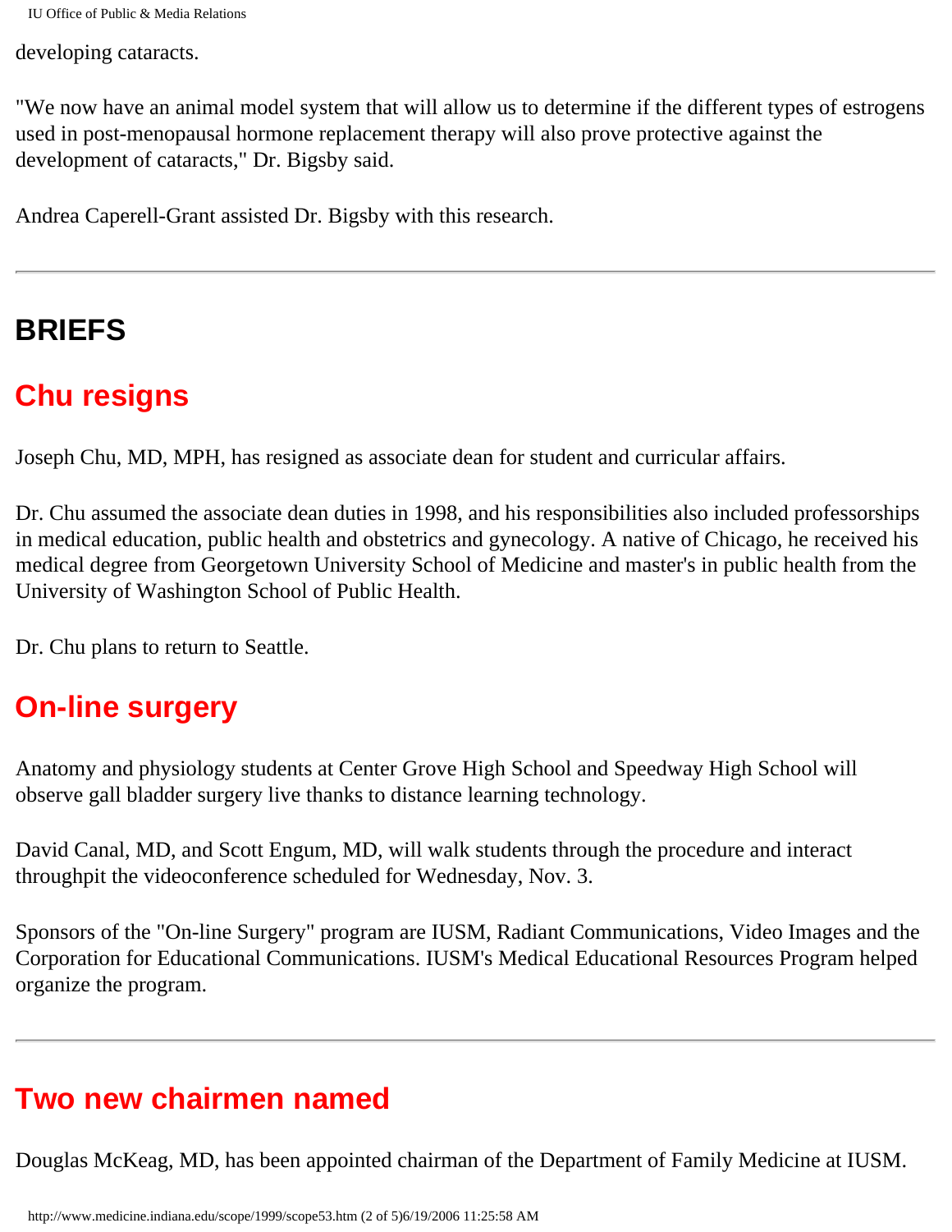developing cataracts.

"We now have an animal model system that will allow us to determine if the different types of estrogens used in post-menopausal hormone replacement therapy will also prove protective against the development of cataracts," Dr. Bigsby said.

Andrea Caperell-Grant assisted Dr. Bigsby with this research.

---

# BRIEFS

## Chu resigns

Joseph Chu, MD, MPH, has resigned as associate dean for student and curricular affairs.

Dr. Chu assumed the associate dean duties in 1998, and his responsibilities also included professorships in medical education, public health and obstetrics and gynecology. A native of Chicago, he received his medical degree from Georgetown University School of Medicine and master's in public health from the University of Washington School of Public Health.

Dr. Chu plans to return to Seattle.

## On-line surgery

Anatomy and physiology students at Center Grove High School and Speedway High School will observe gall bladder surgery live thanks to distance learning technology.

David Canal, MD, and Scott Engum, MD, will walk students through the procedure and interact throughpit the videoconference scheduled for Wednesday, Nov. 3.

Sponsors of the "On-line Surgery" program are IUSM, Radiant Communications, Video Images and the Corporation for Educational Communications. IUSM's Medical Educational Resources Program helped organize the program.

---

## Two new chairmen named

Douglas McKeag, MD, has been appointed chairman of the Department of Family Medicine at IUSM.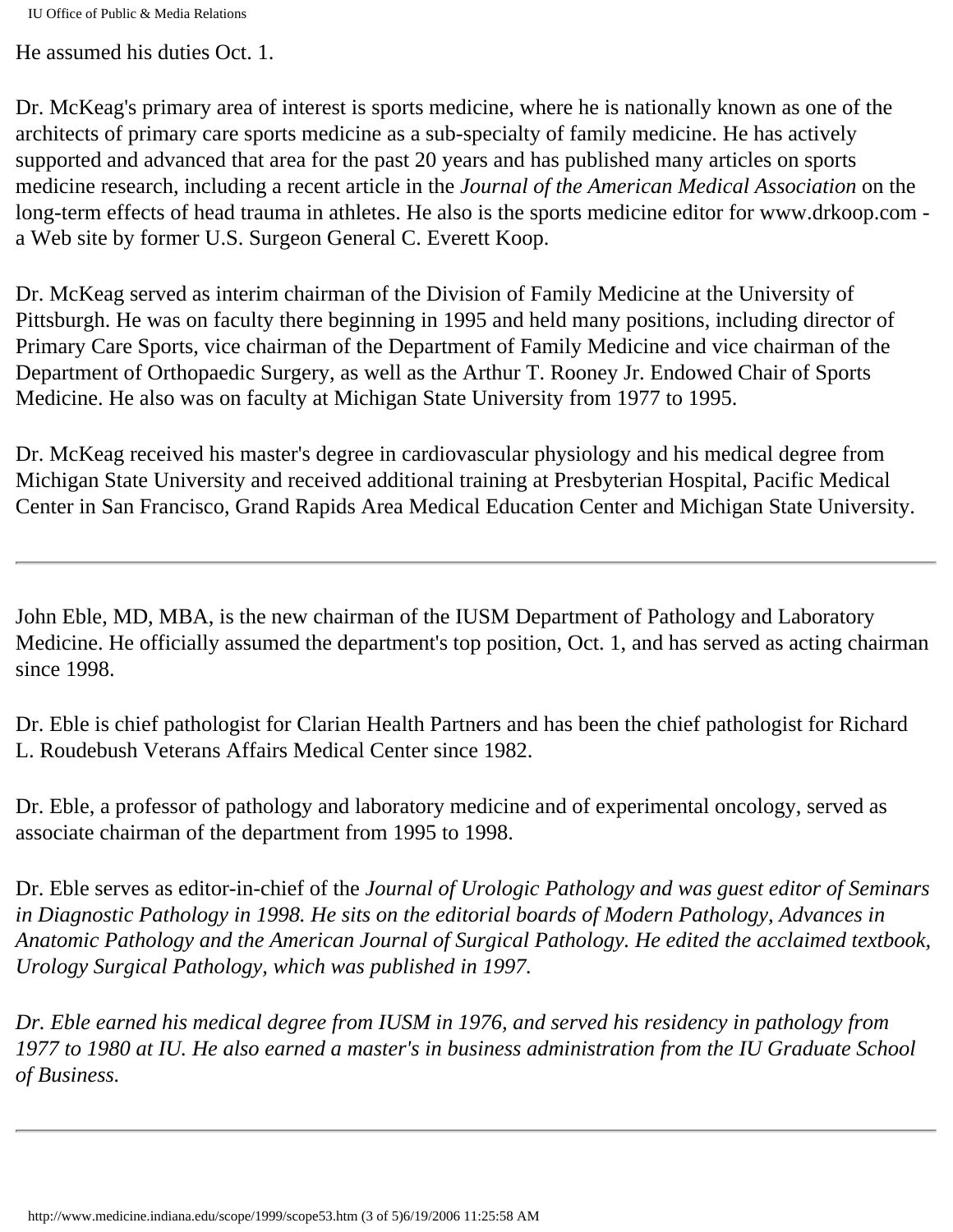He assumed his duties Oct. 1.

Dr. McKeag's primary area of interest is sports medicine, where he is nationally known as one of the architects of primary care sports medicine as a sub-specialty of family medicine. He has actively supported and advanced that area for the past 20 years and has published many articles on sports medicine research, including a recent article in the *Journal of the American Medical Association* on the long-term effects of head trauma in athletes. He also is the sports medicine editor for www.drkoop.com - a Web site by former U.S. Surgeon General C. Everett Koop.

Dr. McKeag served as interim chairman of the Division of Family Medicine at the University of Pittsburgh. He was on faculty there beginning in 1995 and held many positions, including director of Primary Care Sports, vice chairman of the Department of Family Medicine and vice chairman of the Department of Orthopaedic Surgery, as well as the Arthur T. Rooney Jr. Endowed Chair of Sports Medicine. He also was on faculty at Michigan State University from 1977 to 1995.

Dr. McKeag received his master's degree in cardiovascular physiology and his medical degree from Michigan State University and received additional training at Presbyterian Hospital, Pacific Medical Center in San Francisco, Grand Rapids Area Medical Education Center and Michigan State University.

---

John Eble, MD, MBA, is the new chairman of the IUSM Department of Pathology and Laboratory Medicine. He officially assumed the department's top position, Oct. 1, and has served as acting chairman since 1998.

Dr. Eble is chief pathologist for Clarian Health Partners and has been the chief pathologist for Richard L. Roudebush Veterans Affairs Medical Center since 1982.

Dr. Eble, a professor of pathology and laboratory medicine and of experimental oncology, served as associate chairman of the department from 1995 to 1998.

Dr. Eble serves as editor-in-chief of the *Journal of Urologic Pathology and was guest editor of Seminars in Diagnostic Pathology in 1998. He sits on the editorial boards of Modern Pathology, Advances in Anatomic Pathology and the American Journal of Surgical Pathology. He edited the acclaimed textbook, Urology Surgical Pathology, which was published in 1997.*

*Dr. Eble earned his medical degree from IUSM in 1976, and served his residency in pathology from 1977 to 1980 at IU. He also earned a master's in business administration from the IU Graduate School of Business.*

---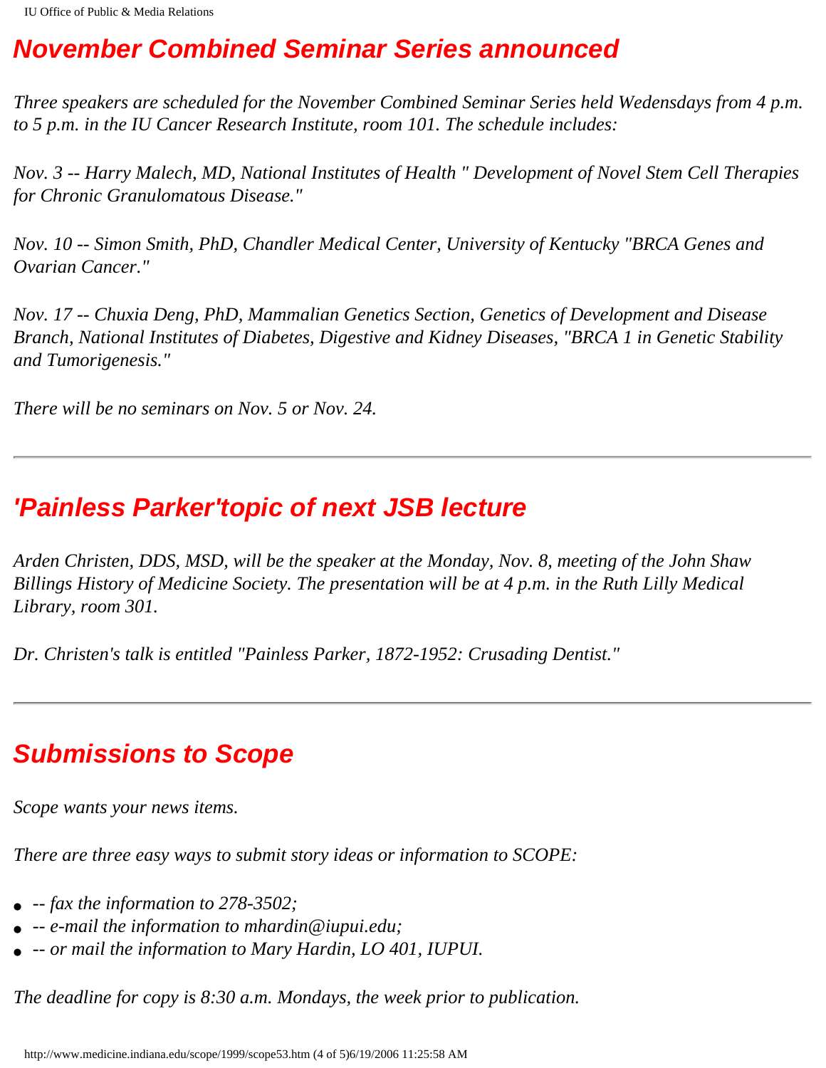## November Combined Seminar Series announced

*Three speakers are scheduled for the November Combined Seminar Series held Wedensdays from 4 p.m. to 5 p.m. in the IU Cancer Research Institute, room 101. The schedule includes:*

*Nov. 3 -- Harry Malech, MD, National Institutes of Health " Development of Novel Stem Cell Therapies for Chronic Granulomatous Disease."*

*Nov. 10 -- Simon Smith, PhD, Chandler Medical Center, University of Kentucky "BRCA Genes and Ovarian Cancer."*

*Nov. 17 -- Chuxia Deng, PhD, Mammalian Genetics Section, Genetics of Development and Disease Branch, National Institutes of Diabetes, Digestive and Kidney Diseases, "BRCA 1 in Genetic Stability and Tumorigenesis."*

*There will be no seminars on Nov. 5 or Nov. 24.*

---

## 'Painless Parker'topic of next JSB lecture

*Arden Christen, DDS, MSD, will be the speaker at the Monday, Nov. 8, meeting of the John Shaw Billings History of Medicine Society. The presentation will be at 4 p.m. in the Ruth Lilly Medical Library, room 301.*

*Dr. Christen's talk is entitled "Painless Parker, 1872-1952: Crusading Dentist."*

---

## Submissions to Scope

*Scope wants your news items.*

*There are three easy ways to submit story ideas or information to SCOPE:*

- *-- fax the information to 278-3502;*
- *-- e-mail the information to mhardin@iupui.edu;*
- *-- or mail the information to Mary Hardin, LO 401, IUPUI.*

*The deadline for copy is 8:30 a.m. Mondays, the week prior to publication.*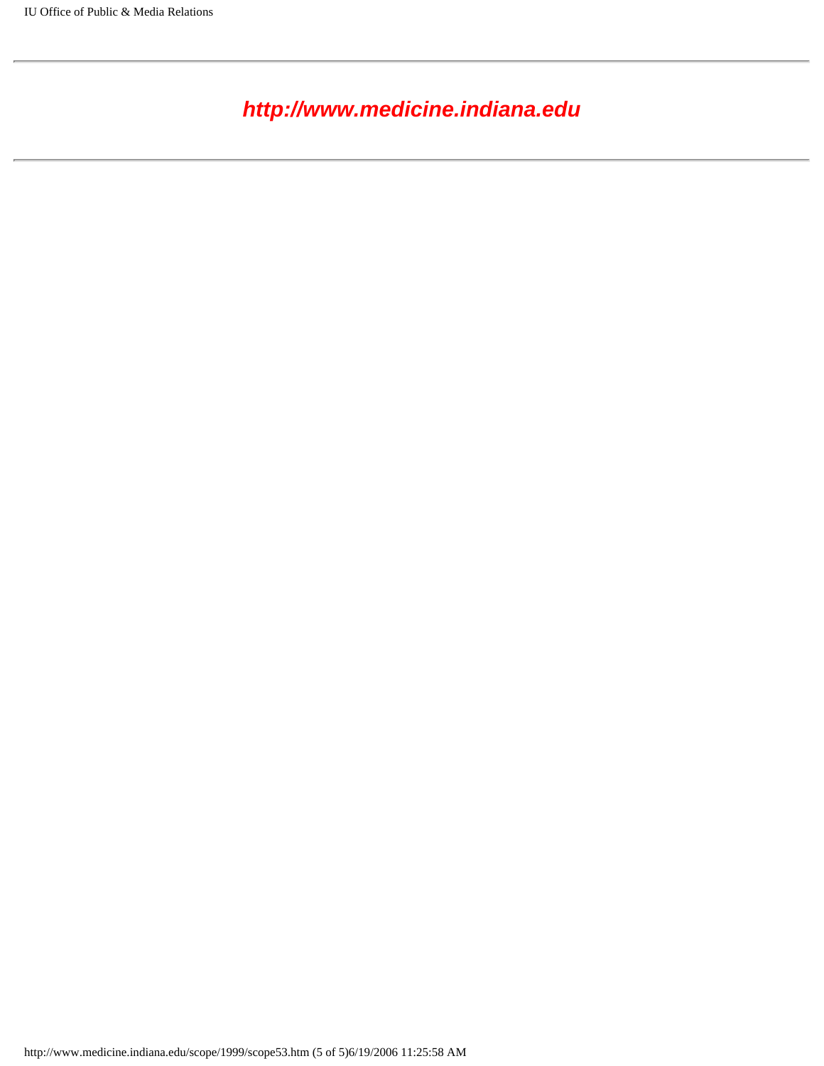**_http://www.medicine.indiana.edu_**

---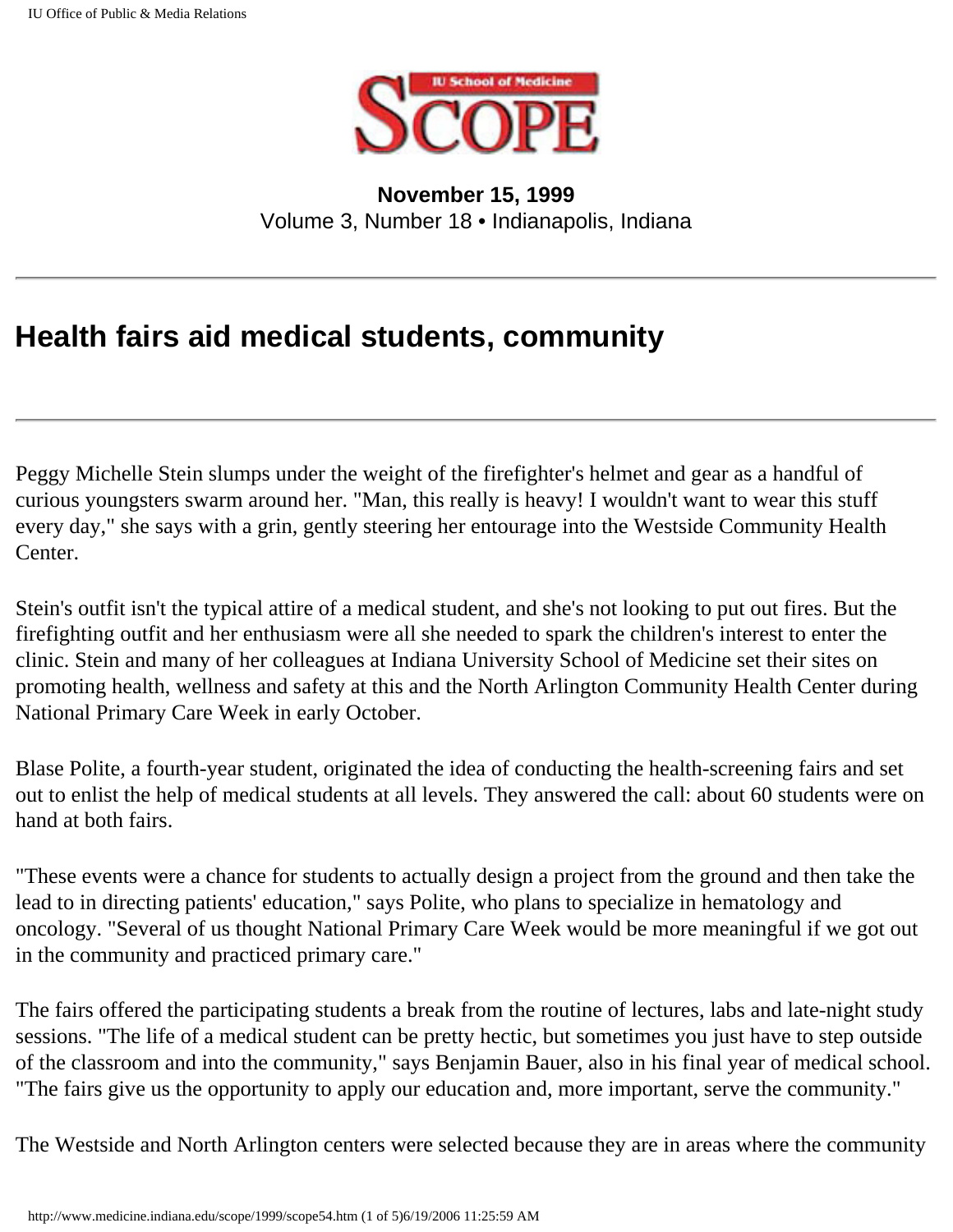**November 15, 1999**
Volume 3, Number 18 • Indianapolis, Indiana

## Health fairs aid medical students, community

Peggy Michelle Stein slumps under the weight of the firefighter's helmet and gear as a handful of curious youngsters swarm around her. "Man, this really is heavy! I wouldn't want to wear this stuff every day," she says with a grin, gently steering her entourage into the Westside Community Health Center.

Stein's outfit isn't the typical attire of a medical student, and she's not looking to put out fires. But the firefighting outfit and her enthusiasm were all she needed to spark the children's interest to enter the clinic. Stein and many of her colleagues at Indiana University School of Medicine set their sites on promoting health, wellness and safety at this and the North Arlington Community Health Center during National Primary Care Week in early October.

Blase Polite, a fourth-year student, originated the idea of conducting the health-screening fairs and set out to enlist the help of medical students at all levels. They answered the call: about 60 students were on hand at both fairs.

"These events were a chance for students to actually design a project from the ground and then take the lead to in directing patients' education," says Polite, who plans to specialize in hematology and oncology. "Several of us thought National Primary Care Week would be more meaningful if we got out in the community and practiced primary care."

The fairs offered the participating students a break from the routine of lectures, labs and late-night study sessions. "The life of a medical student can be pretty hectic, but sometimes you just have to step outside of the classroom and into the community," says Benjamin Bauer, also in his final year of medical school. "The fairs give us the opportunity to apply our education and, more important, serve the community."

The Westside and North Arlington centers were selected because they are in areas where the community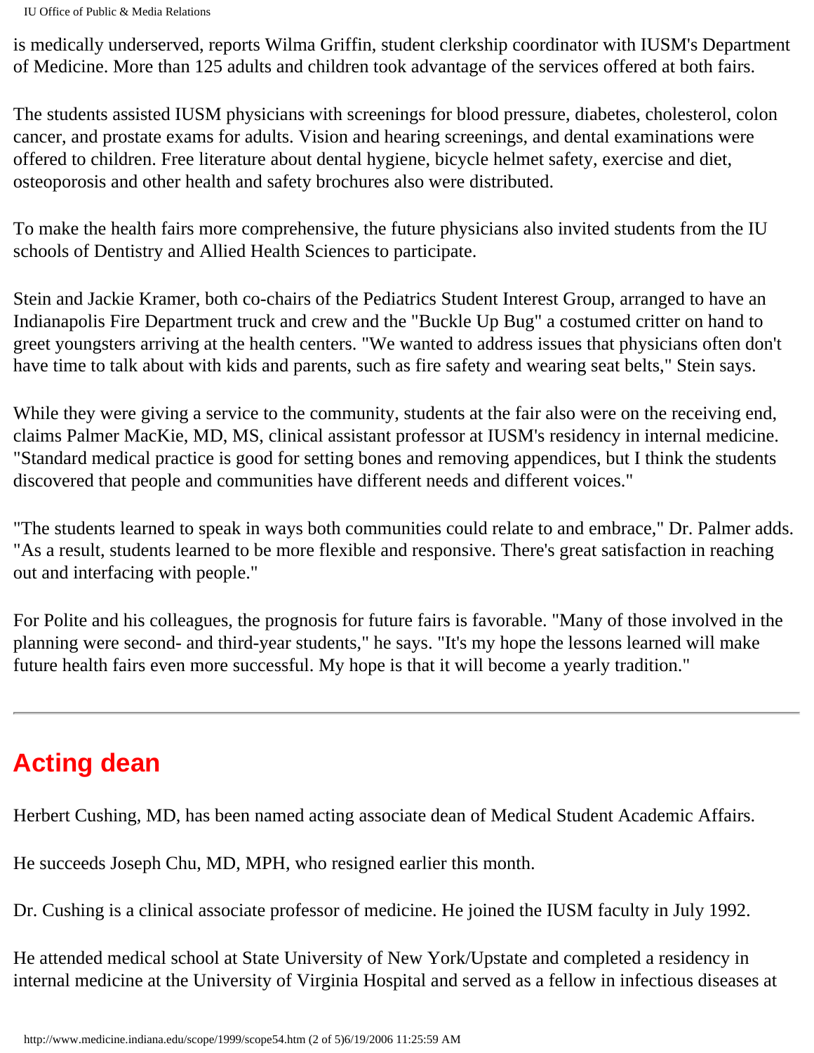is medically underserved, reports Wilma Griffin, student clerkship coordinator with IUSM's Department of Medicine. More than 125 adults and children took advantage of the services offered at both fairs.

The students assisted IUSM physicians with screenings for blood pressure, diabetes, cholesterol, colon cancer, and prostate exams for adults. Vision and hearing screenings, and dental examinations were offered to children. Free literature about dental hygiene, bicycle helmet safety, exercise and diet, osteoporosis and other health and safety brochures also were distributed.

To make the health fairs more comprehensive, the future physicians also invited students from the IU schools of Dentistry and Allied Health Sciences to participate.

Stein and Jackie Kramer, both co-chairs of the Pediatrics Student Interest Group, arranged to have an Indianapolis Fire Department truck and crew and the "Buckle Up Bug" a costumed critter on hand to greet youngsters arriving at the health centers. "We wanted to address issues that physicians often don't have time to talk about with kids and parents, such as fire safety and wearing seat belts," Stein says.

While they were giving a service to the community, students at the fair also were on the receiving end, claims Palmer MacKie, MD, MS, clinical assistant professor at IUSM's residency in internal medicine. "Standard medical practice is good for setting bones and removing appendices, but I think the students discovered that people and communities have different needs and different voices."

"The students learned to speak in ways both communities could relate to and embrace," Dr. Palmer adds. "As a result, students learned to be more flexible and responsive. There's great satisfaction in reaching out and interfacing with people."

For Polite and his colleagues, the prognosis for future fairs is favorable. "Many of those involved in the planning were second- and third-year students," he says. "It's my hope the lessons learned will make future health fairs even more successful. My hope is that it will become a yearly tradition."

---

## Acting dean

Herbert Cushing, MD, has been named acting associate dean of Medical Student Academic Affairs.

He succeeds Joseph Chu, MD, MPH, who resigned earlier this month.

Dr. Cushing is a clinical associate professor of medicine. He joined the IUSM faculty in July 1992.

He attended medical school at State University of New York/Upstate and completed a residency in internal medicine at the University of Virginia Hospital and served as a fellow in infectious diseases at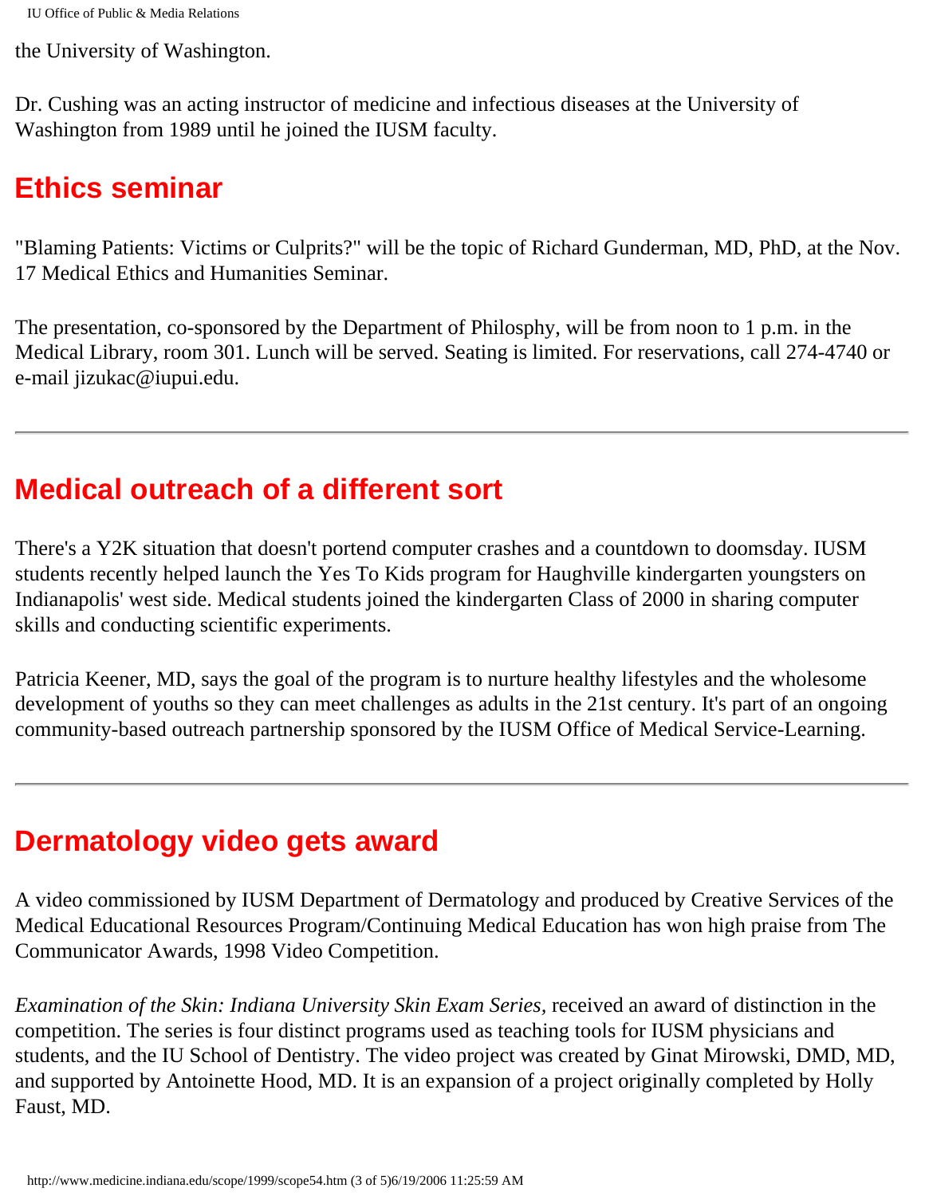the University of Washington.

Dr. Cushing was an acting instructor of medicine and infectious diseases at the University of Washington from 1989 until he joined the IUSM faculty.

## Ethics seminar

"Blaming Patients: Victims or Culprits?" will be the topic of Richard Gunderman, MD, PhD, at the Nov. 17 Medical Ethics and Humanities Seminar.

The presentation, co-sponsored by the Department of Philosphy, will be from noon to 1 p.m. in the Medical Library, room 301. Lunch will be served. Seating is limited. For reservations, call 274-4740 or e-mail jizukac@iupui.edu.

---

## Medical outreach of a different sort

There's a Y2K situation that doesn't portend computer crashes and a countdown to doomsday. IUSM students recently helped launch the Yes To Kids program for Haughville kindergarten youngsters on Indianapolis' west side. Medical students joined the kindergarten Class of 2000 in sharing computer skills and conducting scientific experiments.

Patricia Keener, MD, says the goal of the program is to nurture healthy lifestyles and the wholesome development of youths so they can meet challenges as adults in the 21st century. It's part of an ongoing community-based outreach partnership sponsored by the IUSM Office of Medical Service-Learning.

---

## Dermatology video gets award

A video commissioned by IUSM Department of Dermatology and produced by Creative Services of the Medical Educational Resources Program/Continuing Medical Education has won high praise from The Communicator Awards, 1998 Video Competition.

*Examination of the Skin: Indiana University Skin Exam Series,* received an award of distinction in the competition. The series is four distinct programs used as teaching tools for IUSM physicians and students, and the IU School of Dentistry. The video project was created by Ginat Mirowski, DMD, MD, and supported by Antoinette Hood, MD. It is an expansion of a project originally completed by Holly Faust, MD.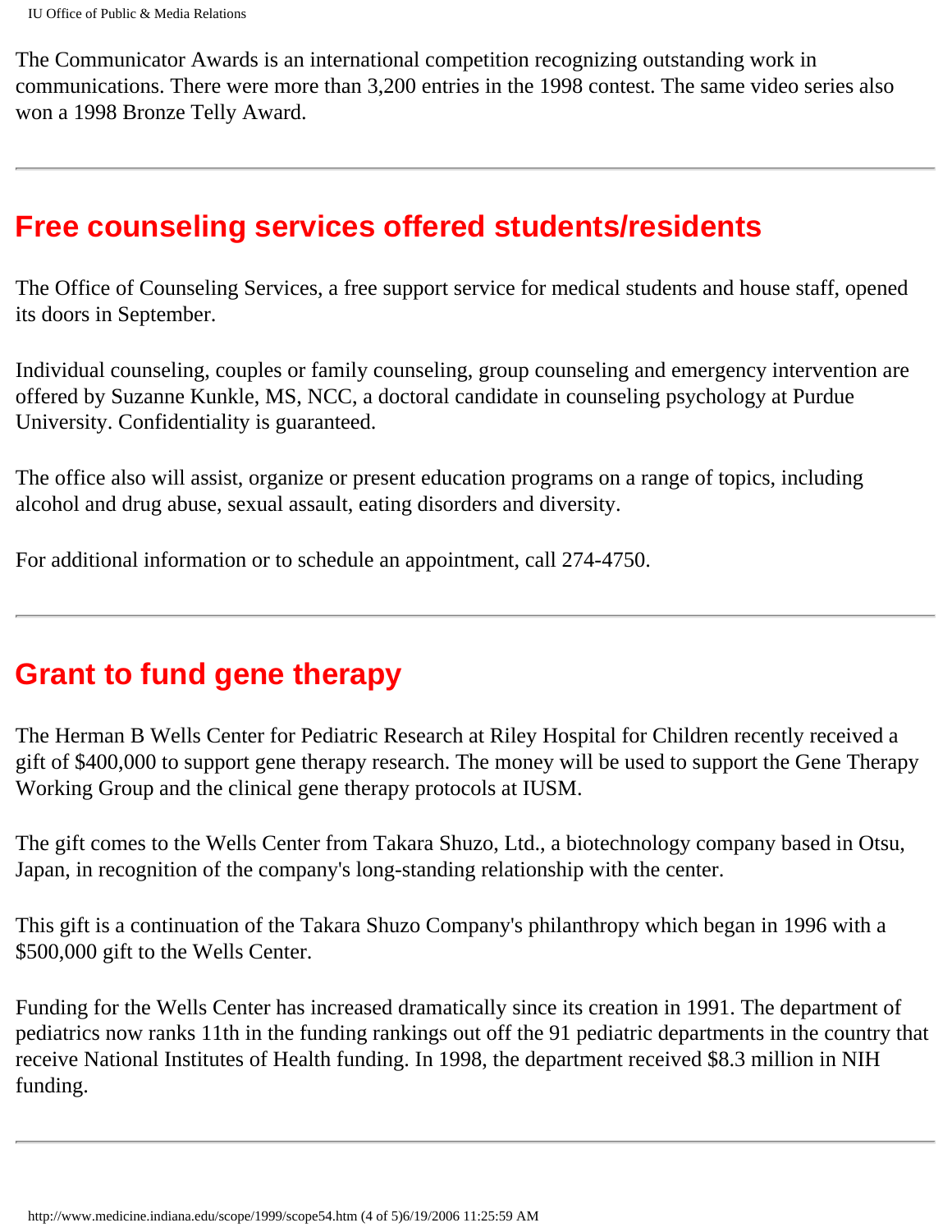The Communicator Awards is an international competition recognizing outstanding work in communications. There were more than 3,200 entries in the 1998 contest. The same video series also won a 1998 Bronze Telly Award.

---

## Free counseling services offered students/residents

The Office of Counseling Services, a free support service for medical students and house staff, opened its doors in September.

Individual counseling, couples or family counseling, group counseling and emergency intervention are offered by Suzanne Kunkle, MS, NCC, a doctoral candidate in counseling psychology at Purdue University. Confidentiality is guaranteed.

The office also will assist, organize or present education programs on a range of topics, including alcohol and drug abuse, sexual assault, eating disorders and diversity.

For additional information or to schedule an appointment, call 274-4750.

---

## Grant to fund gene therapy

The Herman B Wells Center for Pediatric Research at Riley Hospital for Children recently received a gift of $400,000 to support gene therapy research. The money will be used to support the Gene Therapy Working Group and the clinical gene therapy protocols at IUSM.

The gift comes to the Wells Center from Takara Shuzo, Ltd., a biotechnology company based in Otsu, Japan, in recognition of the company's long-standing relationship with the center.

This gift is a continuation of the Takara Shuzo Company's philanthropy which began in 1996 with a $500,000 gift to the Wells Center.

Funding for the Wells Center has increased dramatically since its creation in 1991. The department of pediatrics now ranks 11th in the funding rankings out off the 91 pediatric departments in the country that receive National Institutes of Health funding. In 1998, the department received $8.3 million in NIH funding.

---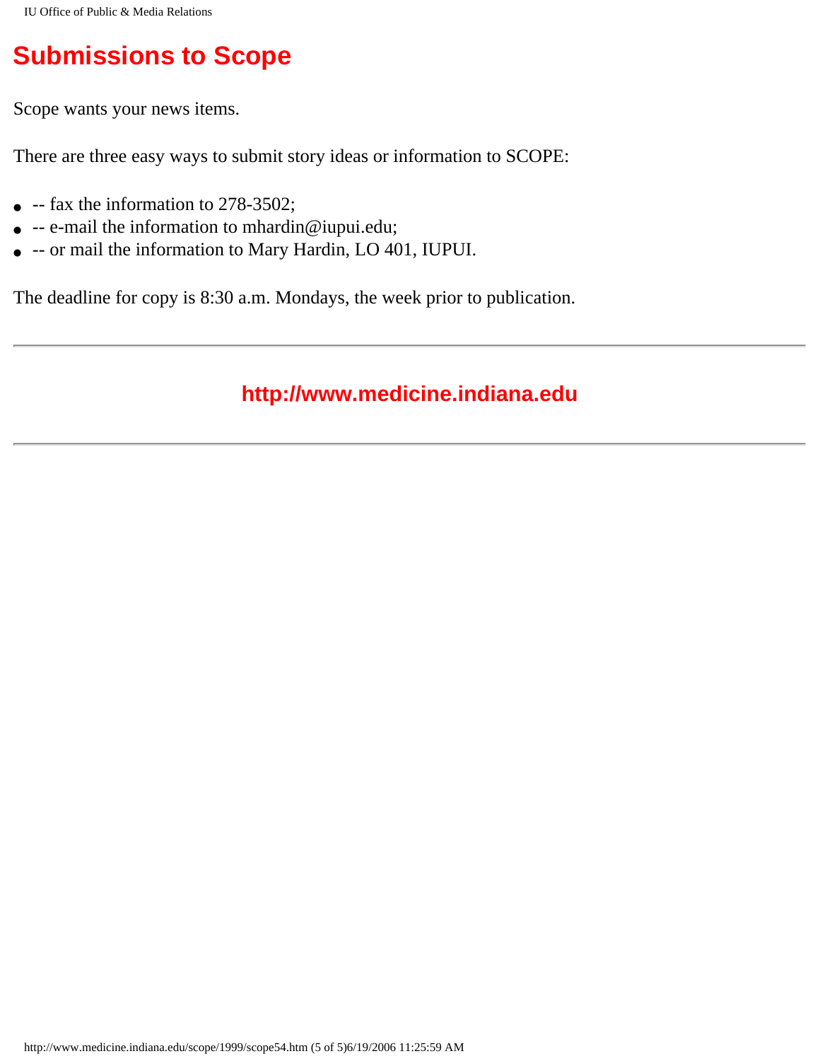# Submissions to Scope

Scope wants your news items.

There are three easy ways to submit story ideas or information to SCOPE:

- -- fax the information to 278-3502;
- -- e-mail the information to mhardin@iupui.edu;
- -- or mail the information to Mary Hardin, LO 401, IUPUI.

The deadline for copy is 8:30 a.m. Mondays, the week prior to publication.

---

**http://www.medicine.indiana.edu**

---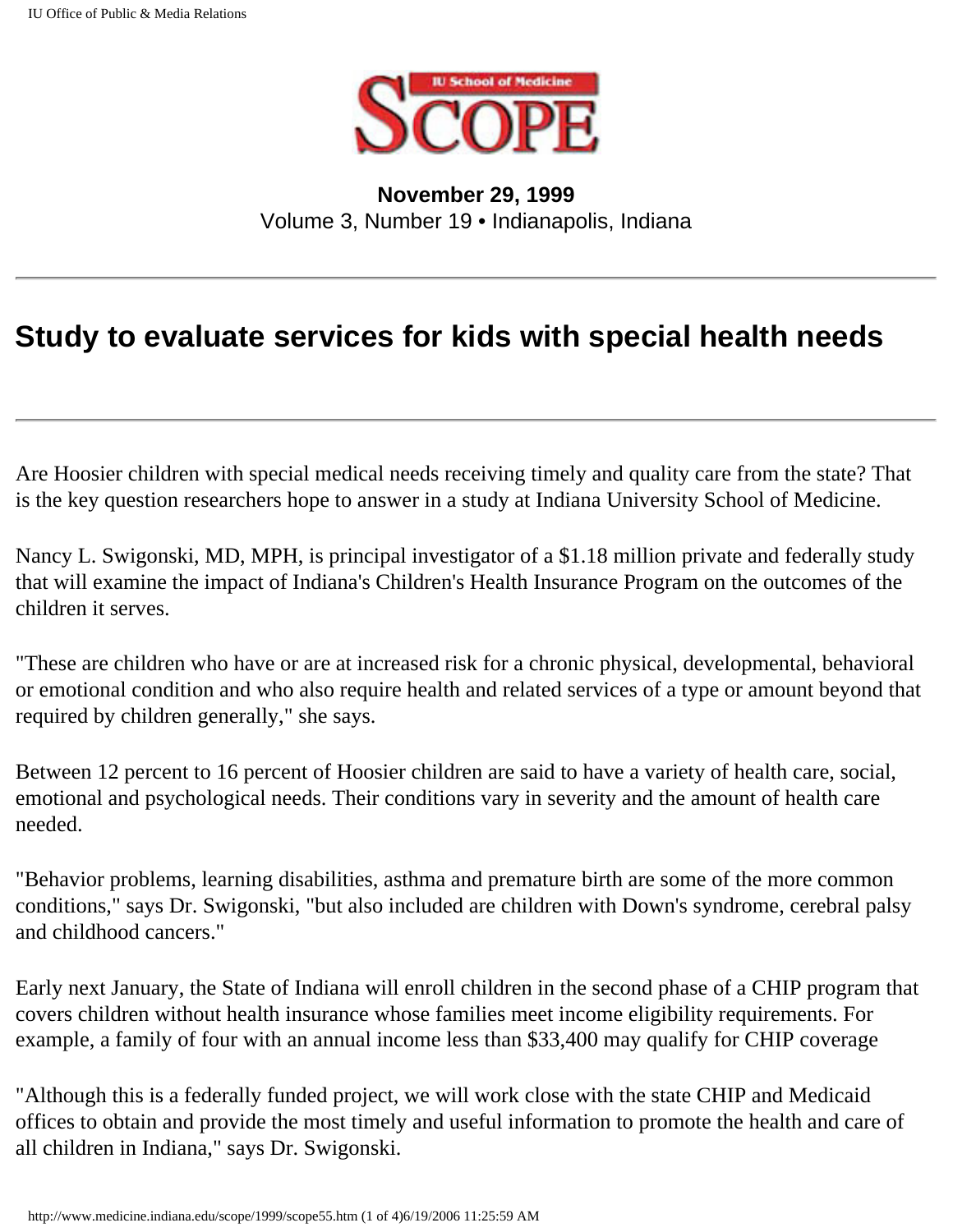**November 29, 1999**
Volume 3, Number 19 • Indianapolis, Indiana

---

# Study to evaluate services for kids with special health needs

---

Are Hoosier children with special medical needs receiving timely and quality care from the state? That is the key question researchers hope to answer in a study at Indiana University School of Medicine.

Nancy L. Swigonski, MD, MPH, is principal investigator of a $1.18 million private and federally study that will examine the impact of Indiana's Children's Health Insurance Program on the outcomes of the children it serves.

"These are children who have or are at increased risk for a chronic physical, developmental, behavioral or emotional condition and who also require health and related services of a type or amount beyond that required by children generally," she says.

Between 12 percent to 16 percent of Hoosier children are said to have a variety of health care, social, emotional and psychological needs. Their conditions vary in severity and the amount of health care needed.

"Behavior problems, learning disabilities, asthma and premature birth are some of the more common conditions," says Dr. Swigonski, "but also included are children with Down's syndrome, cerebral palsy and childhood cancers."

Early next January, the State of Indiana will enroll children in the second phase of a CHIP program that covers children without health insurance whose families meet income eligibility requirements. For example, a family of four with an annual income less than $33,400 may qualify for CHIP coverage

"Although this is a federally funded project, we will work close with the state CHIP and Medicaid offices to obtain and provide the most timely and useful information to promote the health and care of all children in Indiana," says Dr. Swigonski.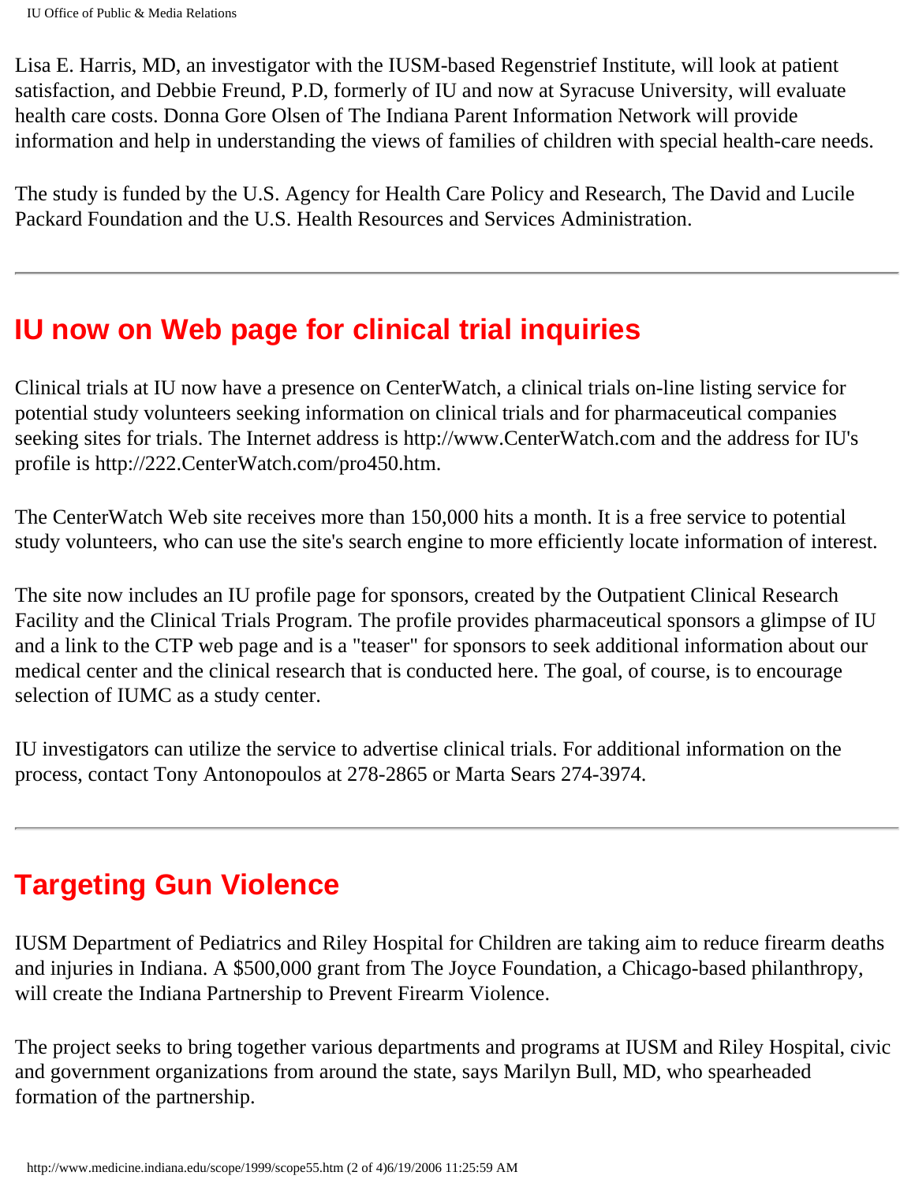Lisa E. Harris, MD, an investigator with the IUSM-based Regenstrief Institute, will look at patient satisfaction, and Debbie Freund, P.D, formerly of IU and now at Syracuse University, will evaluate health care costs. Donna Gore Olsen of The Indiana Parent Information Network will provide information and help in understanding the views of families of children with special health-care needs.

The study is funded by the U.S. Agency for Health Care Policy and Research, The David and Lucile Packard Foundation and the U.S. Health Resources and Services Administration.

---

## IU now on Web page for clinical trial inquiries

Clinical trials at IU now have a presence on CenterWatch, a clinical trials on-line listing service for potential study volunteers seeking information on clinical trials and for pharmaceutical companies seeking sites for trials. The Internet address is http://www.CenterWatch.com and the address for IU's profile is http://222.CenterWatch.com/pro450.htm.

The CenterWatch Web site receives more than 150,000 hits a month. It is a free service to potential study volunteers, who can use the site's search engine to more efficiently locate information of interest.

The site now includes an IU profile page for sponsors, created by the Outpatient Clinical Research Facility and the Clinical Trials Program. The profile provides pharmaceutical sponsors a glimpse of IU and a link to the CTP web page and is a "teaser" for sponsors to seek additional information about our medical center and the clinical research that is conducted here. The goal, of course, is to encourage selection of IUMC as a study center.

IU investigators can utilize the service to advertise clinical trials. For additional information on the process, contact Tony Antonopoulos at 278-2865 or Marta Sears 274-3974.

---

## Targeting Gun Violence

IUSM Department of Pediatrics and Riley Hospital for Children are taking aim to reduce firearm deaths and injuries in Indiana. A $500,000 grant from The Joyce Foundation, a Chicago-based philanthropy, will create the Indiana Partnership to Prevent Firearm Violence.

The project seeks to bring together various departments and programs at IUSM and Riley Hospital, civic and government organizations from around the state, says Marilyn Bull, MD, who spearheaded formation of the partnership.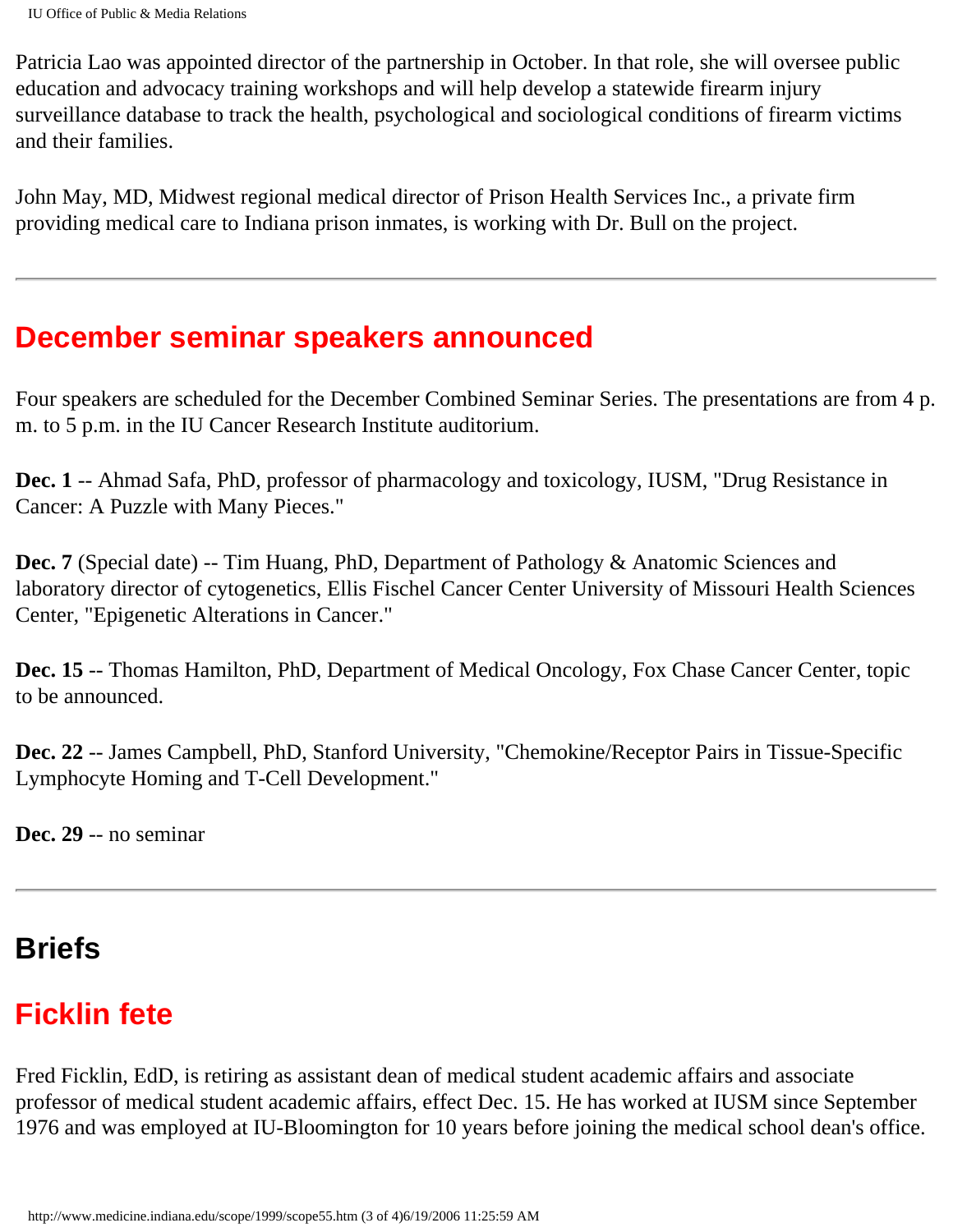Patricia Lao was appointed director of the partnership in October. In that role, she will oversee public education and advocacy training workshops and will help develop a statewide firearm injury surveillance database to track the health, psychological and sociological conditions of firearm victims and their families.

John May, MD, Midwest regional medical director of Prison Health Services Inc., a private firm providing medical care to Indiana prison inmates, is working with Dr. Bull on the project.

---

## December seminar speakers announced

Four speakers are scheduled for the December Combined Seminar Series. The presentations are from 4 p.m. to 5 p.m. in the IU Cancer Research Institute auditorium.

**Dec. 1** -- Ahmad Safa, PhD, professor of pharmacology and toxicology, IUSM, "Drug Resistance in Cancer: A Puzzle with Many Pieces."

**Dec. 7** (Special date) -- Tim Huang, PhD, Department of Pathology & Anatomic Sciences and laboratory director of cytogenetics, Ellis Fischel Cancer Center University of Missouri Health Sciences Center, "Epigenetic Alterations in Cancer."

**Dec. 15** -- Thomas Hamilton, PhD, Department of Medical Oncology, Fox Chase Cancer Center, topic to be announced.

**Dec. 22** -- James Campbell, PhD, Stanford University, "Chemokine/Receptor Pairs in Tissue-Specific Lymphocyte Homing and T-Cell Development."

**Dec. 29** -- no seminar

---

# Briefs

## Ficklin fete

Fred Ficklin, EdD, is retiring as assistant dean of medical student academic affairs and associate professor of medical student academic affairs, effect Dec. 15. He has worked at IUSM since September 1976 and was employed at IU-Bloomington for 10 years before joining the medical school dean's office.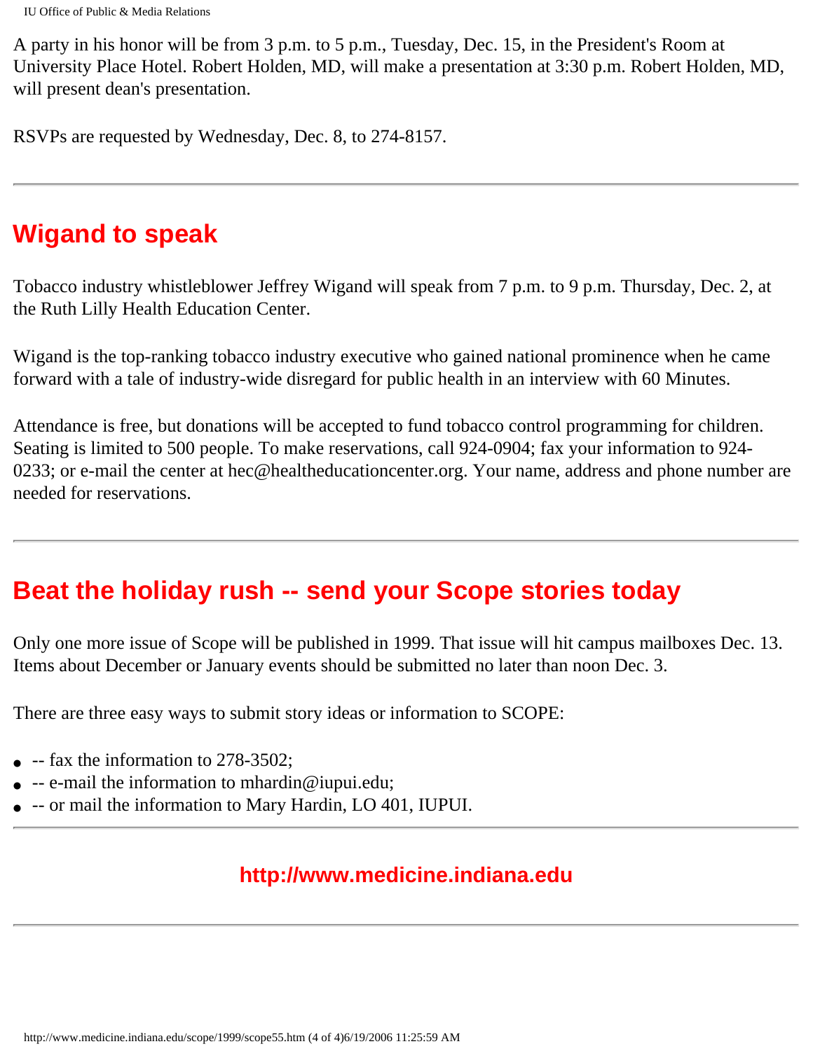A party in his honor will be from 3 p.m. to 5 p.m., Tuesday, Dec. 15, in the President's Room at University Place Hotel. Robert Holden, MD, will make a presentation at 3:30 p.m. Robert Holden, MD, will present dean's presentation.

RSVPs are requested by Wednesday, Dec. 8, to 274-8157.

---

## Wigand to speak

Tobacco industry whistleblower Jeffrey Wigand will speak from 7 p.m. to 9 p.m. Thursday, Dec. 2, at the Ruth Lilly Health Education Center.

Wigand is the top-ranking tobacco industry executive who gained national prominence when he came forward with a tale of industry-wide disregard for public health in an interview with 60 Minutes.

Attendance is free, but donations will be accepted to fund tobacco control programming for children. Seating is limited to 500 people. To make reservations, call 924-0904; fax your information to 924-0233; or e-mail the center at hec@healtheducationcenter.org. Your name, address and phone number are needed for reservations.

---

## Beat the holiday rush -- send your Scope stories today

Only one more issue of Scope will be published in 1999. That issue will hit campus mailboxes Dec. 13. Items about December or January events should be submitted no later than noon Dec. 3.

There are three easy ways to submit story ideas or information to SCOPE:

- -- fax the information to 278-3502;
- -- e-mail the information to mhardin@iupui.edu;
- -- or mail the information to Mary Hardin, LO 401, IUPUI.

---

**http://www.medicine.indiana.edu**

---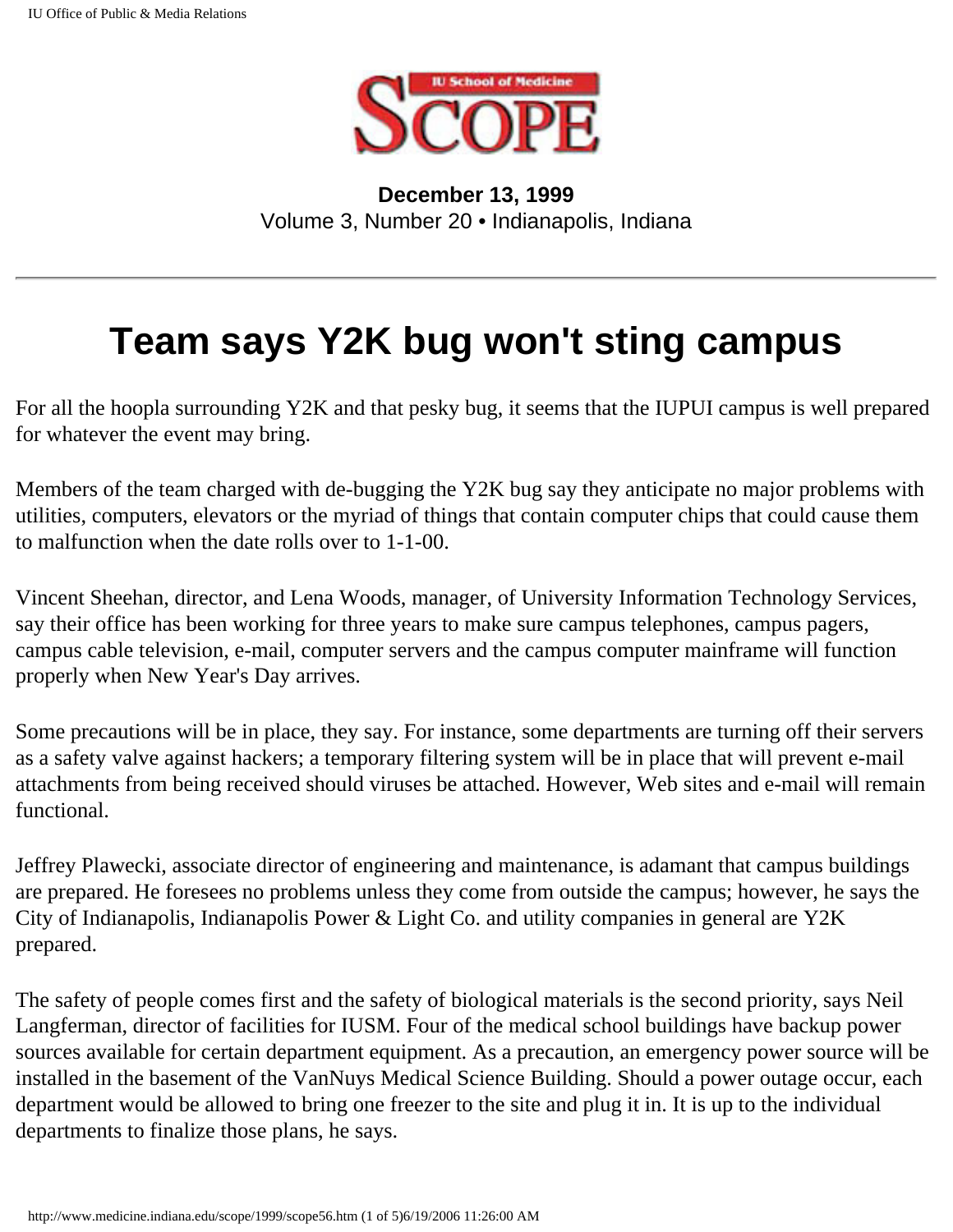**December 13, 1999**
Volume 3, Number 20 • Indianapolis, Indiana

---

# Team says Y2K bug won't sting campus

For all the hoopla surrounding Y2K and that pesky bug, it seems that the IUPUI campus is well prepared for whatever the event may bring.

Members of the team charged with de-bugging the Y2K bug say they anticipate no major problems with utilities, computers, elevators or the myriad of things that contain computer chips that could cause them to malfunction when the date rolls over to 1-1-00.

Vincent Sheehan, director, and Lena Woods, manager, of University Information Technology Services, say their office has been working for three years to make sure campus telephones, campus pagers, campus cable television, e-mail, computer servers and the campus computer mainframe will function properly when New Year's Day arrives.

Some precautions will be in place, they say. For instance, some departments are turning off their servers as a safety valve against hackers; a temporary filtering system will be in place that will prevent e-mail attachments from being received should viruses be attached. However, Web sites and e-mail will remain functional.

Jeffrey Plawecki, associate director of engineering and maintenance, is adamant that campus buildings are prepared. He foresees no problems unless they come from outside the campus; however, he says the City of Indianapolis, Indianapolis Power & Light Co. and utility companies in general are Y2K prepared.

The safety of people comes first and the safety of biological materials is the second priority, says Neil Langferman, director of facilities for IUSM. Four of the medical school buildings have backup power sources available for certain department equipment. As a precaution, an emergency power source will be installed in the basement of the VanNuys Medical Science Building. Should a power outage occur, each department would be allowed to bring one freezer to the site and plug it in. It is up to the individual departments to finalize those plans, he says.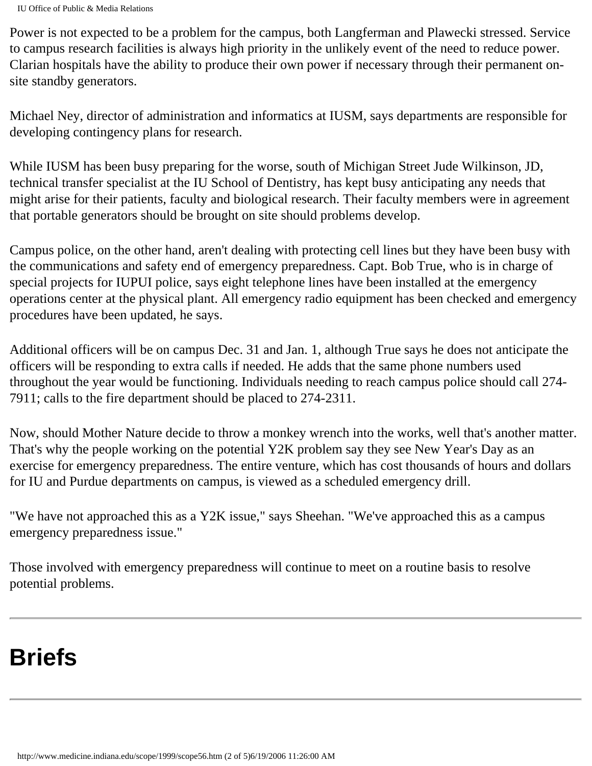Power is not expected to be a problem for the campus, both Langferman and Plawecki stressed. Service to campus research facilities is always high priority in the unlikely event of the need to reduce power. Clarian hospitals have the ability to produce their own power if necessary through their permanent on-site standby generators.

Michael Ney, director of administration and informatics at IUSM, says departments are responsible for developing contingency plans for research.

While IUSM has been busy preparing for the worse, south of Michigan Street Jude Wilkinson, JD, technical transfer specialist at the IU School of Dentistry, has kept busy anticipating any needs that might arise for their patients, faculty and biological research. Their faculty members were in agreement that portable generators should be brought on site should problems develop.

Campus police, on the other hand, aren't dealing with protecting cell lines but they have been busy with the communications and safety end of emergency preparedness. Capt. Bob True, who is in charge of special projects for IUPUI police, says eight telephone lines have been installed at the emergency operations center at the physical plant. All emergency radio equipment has been checked and emergency procedures have been updated, he says.

Additional officers will be on campus Dec. 31 and Jan. 1, although True says he does not anticipate the officers will be responding to extra calls if needed. He adds that the same phone numbers used throughout the year would be functioning. Individuals needing to reach campus police should call 274-7911; calls to the fire department should be placed to 274-2311.

Now, should Mother Nature decide to throw a monkey wrench into the works, well that's another matter. That's why the people working on the potential Y2K problem say they see New Year's Day as an exercise for emergency preparedness. The entire venture, which has cost thousands of hours and dollars for IU and Purdue departments on campus, is viewed as a scheduled emergency drill.

"We have not approached this as a Y2K issue," says Sheehan. "We've approached this as a campus emergency preparedness issue."

Those involved with emergency preparedness will continue to meet on a routine basis to resolve potential problems.

---

# Briefs

---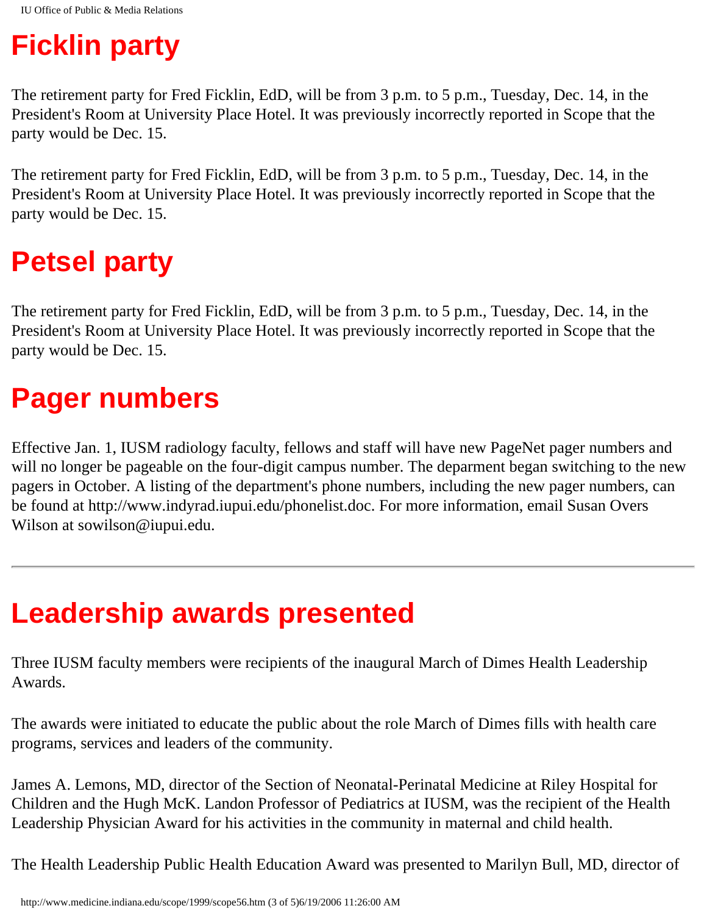# Ficklin party

The retirement party for Fred Ficklin, EdD, will be from 3 p.m. to 5 p.m., Tuesday, Dec. 14, in the President's Room at University Place Hotel. It was previously incorrectly reported in Scope that the party would be Dec. 15.

The retirement party for Fred Ficklin, EdD, will be from 3 p.m. to 5 p.m., Tuesday, Dec. 14, in the President's Room at University Place Hotel. It was previously incorrectly reported in Scope that the party would be Dec. 15.

# Petsel party

The retirement party for Fred Ficklin, EdD, will be from 3 p.m. to 5 p.m., Tuesday, Dec. 14, in the President's Room at University Place Hotel. It was previously incorrectly reported in Scope that the party would be Dec. 15.

# Pager numbers

Effective Jan. 1, IUSM radiology faculty, fellows and staff will have new PageNet pager numbers and will no longer be pageable on the four-digit campus number. The deparment began switching to the new pagers in October. A listing of the department's phone numbers, including the new pager numbers, can be found at http://www.indyrad.iupui.edu/phonelist.doc. For more information, email Susan Overs Wilson at sowilson@iupui.edu.

---

# Leadership awards presented

Three IUSM faculty members were recipients of the inaugural March of Dimes Health Leadership Awards.

The awards were initiated to educate the public about the role March of Dimes fills with health care programs, services and leaders of the community.

James A. Lemons, MD, director of the Section of Neonatal-Perinatal Medicine at Riley Hospital for Children and the Hugh McK. Landon Professor of Pediatrics at IUSM, was the recipient of the Health Leadership Physician Award for his activities in the community in maternal and child health.

The Health Leadership Public Health Education Award was presented to Marilyn Bull, MD, director of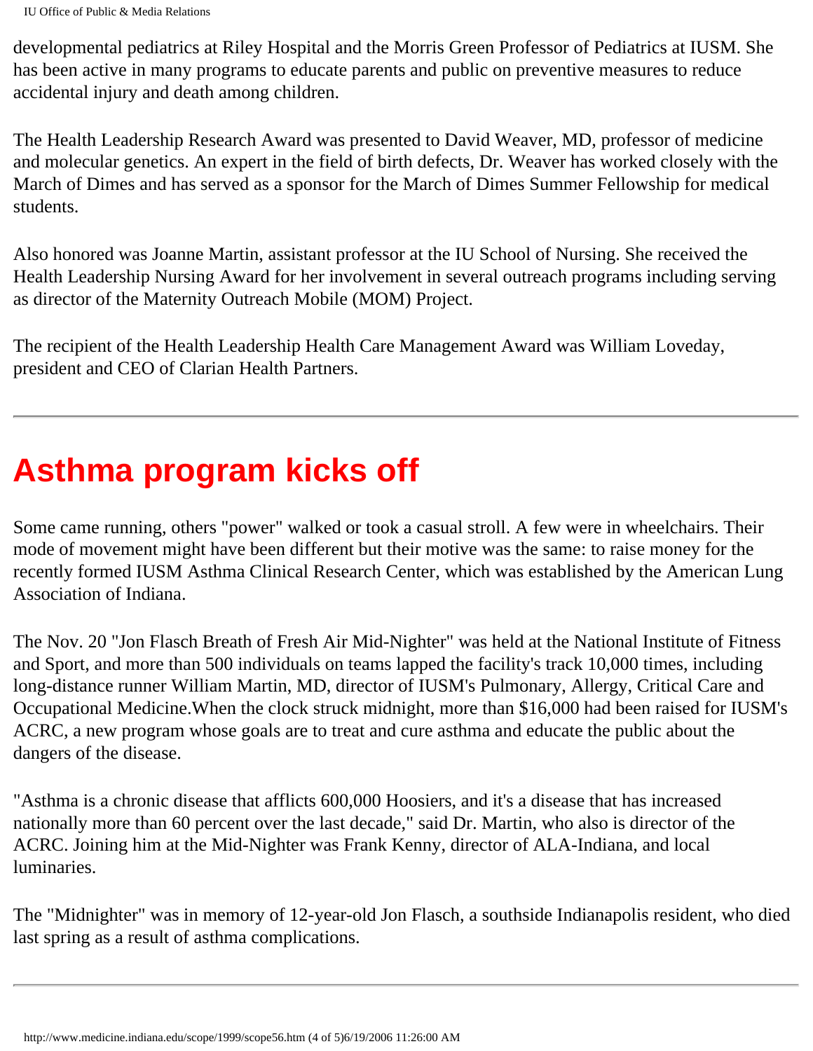developmental pediatrics at Riley Hospital and the Morris Green Professor of Pediatrics at IUSM. She has been active in many programs to educate parents and public on preventive measures to reduce accidental injury and death among children.

The Health Leadership Research Award was presented to David Weaver, MD, professor of medicine and molecular genetics. An expert in the field of birth defects, Dr. Weaver has worked closely with the March of Dimes and has served as a sponsor for the March of Dimes Summer Fellowship for medical students.

Also honored was Joanne Martin, assistant professor at the IU School of Nursing. She received the Health Leadership Nursing Award for her involvement in several outreach programs including serving as director of the Maternity Outreach Mobile (MOM) Project.

The recipient of the Health Leadership Health Care Management Award was William Loveday, president and CEO of Clarian Health Partners.

---

# Asthma program kicks off

Some came running, others "power" walked or took a casual stroll. A few were in wheelchairs. Their mode of movement might have been different but their motive was the same: to raise money for the recently formed IUSM Asthma Clinical Research Center, which was established by the American Lung Association of Indiana.

The Nov. 20 "Jon Flasch Breath of Fresh Air Mid-Nighter" was held at the National Institute of Fitness and Sport, and more than 500 individuals on teams lapped the facility's track 10,000 times, including long-distance runner William Martin, MD, director of IUSM's Pulmonary, Allergy, Critical Care and Occupational Medicine.When the clock struck midnight, more than $16,000 had been raised for IUSM's ACRC, a new program whose goals are to treat and cure asthma and educate the public about the dangers of the disease.

"Asthma is a chronic disease that afflicts 600,000 Hoosiers, and it's a disease that has increased nationally more than 60 percent over the last decade," said Dr. Martin, who also is director of the ACRC. Joining him at the Mid-Nighter was Frank Kenny, director of ALA-Indiana, and local luminaries.

The "Midnighter" was in memory of 12-year-old Jon Flasch, a southside Indianapolis resident, who died last spring as a result of asthma complications.

---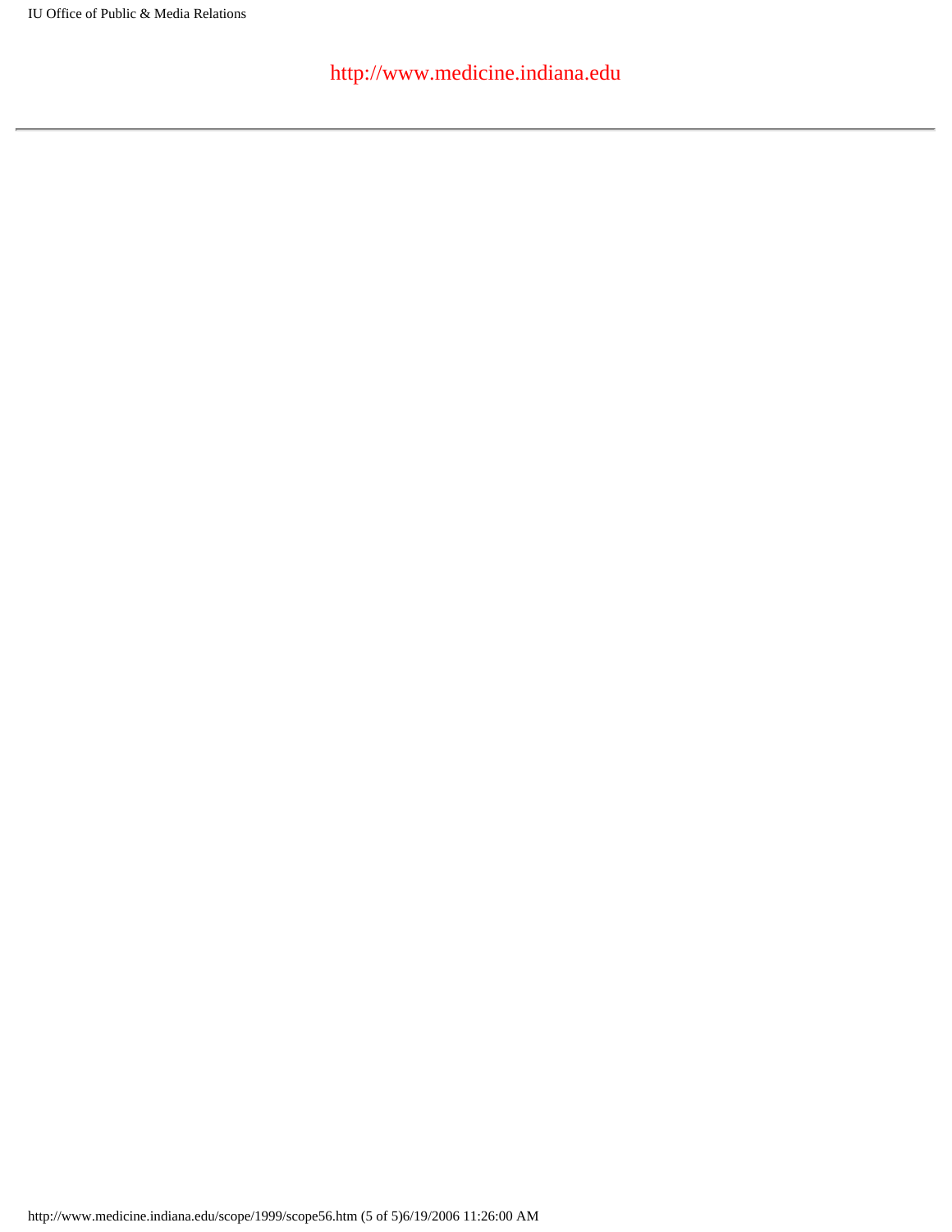http://www.medicine.indiana.edu

---